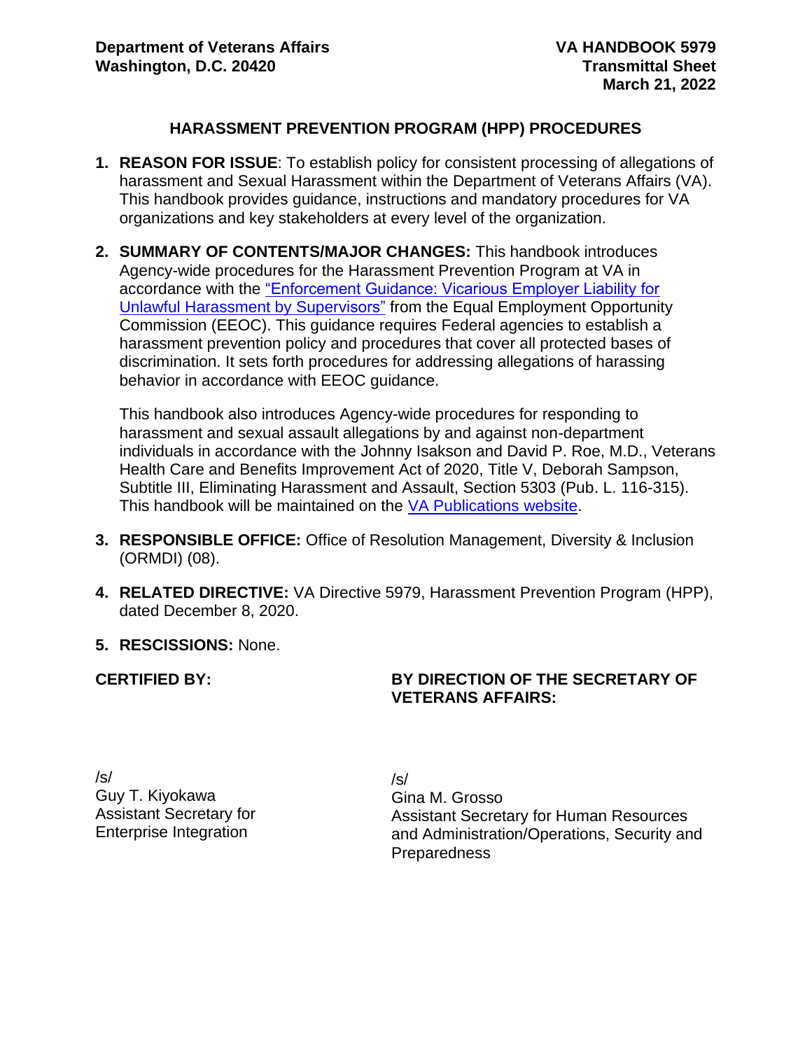**Department of Veterans Affairs**
**Washington, D.C. 20420**

**VA HANDBOOK 5979**
**Transmittal Sheet**
**March 21, 2022**

# HARASSMENT PREVENTION PROGRAM (HPP) PROCEDURES

1. **REASON FOR ISSUE**: To establish policy for consistent processing of allegations of harassment and Sexual Harassment within the Department of Veterans Affairs (VA). This handbook provides guidance, instructions and mandatory procedures for VA organizations and key stakeholders at every level of the organization.

2. **SUMMARY OF CONTENTS/MAJOR CHANGES:** This handbook introduces Agency-wide procedures for the Harassment Prevention Program at VA in accordance with the "Enforcement Guidance: Vicarious Employer Liability for Unlawful Harassment by Supervisors" from the Equal Employment Opportunity Commission (EEOC). This guidance requires Federal agencies to establish a harassment prevention policy and procedures that cover all protected bases of discrimination. It sets forth procedures for addressing allegations of harassing behavior in accordance with EEOC guidance.

   This handbook also introduces Agency-wide procedures for responding to harassment and sexual assault allegations by and against non-department individuals in accordance with the Johnny Isakson and David P. Roe, M.D., Veterans Health Care and Benefits Improvement Act of 2020, Title V, Deborah Sampson, Subtitle III, Eliminating Harassment and Assault, Section 5303 (Pub. L. 116-315). This handbook will be maintained on the VA Publications website.

3. **RESPONSIBLE OFFICE:** Office of Resolution Management, Diversity & Inclusion (ORMDI) (08).

4. **RELATED DIRECTIVE:** VA Directive 5979, Harassment Prevention Program (HPP), dated December 8, 2020.

5. **RESCISSIONS:** None.

**CERTIFIED BY:**

/s/
Guy T. Kiyokawa
Assistant Secretary for Enterprise Integration

**BY DIRECTION OF THE SECRETARY OF VETERANS AFFAIRS:**

/s/
Gina M. Grosso
Assistant Secretary for Human Resources and Administration/Operations, Security and Preparedness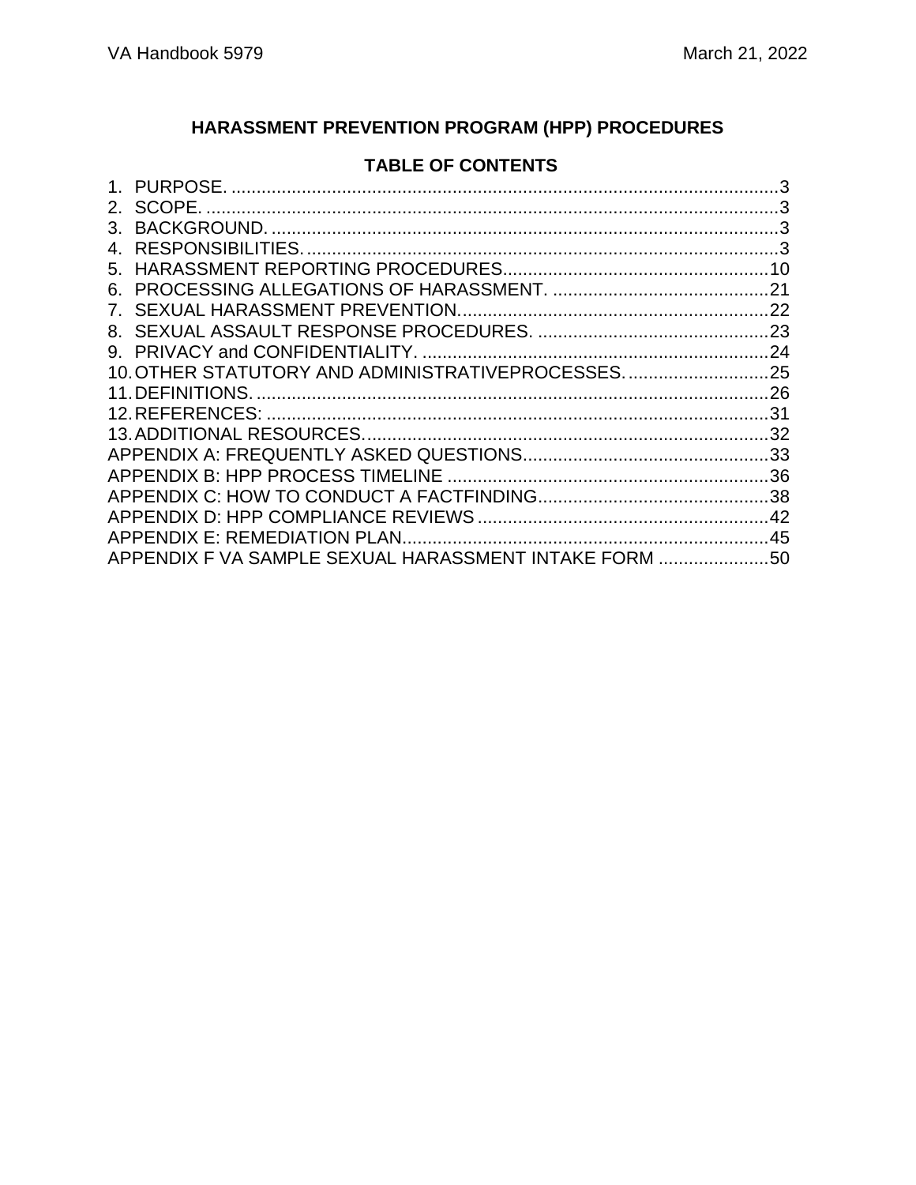## HARASSMENT PREVENTION PROGRAM (HPP) PROCEDURES

### TABLE OF CONTENTS

1. PURPOSE. ....................................................3
2. SCOPE. ....................................................3
3. BACKGROUND. ....................................................3
4. RESPONSIBILITIES. ....................................................3
5. HARASSMENT REPORTING PROCEDURES....................................................10
6. PROCESSING ALLEGATIONS OF HARASSMENT. ....................................................21
7. SEXUAL HARASSMENT PREVENTION....................................................22
8. SEXUAL ASSAULT RESPONSE PROCEDURES. ....................................................23
9. PRIVACY and CONFIDENTIALITY. ....................................................24
10. OTHER STATUTORY AND ADMINISTRATIVEPROCESSES. ....................................................25
11. DEFINITIONS. ....................................................26
12. REFERENCES: ....................................................31
13. ADDITIONAL RESOURCES....................................................32

APPENDIX A: FREQUENTLY ASKED QUESTIONS....................................................33
APPENDIX B: HPP PROCESS TIMELINE ....................................................36
APPENDIX C: HOW TO CONDUCT A FACTFINDING....................................................38
APPENDIX D: HPP COMPLIANCE REVIEWS ....................................................42
APPENDIX E: REMEDIATION PLAN....................................................45
APPENDIX F VA SAMPLE SEXUAL HARASSMENT INTAKE FORM ....................................................50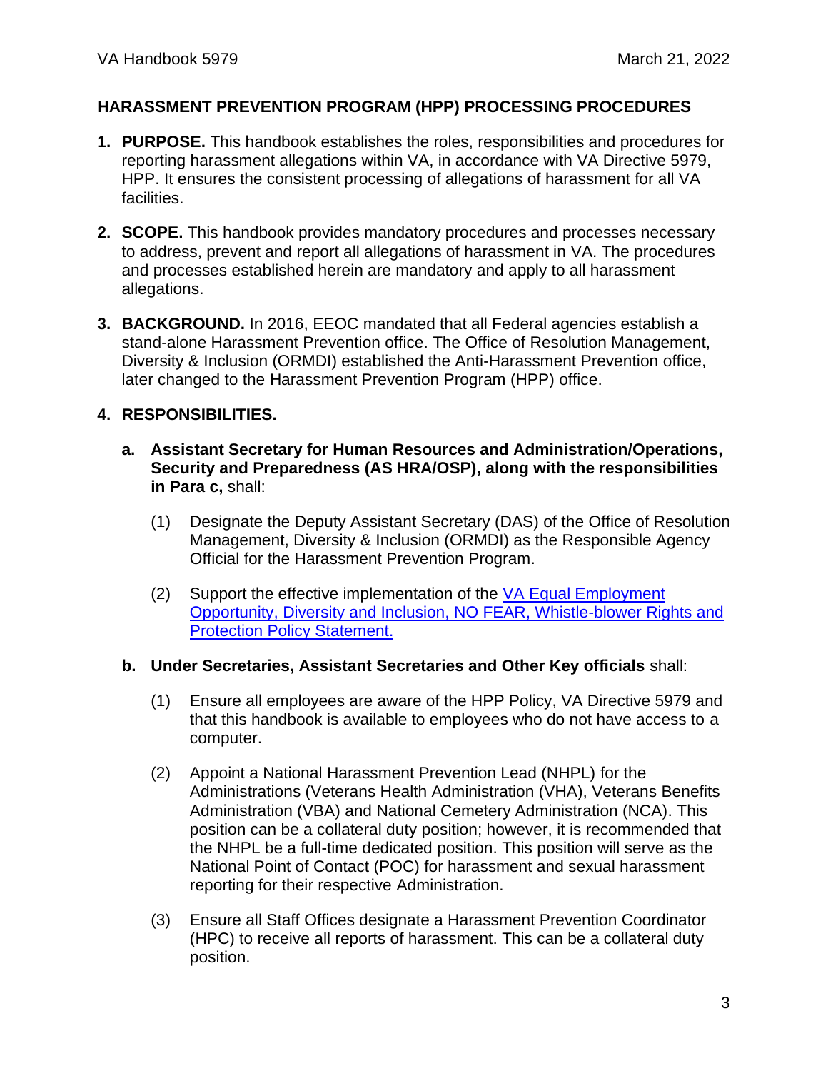## HARASSMENT PREVENTION PROGRAM (HPP) PROCESSING PROCEDURES

1. **PURPOSE.** This handbook establishes the roles, responsibilities and procedures for reporting harassment allegations within VA, in accordance with VA Directive 5979, HPP. It ensures the consistent processing of allegations of harassment for all VA facilities.

2. **SCOPE.** This handbook provides mandatory procedures and processes necessary to address, prevent and report all allegations of harassment in VA. The procedures and processes established herein are mandatory and apply to all harassment allegations.

3. **BACKGROUND.** In 2016, EEOC mandated that all Federal agencies establish a stand-alone Harassment Prevention office. The Office of Resolution Management, Diversity & Inclusion (ORMDI) established the Anti-Harassment Prevention office, later changed to the Harassment Prevention Program (HPP) office.

4. **RESPONSIBILITIES.**

   a. **Assistant Secretary for Human Resources and Administration/Operations, Security and Preparedness (AS HRA/OSP), along with the responsibilities in Para c,** shall:

      (1) Designate the Deputy Assistant Secretary (DAS) of the Office of Resolution Management, Diversity & Inclusion (ORMDI) as the Responsible Agency Official for the Harassment Prevention Program.

      (2) Support the effective implementation of the VA Equal Employment Opportunity, Diversity and Inclusion, NO FEAR, Whistle-blower Rights and Protection Policy Statement.

   b. **Under Secretaries, Assistant Secretaries and Other Key officials** shall:

      (1) Ensure all employees are aware of the HPP Policy, VA Directive 5979 and that this handbook is available to employees who do not have access to a computer.

      (2) Appoint a National Harassment Prevention Lead (NHPL) for the Administrations (Veterans Health Administration (VHA), Veterans Benefits Administration (VBA) and National Cemetery Administration (NCA). This position can be a collateral duty position; however, it is recommended that the NHPL be a full-time dedicated position. This position will serve as the National Point of Contact (POC) for harassment and sexual harassment reporting for their respective Administration.

      (3) Ensure all Staff Offices designate a Harassment Prevention Coordinator (HPC) to receive all reports of harassment. This can be a collateral duty position.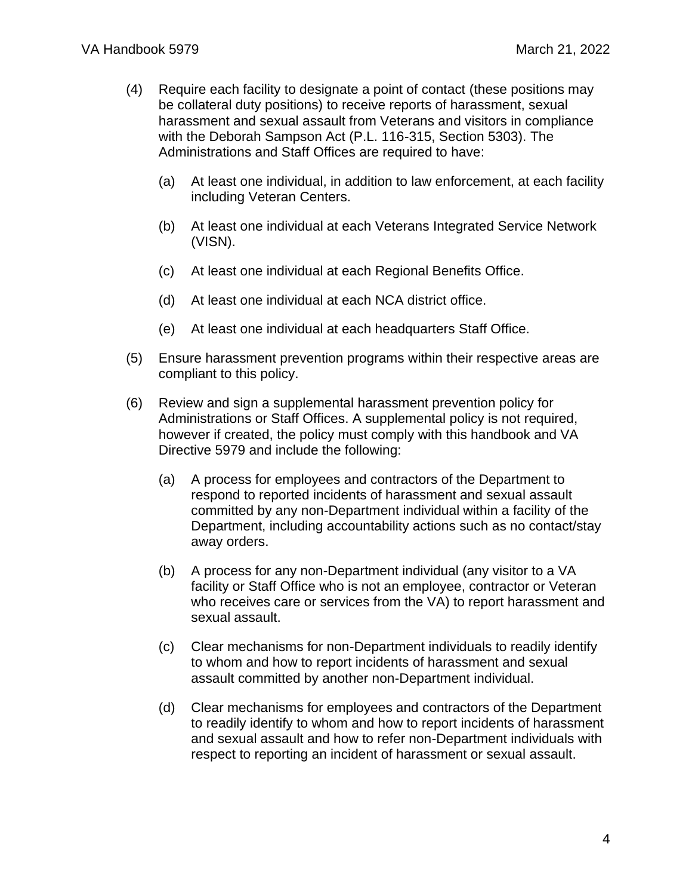(4) Require each facility to designate a point of contact (these positions may be collateral duty positions) to receive reports of harassment, sexual harassment and sexual assault from Veterans and visitors in compliance with the Deborah Sampson Act (P.L. 116-315, Section 5303). The Administrations and Staff Offices are required to have:

   (a) At least one individual, in addition to law enforcement, at each facility including Veteran Centers.

   (b) At least one individual at each Veterans Integrated Service Network (VISN).

   (c) At least one individual at each Regional Benefits Office.

   (d) At least one individual at each NCA district office.

   (e) At least one individual at each headquarters Staff Office.

(5) Ensure harassment prevention programs within their respective areas are compliant to this policy.

(6) Review and sign a supplemental harassment prevention policy for Administrations or Staff Offices. A supplemental policy is not required, however if created, the policy must comply with this handbook and VA Directive 5979 and include the following:

   (a) A process for employees and contractors of the Department to respond to reported incidents of harassment and sexual assault committed by any non-Department individual within a facility of the Department, including accountability actions such as no contact/stay away orders.

   (b) A process for any non-Department individual (any visitor to a VA facility or Staff Office who is not an employee, contractor or Veteran who receives care or services from the VA) to report harassment and sexual assault.

   (c) Clear mechanisms for non-Department individuals to readily identify to whom and how to report incidents of harassment and sexual assault committed by another non-Department individual.

   (d) Clear mechanisms for employees and contractors of the Department to readily identify to whom and how to report incidents of harassment and sexual assault and how to refer non-Department individuals with respect to reporting an incident of harassment or sexual assault.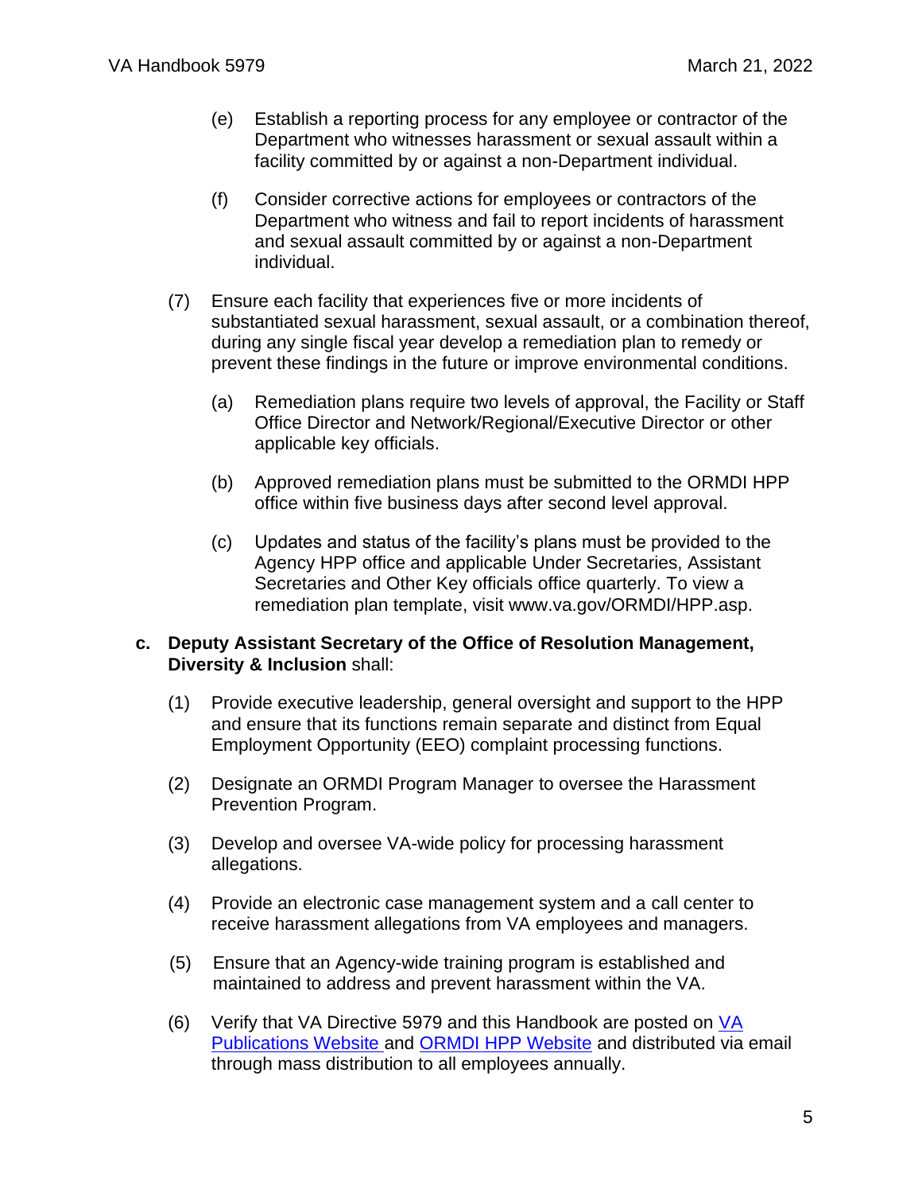(e) Establish a reporting process for any employee or contractor of the Department who witnesses harassment or sexual assault within a facility committed by or against a non-Department individual.

(f) Consider corrective actions for employees or contractors of the Department who witness and fail to report incidents of harassment and sexual assault committed by or against a non-Department individual.

(7) Ensure each facility that experiences five or more incidents of substantiated sexual harassment, sexual assault, or a combination thereof, during any single fiscal year develop a remediation plan to remedy or prevent these findings in the future or improve environmental conditions.

(a) Remediation plans require two levels of approval, the Facility or Staff Office Director and Network/Regional/Executive Director or other applicable key officials.

(b) Approved remediation plans must be submitted to the ORMDI HPP office within five business days after second level approval.

(c) Updates and status of the facility's plans must be provided to the Agency HPP office and applicable Under Secretaries, Assistant Secretaries and Other Key officials office quarterly. To view a remediation plan template, visit www.va.gov/ORMDI/HPP.asp.

**c. Deputy Assistant Secretary of the Office of Resolution Management, Diversity & Inclusion** shall:

(1) Provide executive leadership, general oversight and support to the HPP and ensure that its functions remain separate and distinct from Equal Employment Opportunity (EEO) complaint processing functions.

(2) Designate an ORMDI Program Manager to oversee the Harassment Prevention Program.

(3) Develop and oversee VA-wide policy for processing harassment allegations.

(4) Provide an electronic case management system and a call center to receive harassment allegations from VA employees and managers.

(5) Ensure that an Agency-wide training program is established and maintained to address and prevent harassment within the VA.

(6) Verify that VA Directive 5979 and this Handbook are posted on VA Publications Website and ORMDI HPP Website and distributed via email through mass distribution to all employees annually.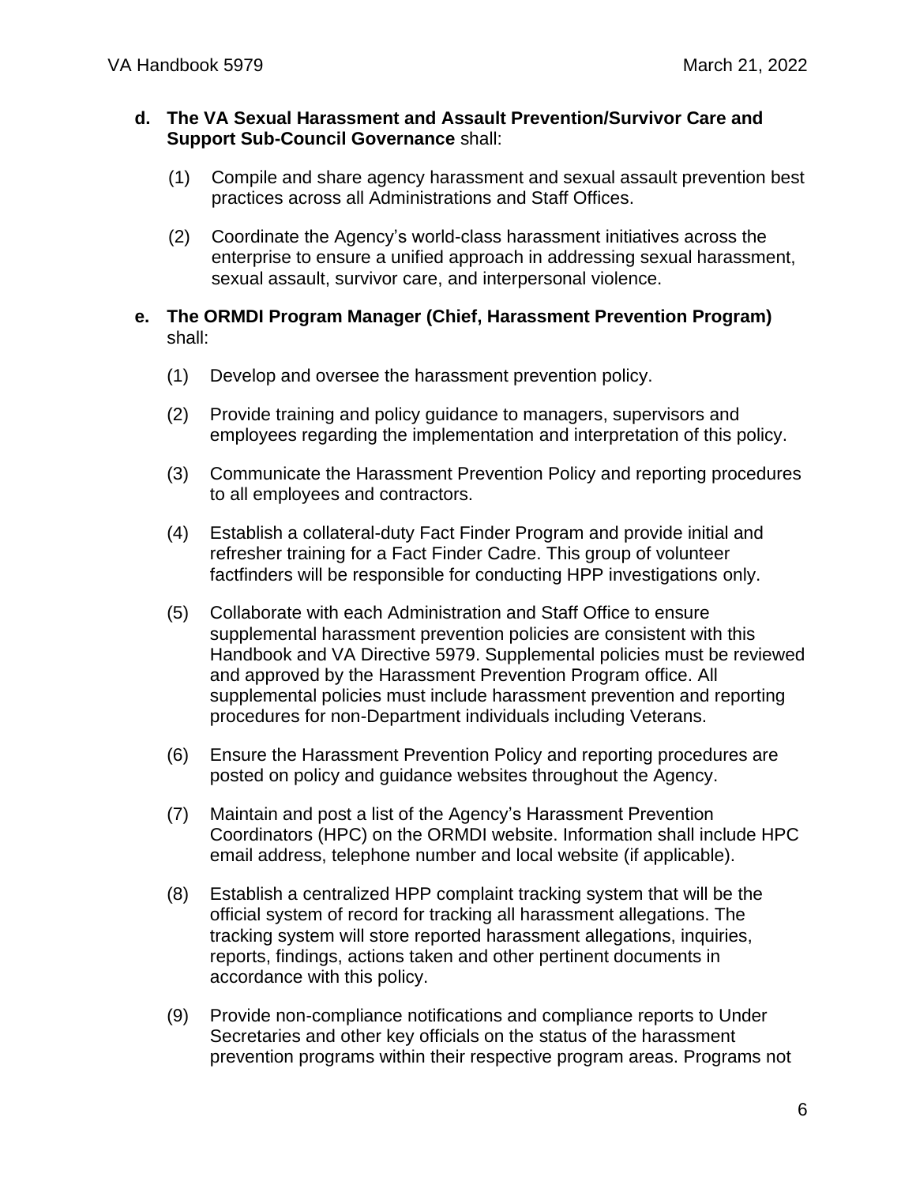**d. The VA Sexual Harassment and Assault Prevention/Survivor Care and Support Sub-Council Governance** shall:

(1) Compile and share agency harassment and sexual assault prevention best practices across all Administrations and Staff Offices.

(2) Coordinate the Agency's world-class harassment initiatives across the enterprise to ensure a unified approach in addressing sexual harassment, sexual assault, survivor care, and interpersonal violence.

**e. The ORMDI Program Manager (Chief, Harassment Prevention Program)** shall:

(1) Develop and oversee the harassment prevention policy.

(2) Provide training and policy guidance to managers, supervisors and employees regarding the implementation and interpretation of this policy.

(3) Communicate the Harassment Prevention Policy and reporting procedures to all employees and contractors.

(4) Establish a collateral-duty Fact Finder Program and provide initial and refresher training for a Fact Finder Cadre. This group of volunteer factfinders will be responsible for conducting HPP investigations only.

(5) Collaborate with each Administration and Staff Office to ensure supplemental harassment prevention policies are consistent with this Handbook and VA Directive 5979. Supplemental policies must be reviewed and approved by the Harassment Prevention Program office. All supplemental policies must include harassment prevention and reporting procedures for non-Department individuals including Veterans.

(6) Ensure the Harassment Prevention Policy and reporting procedures are posted on policy and guidance websites throughout the Agency.

(7) Maintain and post a list of the Agency's Harassment Prevention Coordinators (HPC) on the ORMDI website. Information shall include HPC email address, telephone number and local website (if applicable).

(8) Establish a centralized HPP complaint tracking system that will be the official system of record for tracking all harassment allegations. The tracking system will store reported harassment allegations, inquiries, reports, findings, actions taken and other pertinent documents in accordance with this policy.

(9) Provide non-compliance notifications and compliance reports to Under Secretaries and other key officials on the status of the harassment prevention programs within their respective program areas. Programs not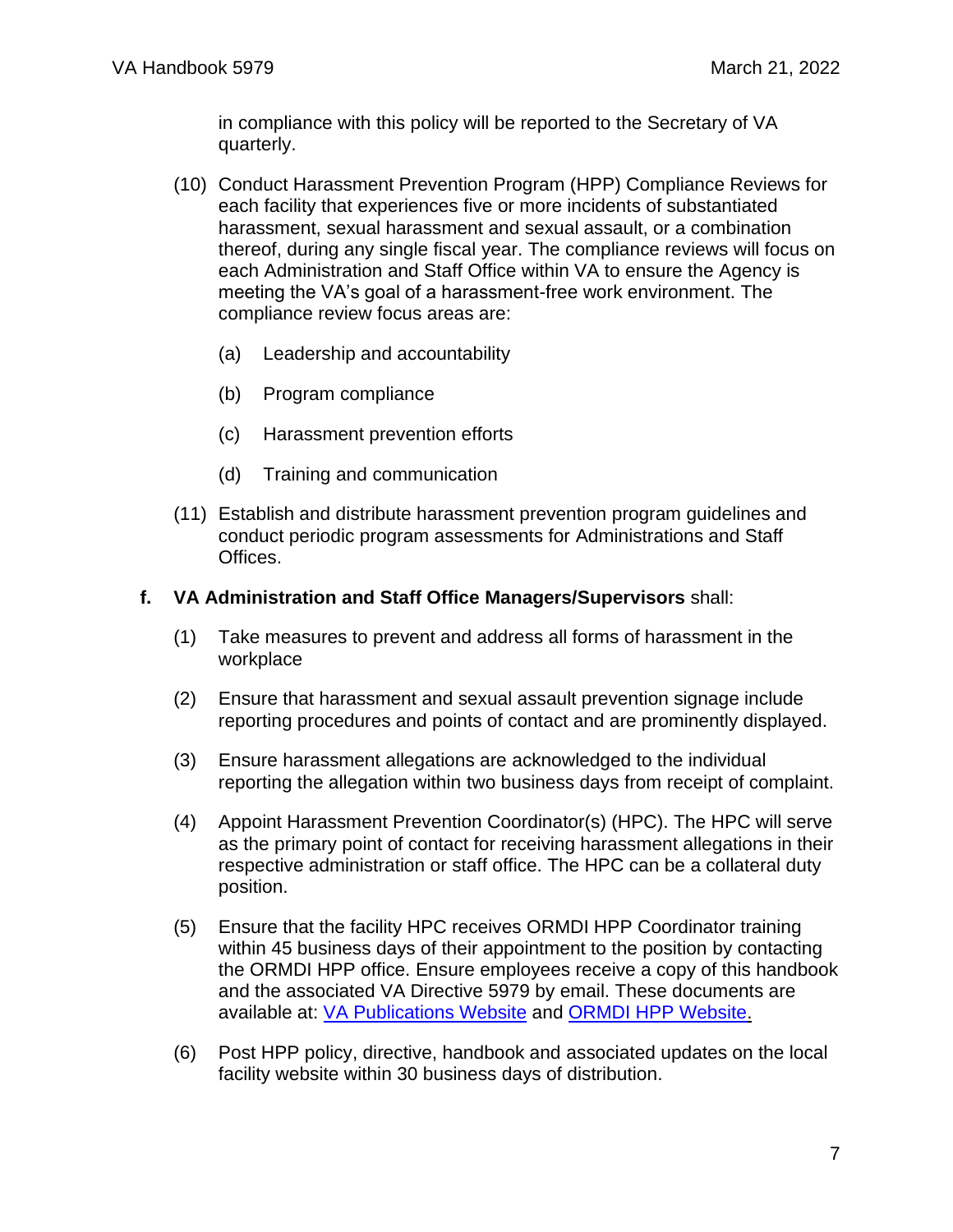in compliance with this policy will be reported to the Secretary of VA quarterly.

(10) Conduct Harassment Prevention Program (HPP) Compliance Reviews for each facility that experiences five or more incidents of substantiated harassment, sexual harassment and sexual assault, or a combination thereof, during any single fiscal year. The compliance reviews will focus on each Administration and Staff Office within VA to ensure the Agency is meeting the VA's goal of a harassment-free work environment. The compliance review focus areas are:

(a) Leadership and accountability

(b) Program compliance

(c) Harassment prevention efforts

(d) Training and communication

(11) Establish and distribute harassment prevention program guidelines and conduct periodic program assessments for Administrations and Staff Offices.

**f. VA Administration and Staff Office Managers/Supervisors** shall:

(1) Take measures to prevent and address all forms of harassment in the workplace

(2) Ensure that harassment and sexual assault prevention signage include reporting procedures and points of contact and are prominently displayed.

(3) Ensure harassment allegations are acknowledged to the individual reporting the allegation within two business days from receipt of complaint.

(4) Appoint Harassment Prevention Coordinator(s) (HPC). The HPC will serve as the primary point of contact for receiving harassment allegations in their respective administration or staff office. The HPC can be a collateral duty position.

(5) Ensure that the facility HPC receives ORMDI HPP Coordinator training within 45 business days of their appointment to the position by contacting the ORMDI HPP office. Ensure employees receive a copy of this handbook and the associated VA Directive 5979 by email. These documents are available at: VA Publications Website and ORMDI HPP Website.

(6) Post HPP policy, directive, handbook and associated updates on the local facility website within 30 business days of distribution.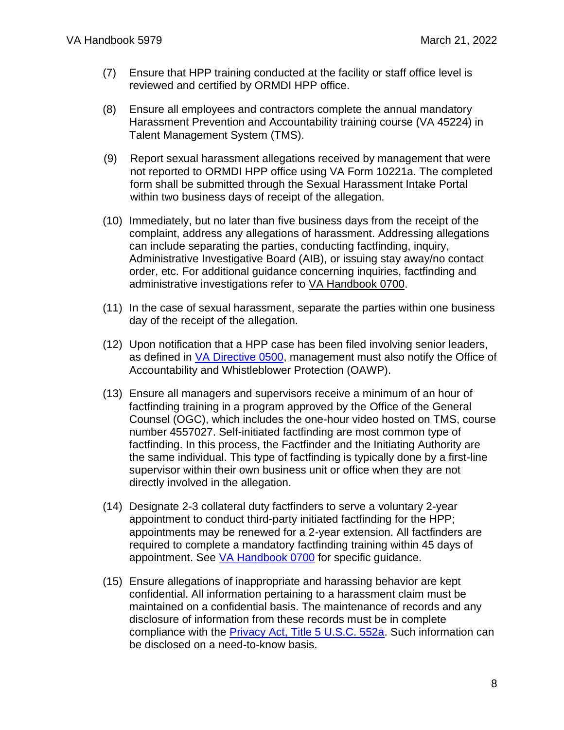(7) Ensure that HPP training conducted at the facility or staff office level is reviewed and certified by ORMDI HPP office.

(8) Ensure all employees and contractors complete the annual mandatory Harassment Prevention and Accountability training course (VA 45224) in Talent Management System (TMS).

(9) Report sexual harassment allegations received by management that were not reported to ORMDI HPP office using VA Form 10221a. The completed form shall be submitted through the Sexual Harassment Intake Portal within two business days of receipt of the allegation.

(10) Immediately, but no later than five business days from the receipt of the complaint, address any allegations of harassment. Addressing allegations can include separating the parties, conducting factfinding, inquiry, Administrative Investigative Board (AIB), or issuing stay away/no contact order, etc. For additional guidance concerning inquiries, factfinding and administrative investigations refer to VA Handbook 0700.

(11) In the case of sexual harassment, separate the parties within one business day of the receipt of the allegation.

(12) Upon notification that a HPP case has been filed involving senior leaders, as defined in VA Directive 0500, management must also notify the Office of Accountability and Whistleblower Protection (OAWP).

(13) Ensure all managers and supervisors receive a minimum of an hour of factfinding training in a program approved by the Office of the General Counsel (OGC), which includes the one-hour video hosted on TMS, course number 4557027. Self-initiated factfinding are most common type of factfinding. In this process, the Factfinder and the Initiating Authority are the same individual. This type of factfinding is typically done by a first-line supervisor within their own business unit or office when they are not directly involved in the allegation.

(14) Designate 2-3 collateral duty factfinders to serve a voluntary 2-year appointment to conduct third-party initiated factfinding for the HPP; appointments may be renewed for a 2-year extension. All factfinders are required to complete a mandatory factfinding training within 45 days of appointment. See VA Handbook 0700 for specific guidance.

(15) Ensure allegations of inappropriate and harassing behavior are kept confidential. All information pertaining to a harassment claim must be maintained on a confidential basis. The maintenance of records and any disclosure of information from these records must be in complete compliance with the Privacy Act, Title 5 U.S.C. 552a. Such information can be disclosed on a need-to-know basis.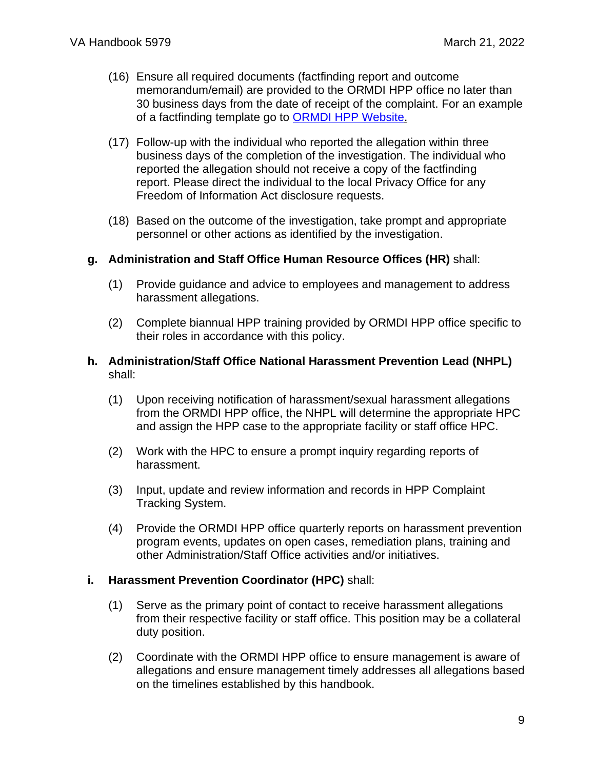(16) Ensure all required documents (factfinding report and outcome memorandum/email) are provided to the ORMDI HPP office no later than 30 business days from the date of receipt of the complaint. For an example of a factfinding template go to [ORMDI HPP Website](.).

(17) Follow-up with the individual who reported the allegation within three business days of the completion of the investigation. The individual who reported the allegation should not receive a copy of the factfinding report. Please direct the individual to the local Privacy Office for any Freedom of Information Act disclosure requests.

(18) Based on the outcome of the investigation, take prompt and appropriate personnel or other actions as identified by the investigation.

**g. Administration and Staff Office Human Resource Offices (HR)** shall:

(1) Provide guidance and advice to employees and management to address harassment allegations.

(2) Complete biannual HPP training provided by ORMDI HPP office specific to their roles in accordance with this policy.

**h. Administration/Staff Office National Harassment Prevention Lead (NHPL)** shall:

(1) Upon receiving notification of harassment/sexual harassment allegations from the ORMDI HPP office, the NHPL will determine the appropriate HPC and assign the HPP case to the appropriate facility or staff office HPC.

(2) Work with the HPC to ensure a prompt inquiry regarding reports of harassment.

(3) Input, update and review information and records in HPP Complaint Tracking System.

(4) Provide the ORMDI HPP office quarterly reports on harassment prevention program events, updates on open cases, remediation plans, training and other Administration/Staff Office activities and/or initiatives.

**i. Harassment Prevention Coordinator (HPC)** shall:

(1) Serve as the primary point of contact to receive harassment allegations from their respective facility or staff office. This position may be a collateral duty position.

(2) Coordinate with the ORMDI HPP office to ensure management is aware of allegations and ensure management timely addresses all allegations based on the timelines established by this handbook.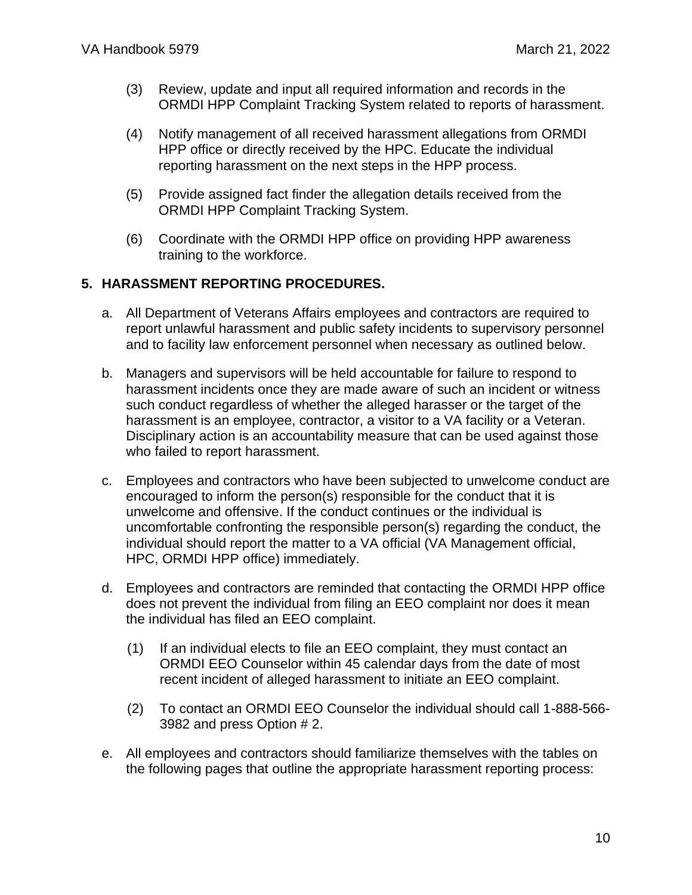(3) Review, update and input all required information and records in the ORMDI HPP Complaint Tracking System related to reports of harassment.

(4) Notify management of all received harassment allegations from ORMDI HPP office or directly received by the HPC. Educate the individual reporting harassment on the next steps in the HPP process.

(5) Provide assigned fact finder the allegation details received from the ORMDI HPP Complaint Tracking System.

(6) Coordinate with the ORMDI HPP office on providing HPP awareness training to the workforce.

## 5. HARASSMENT REPORTING PROCEDURES.

a. All Department of Veterans Affairs employees and contractors are required to report unlawful harassment and public safety incidents to supervisory personnel and to facility law enforcement personnel when necessary as outlined below.

b. Managers and supervisors will be held accountable for failure to respond to harassment incidents once they are made aware of such an incident or witness such conduct regardless of whether the alleged harasser or the target of the harassment is an employee, contractor, a visitor to a VA facility or a Veteran. Disciplinary action is an accountability measure that can be used against those who failed to report harassment.

c. Employees and contractors who have been subjected to unwelcome conduct are encouraged to inform the person(s) responsible for the conduct that it is unwelcome and offensive. If the conduct continues or the individual is uncomfortable confronting the responsible person(s) regarding the conduct, the individual should report the matter to a VA official (VA Management official, HPC, ORMDI HPP office) immediately.

d. Employees and contractors are reminded that contacting the ORMDI HPP office does not prevent the individual from filing an EEO complaint nor does it mean the individual has filed an EEO complaint.

   (1) If an individual elects to file an EEO complaint, they must contact an ORMDI EEO Counselor within 45 calendar days from the date of most recent incident of alleged harassment to initiate an EEO complaint.

   (2) To contact an ORMDI EEO Counselor the individual should call 1-888-566-3982 and press Option # 2.

e. All employees and contractors should familiarize themselves with the tables on the following pages that outline the appropriate harassment reporting process: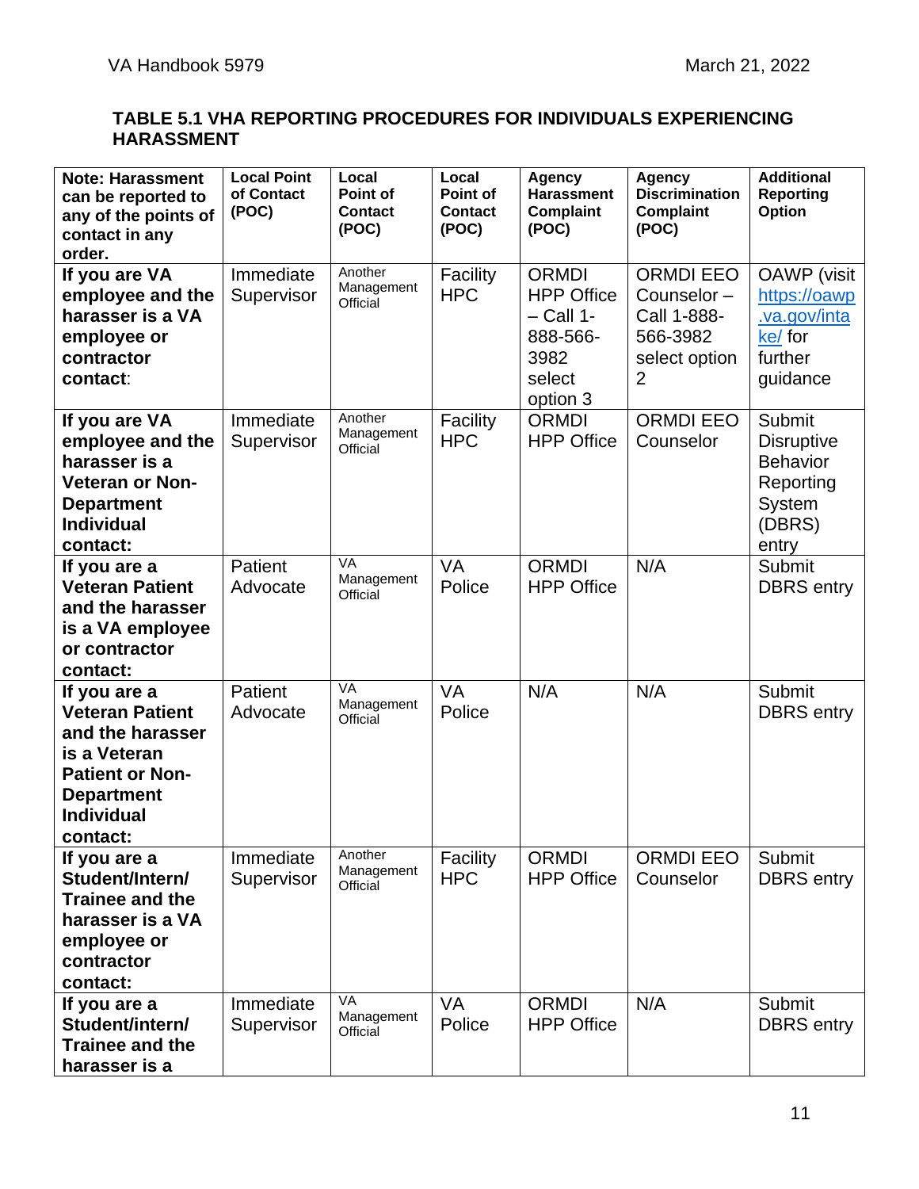**TABLE 5.1 VHA REPORTING PROCEDURES FOR INDIVIDUALS EXPERIENCING HARASSMENT**

| Note: Harassment can be reported to any of the points of contact in any order. | Local Point of Contact (POC) | Local Point of Contact (POC) | Local Point of Contact (POC) | Agency Harassment Complaint (POC) | Agency Discrimination Complaint (POC) | Additional Reporting Option |
|---|---|---|---|---|---|---|
| **If you are VA employee and the harasser is a VA employee or contractor contact:** | Immediate Supervisor | Another Management Official | Facility HPC | ORMDI HPP Office – Call 1-888-566-3982 select option 3 | ORMDI EEO Counselor – Call 1-888-566-3982 select option 2 | OAWP (visit https://oawp.va.gov/intake/ for further guidance |
| **If you are VA employee and the harasser is a Veteran or Non-Department Individual contact:** | Immediate Supervisor | Another Management Official | Facility HPC | ORMDI HPP Office | ORMDI EEO Counselor | Submit Disruptive Behavior Reporting System (DBRS) entry |
| **If you are a Veteran Patient and the harasser is a VA employee or contractor contact:** | Patient Advocate | VA Management Official | VA Police | ORMDI HPP Office | N/A | Submit DBRS entry |
| **If you are a Veteran Patient and the harasser is a Veteran Patient or Non-Department Individual contact:** | Patient Advocate | VA Management Official | VA Police | N/A | N/A | Submit DBRS entry |
| **If you are a Student/Intern/ Trainee and the harasser is a VA employee or contractor contact:** | Immediate Supervisor | Another Management Official | Facility HPC | ORMDI HPP Office | ORMDI EEO Counselor | Submit DBRS entry |
| **If you are a Student/intern/ Trainee and the harasser is a** | Immediate Supervisor | VA Management Official | VA Police | ORMDI HPP Office | N/A | Submit DBRS entry |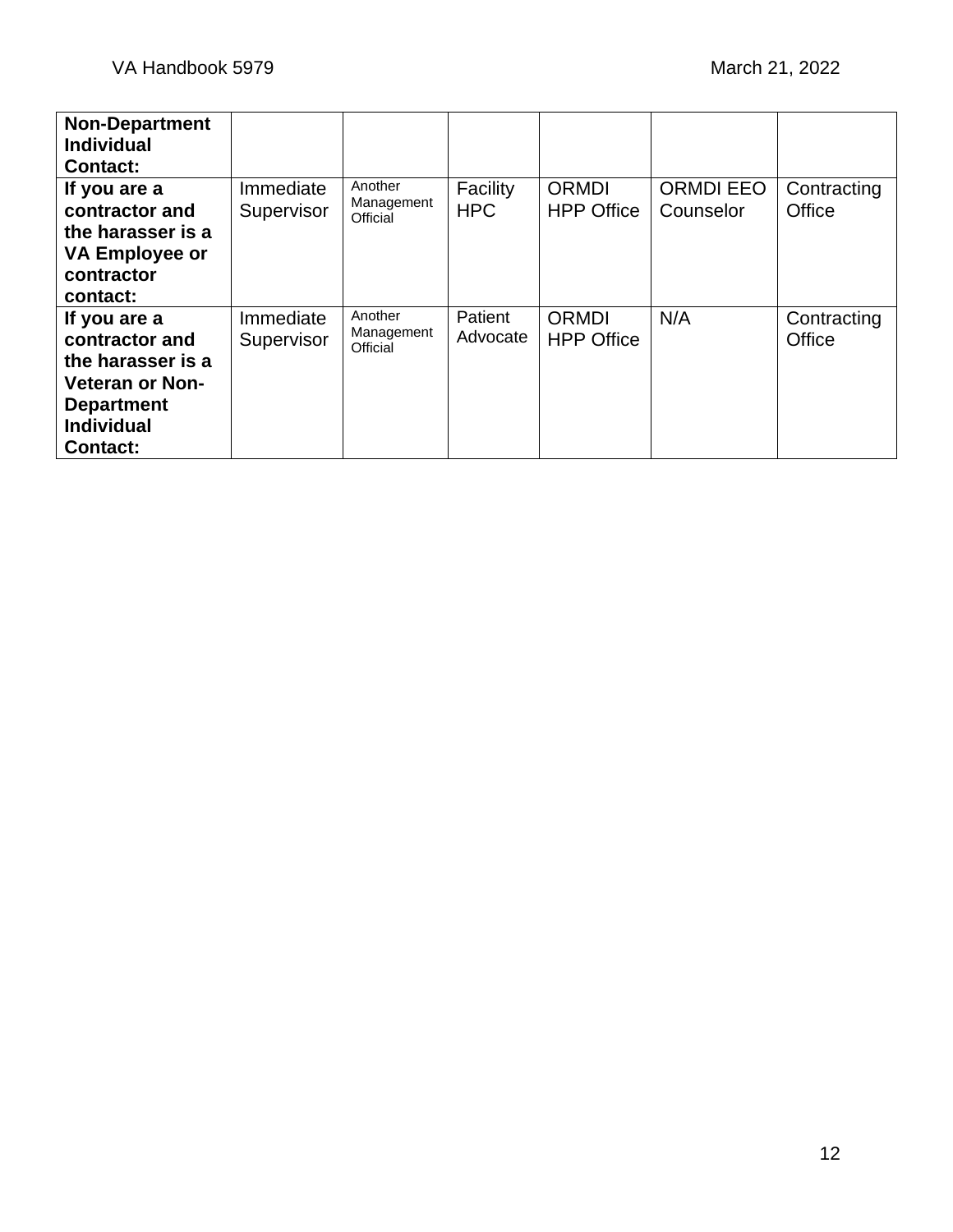| **Non-Department Individual Contact:** | | | | | | |
|---|---|---|---|---|---|---|
| **If you are a contractor and the harasser is a VA Employee or contractor contact:** | Immediate Supervisor | Another Management Official | Facility HPC | ORMDI HPP Office | ORMDI EEO Counselor | Contracting Office |
| **If you are a contractor and the harasser is a Veteran or Non-Department Individual Contact:** | Immediate Supervisor | Another Management Official | Patient Advocate | ORMDI HPP Office | N/A | Contracting Office |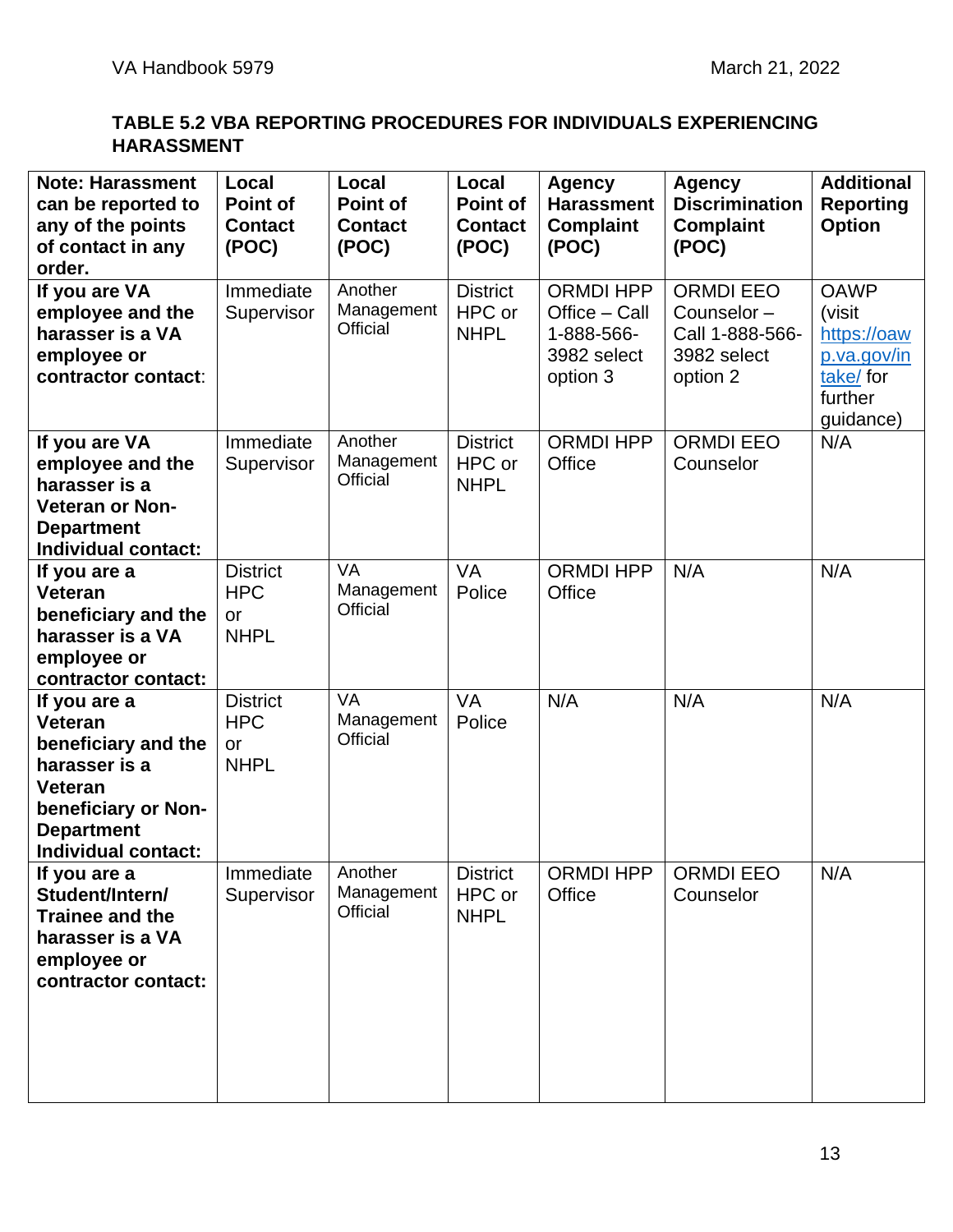**TABLE 5.2 VBA REPORTING PROCEDURES FOR INDIVIDUALS EXPERIENCING HARASSMENT**

| Note: Harassment can be reported to any of the points of contact in any order. | Local Point of Contact (POC) | Local Point of Contact (POC) | Local Point of Contact (POC) | Agency Harassment Complaint (POC) | Agency Discrimination Complaint (POC) | Additional Reporting Option |
|---|---|---|---|---|---|---|
| **If you are VA employee and the harasser is a VA employee or contractor contact**: | Immediate Supervisor | Another Management Official | District HPC or NHPL | ORMDI HPP Office – Call 1-888-566-3982 select option 3 | ORMDI EEO Counselor – Call 1-888-566-3982 select option 2 | OAWP (visit https://oawp.va.gov/intake/ for further guidance) |
| **If you are VA employee and the harasser is a Veteran or Non-Department Individual contact:** | Immediate Supervisor | Another Management Official | District HPC or NHPL | ORMDI HPP Office | ORMDI EEO Counselor | N/A |
| **If you are a Veteran beneficiary and the harasser is a VA employee or contractor contact:** | District HPC or NHPL | VA Management Official | VA Police | ORMDI HPP Office | N/A | N/A |
| **If you are a Veteran beneficiary and the harasser is a Veteran beneficiary or Non-Department Individual contact:** | District HPC or NHPL | VA Management Official | VA Police | N/A | N/A | N/A |
| **If you are a Student/Intern/ Trainee and the harasser is a VA employee or contractor contact:** | Immediate Supervisor | Another Management Official | District HPC or NHPL | ORMDI HPP Office | ORMDI EEO Counselor | N/A |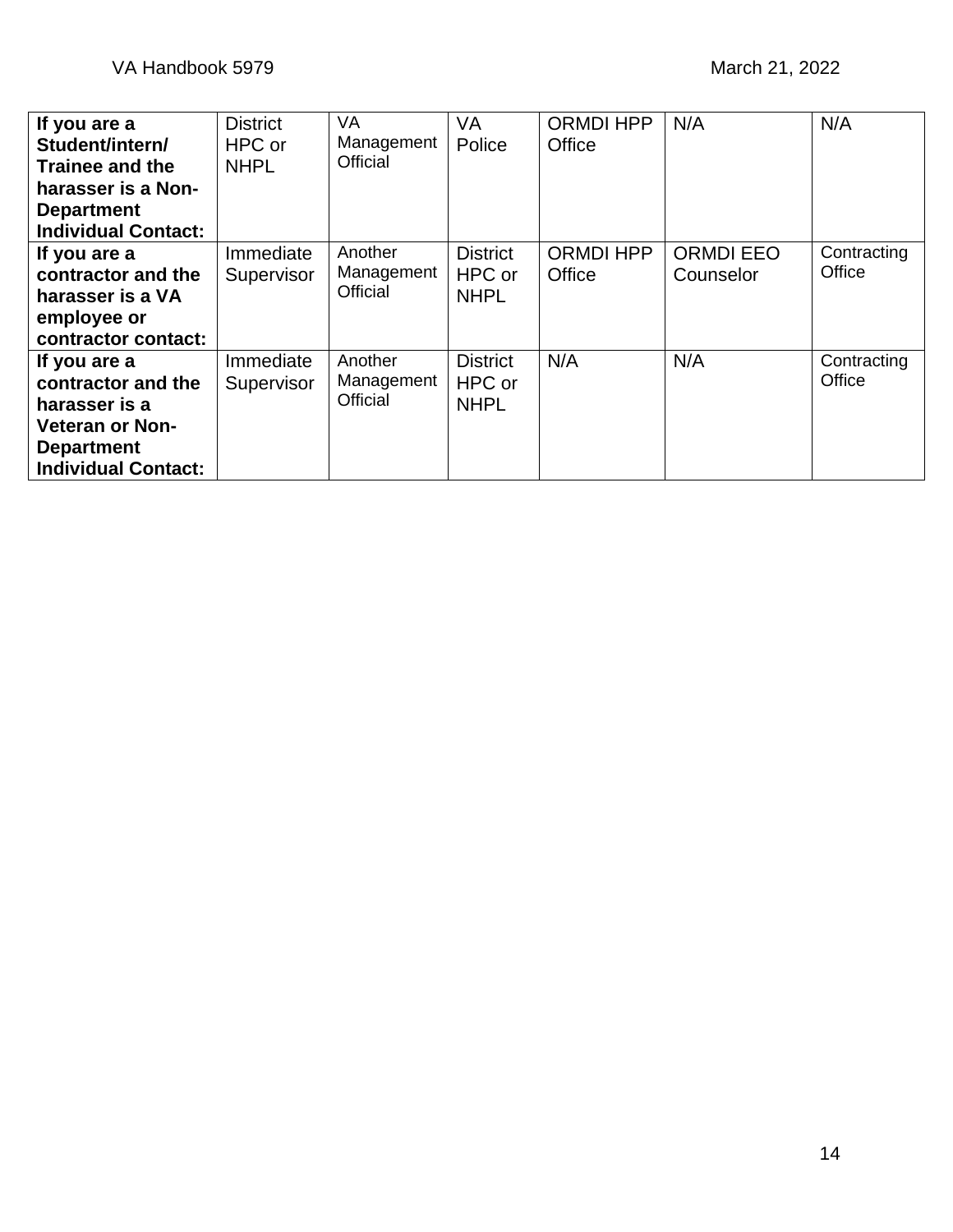| **If you are a Student/intern/ Trainee and the harasser is a Non-Department Individual Contact:** | District HPC or NHPL | VA Management Official | VA Police | ORMDI HPP Office | N/A | N/A |
|---|---|---|---|---|---|---|
| **If you are a contractor and the harasser is a VA employee or contractor contact:** | Immediate Supervisor | Another Management Official | District HPC or NHPL | ORMDI HPP Office | ORMDI EEO Counselor | Contracting Office |
| **If you are a contractor and the harasser is a Veteran or Non-Department Individual Contact:** | Immediate Supervisor | Another Management Official | District HPC or NHPL | N/A | N/A | Contracting Office |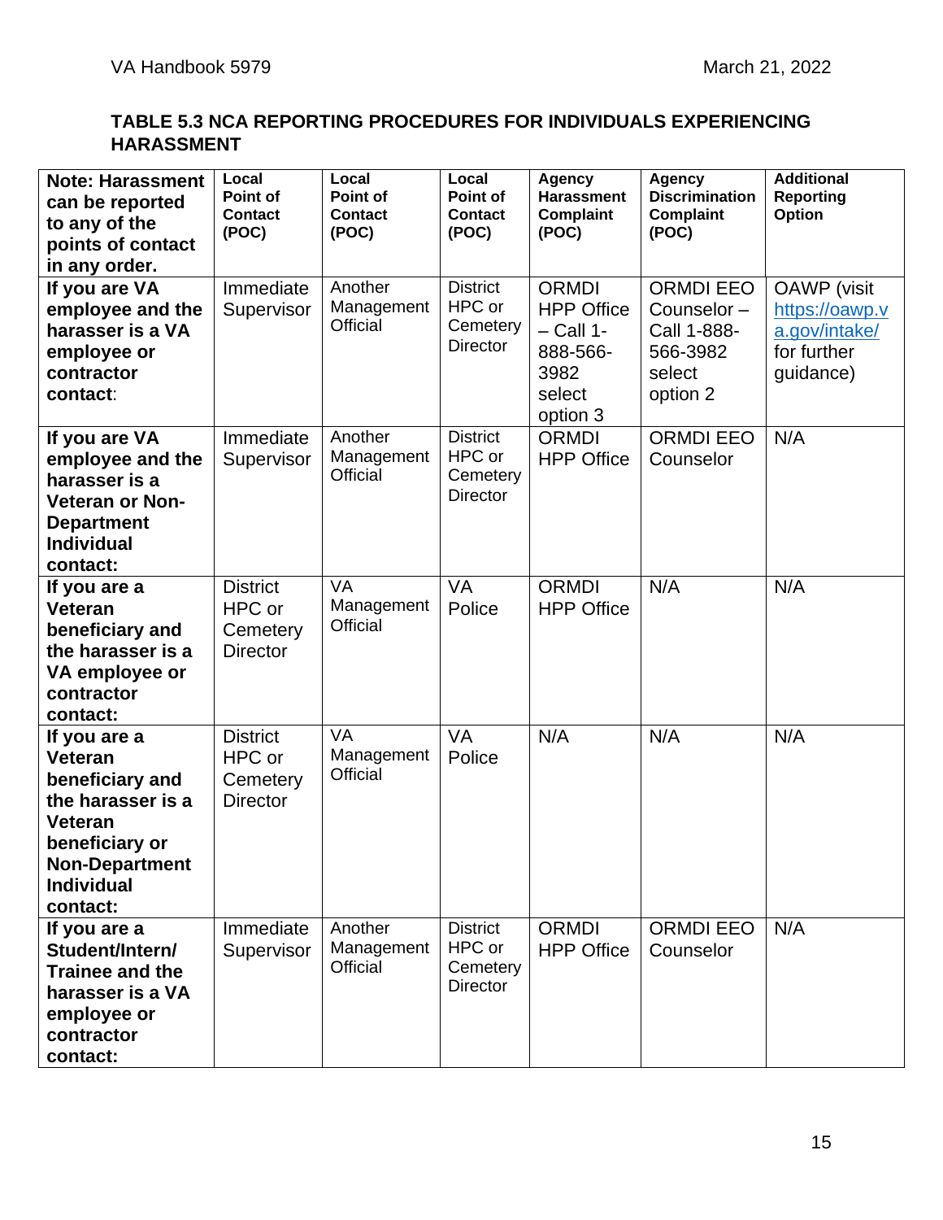**TABLE 5.3 NCA REPORTING PROCEDURES FOR INDIVIDUALS EXPERIENCING HARASSMENT**

| Note: Harassment can be reported to any of the points of contact in any order. | Local Point of Contact (POC) | Local Point of Contact (POC) | Local Point of Contact (POC) | Agency Harassment Complaint (POC) | Agency Discrimination Complaint (POC) | Additional Reporting Option |
|---|---|---|---|---|---|---|
| **If you are VA employee and the harasser is a VA employee or contractor contact**: | Immediate Supervisor | Another Management Official | District HPC or Cemetery Director | ORMDI HPP Office – Call 1-888-566-3982 select option 3 | ORMDI EEO Counselor – Call 1-888-566-3982 select option 2 | OAWP (visit https://oawp.va.gov/intake/ for further guidance) |
| **If you are VA employee and the harasser is a Veteran or Non-Department Individual contact:** | Immediate Supervisor | Another Management Official | District HPC or Cemetery Director | ORMDI HPP Office | ORMDI EEO Counselor | N/A |
| **If you are a Veteran beneficiary and the harasser is a VA employee or contractor contact:** | District HPC or Cemetery Director | VA Management Official | VA Police | ORMDI HPP Office | N/A | N/A |
| **If you are a Veteran beneficiary and the harasser is a Veteran beneficiary or Non-Department Individual contact:** | District HPC or Cemetery Director | VA Management Official | VA Police | N/A | N/A | N/A |
| **If you are a Student/Intern/ Trainee and the harasser is a VA employee or contractor contact:** | Immediate Supervisor | Another Management Official | District HPC or Cemetery Director | ORMDI HPP Office | ORMDI EEO Counselor | N/A |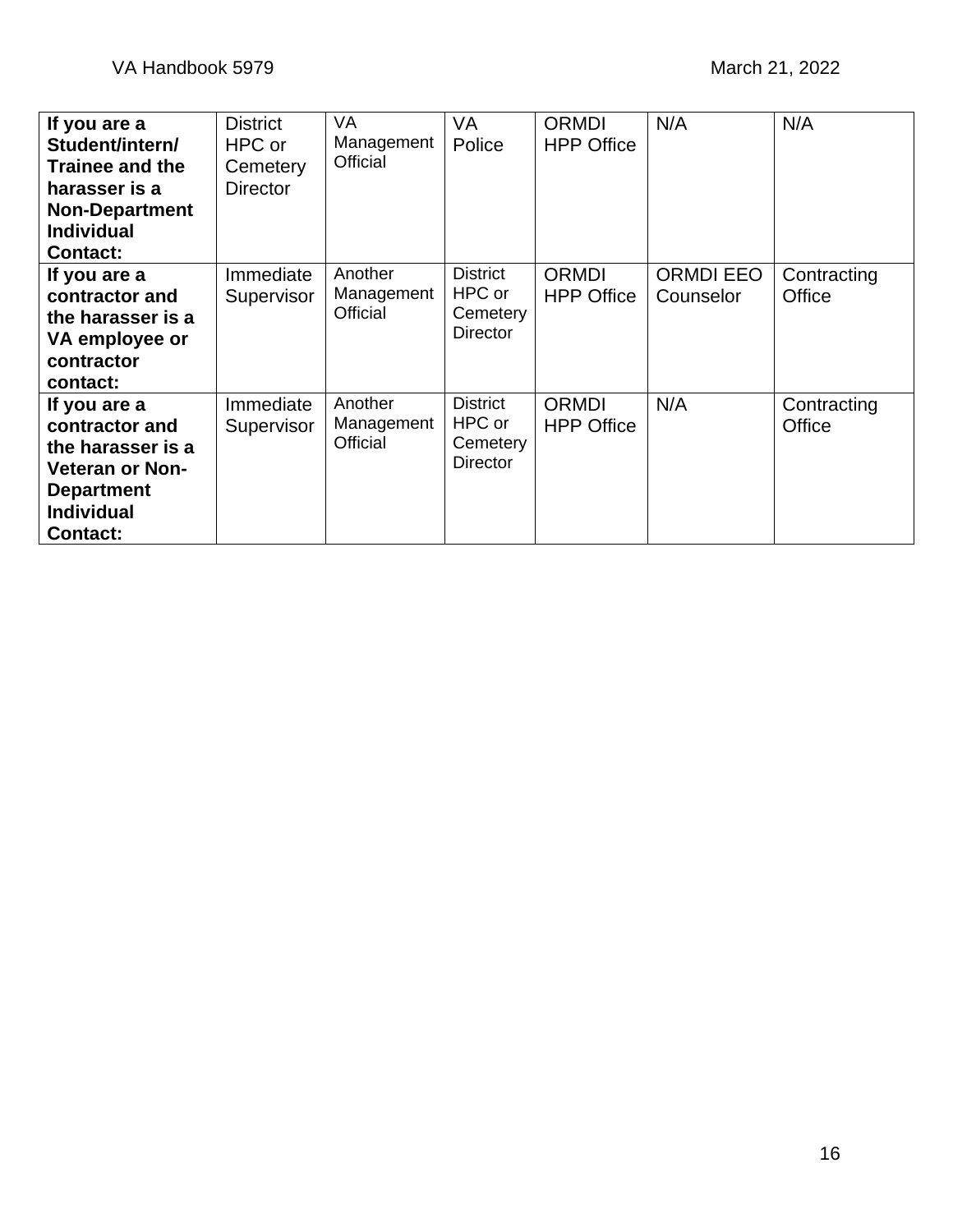| | | | | | | |
|---|---|---|---|---|---|---|
| **If you are a Student/intern/ Trainee and the harasser is a Non-Department Individual Contact:** | District HPC or Cemetery Director | VA Management Official | VA Police | ORMDI HPP Office | N/A | N/A |
| **If you are a contractor and the harasser is a VA employee or contractor contact:** | Immediate Supervisor | Another Management Official | District HPC or Cemetery Director | ORMDI HPP Office | ORMDI EEO Counselor | Contracting Office |
| **If you are a contractor and the harasser is a Veteran or Non-Department Individual Contact:** | Immediate Supervisor | Another Management Official | District HPC or Cemetery Director | ORMDI HPP Office | N/A | Contracting Office |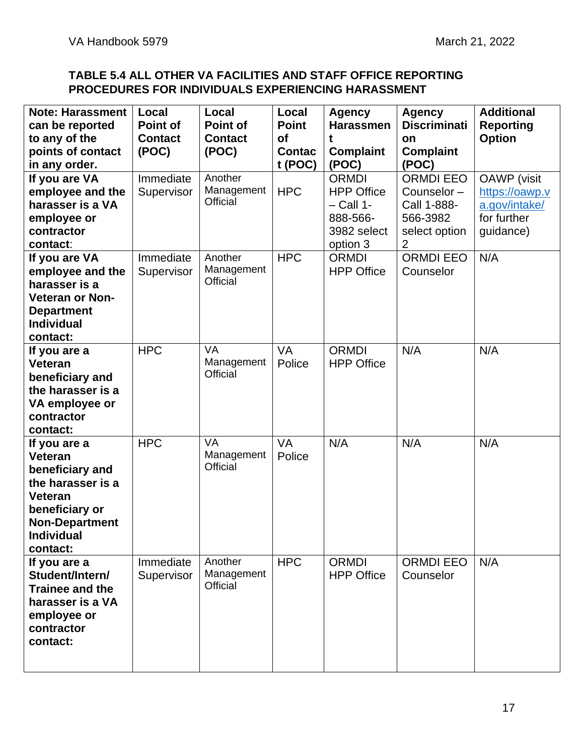**TABLE 5.4 ALL OTHER VA FACILITIES AND STAFF OFFICE REPORTING PROCEDURES FOR INDIVIDUALS EXPERIENCING HARASSMENT**

| Note: Harassment can be reported to any of the points of contact in any order. | Local Point of Contact (POC) | Local Point of Contact (POC) | Local Point of Contact (POC) | Agency Harassment Complaint (POC) | Agency Discrimination Complaint (POC) | Additional Reporting Option |
|---|---|---|---|---|---|---|
| **If you are VA employee and the harasser is a VA employee or contractor contact**: | Immediate Supervisor | Another Management Official | HPC | ORMDI HPP Office – Call 1-888-566-3982 select option 3 | ORMDI EEO Counselor – Call 1-888-566-3982 select option 2 | OAWP (visit https://oawp.va.gov/intake/ for further guidance) |
| **If you are VA employee and the harasser is a Veteran or Non-Department Individual contact:** | Immediate Supervisor | Another Management Official | HPC | ORMDI HPP Office | ORMDI EEO Counselor | N/A |
| **If you are a Veteran beneficiary and the harasser is a VA employee or contractor contact:** | HPC | VA Management Official | VA Police | ORMDI HPP Office | N/A | N/A |
| **If you are a Veteran beneficiary and the harasser is a Veteran beneficiary or Non-Department Individual contact:** | HPC | VA Management Official | VA Police | N/A | N/A | N/A |
| **If you are a Student/Intern/ Trainee and the harasser is a VA employee or contractor contact:** | Immediate Supervisor | Another Management Official | HPC | ORMDI HPP Office | ORMDI EEO Counselor | N/A |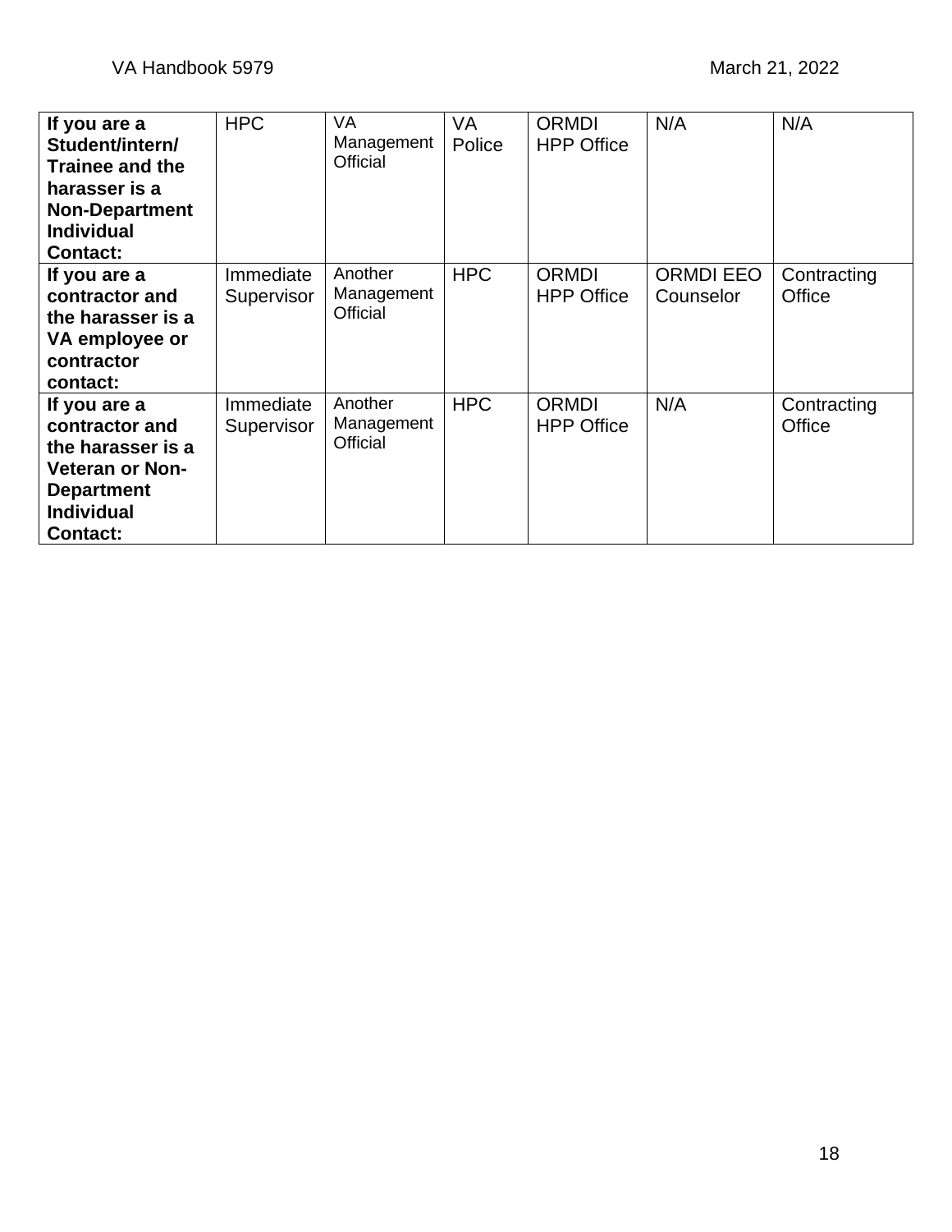| **If you are a Student/intern/ Trainee and the harasser is a Non-Department Individual Contact:** | HPC | VA Management Official | VA Police | ORMDI HPP Office | N/A | N/A |
|---|---|---|---|---|---|---|
| **If you are a contractor and the harasser is a VA employee or contractor contact:** | Immediate Supervisor | Another Management Official | HPC | ORMDI HPP Office | ORMDI EEO Counselor | Contracting Office |
| **If you are a contractor and the harasser is a Veteran or Non-Department Individual Contact:** | Immediate Supervisor | Another Management Official | HPC | ORMDI HPP Office | N/A | Contracting Office |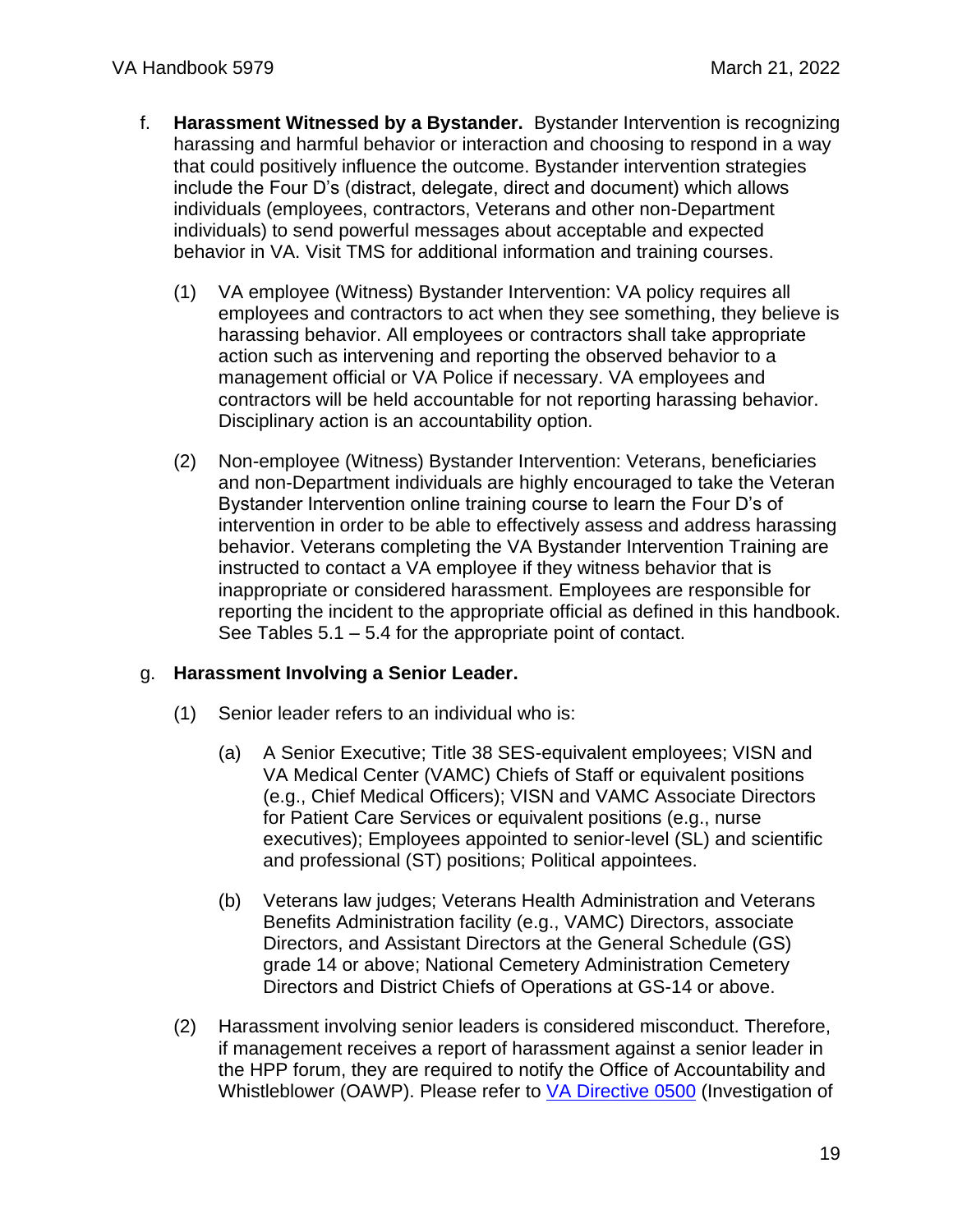f. **Harassment Witnessed by a Bystander.** Bystander Intervention is recognizing harassing and harmful behavior or interaction and choosing to respond in a way that could positively influence the outcome. Bystander intervention strategies include the Four D's (distract, delegate, direct and document) which allows individuals (employees, contractors, Veterans and other non-Department individuals) to send powerful messages about acceptable and expected behavior in VA. Visit TMS for additional information and training courses.

   (1) VA employee (Witness) Bystander Intervention: VA policy requires all employees and contractors to act when they see something, they believe is harassing behavior. All employees or contractors shall take appropriate action such as intervening and reporting the observed behavior to a management official or VA Police if necessary. VA employees and contractors will be held accountable for not reporting harassing behavior. Disciplinary action is an accountability option.

   (2) Non-employee (Witness) Bystander Intervention: Veterans, beneficiaries and non-Department individuals are highly encouraged to take the Veteran Bystander Intervention online training course to learn the Four D's of intervention in order to be able to effectively assess and address harassing behavior. Veterans completing the VA Bystander Intervention Training are instructed to contact a VA employee if they witness behavior that is inappropriate or considered harassment. Employees are responsible for reporting the incident to the appropriate official as defined in this handbook. See Tables 5.1 – 5.4 for the appropriate point of contact.

g. **Harassment Involving a Senior Leader.**

   (1) Senior leader refers to an individual who is:

      (a) A Senior Executive; Title 38 SES-equivalent employees; VISN and VA Medical Center (VAMC) Chiefs of Staff or equivalent positions (e.g., Chief Medical Officers); VISN and VAMC Associate Directors for Patient Care Services or equivalent positions (e.g., nurse executives); Employees appointed to senior-level (SL) and scientific and professional (ST) positions; Political appointees.

      (b) Veterans law judges; Veterans Health Administration and Veterans Benefits Administration facility (e.g., VAMC) Directors, associate Directors, and Assistant Directors at the General Schedule (GS) grade 14 or above; National Cemetery Administration Cemetery Directors and District Chiefs of Operations at GS-14 or above.

   (2) Harassment involving senior leaders is considered misconduct. Therefore, if management receives a report of harassment against a senior leader in the HPP forum, they are required to notify the Office of Accountability and Whistleblower (OAWP). Please refer to VA Directive 0500 (Investigation of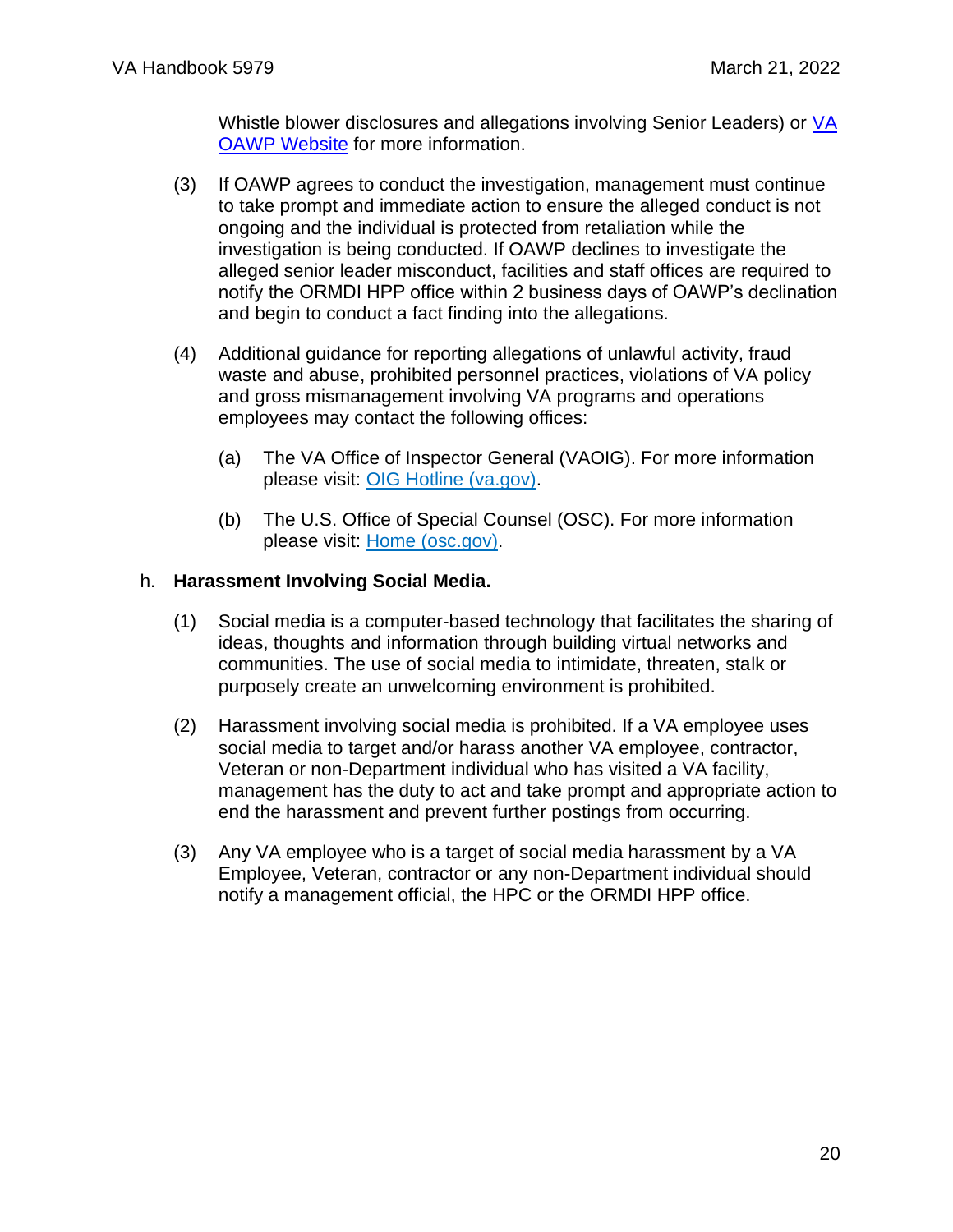Whistle blower disclosures and allegations involving Senior Leaders) or [VA OAWP Website](#) for more information.

(3) If OAWP agrees to conduct the investigation, management must continue to take prompt and immediate action to ensure the alleged conduct is not ongoing and the individual is protected from retaliation while the investigation is being conducted. If OAWP declines to investigate the alleged senior leader misconduct, facilities and staff offices are required to notify the ORMDI HPP office within 2 business days of OAWP's declination and begin to conduct a fact finding into the allegations.

(4) Additional guidance for reporting allegations of unlawful activity, fraud waste and abuse, prohibited personnel practices, violations of VA policy and gross mismanagement involving VA programs and operations employees may contact the following offices:

(a) The VA Office of Inspector General (VAOIG). For more information please visit: [OIG Hotline (va.gov)](#).

(b) The U.S. Office of Special Counsel (OSC). For more information please visit: [Home (osc.gov)](#).

h. **Harassment Involving Social Media.**

(1) Social media is a computer-based technology that facilitates the sharing of ideas, thoughts and information through building virtual networks and communities. The use of social media to intimidate, threaten, stalk or purposely create an unwelcoming environment is prohibited.

(2) Harassment involving social media is prohibited. If a VA employee uses social media to target and/or harass another VA employee, contractor, Veteran or non-Department individual who has visited a VA facility, management has the duty to act and take prompt and appropriate action to end the harassment and prevent further postings from occurring.

(3) Any VA employee who is a target of social media harassment by a VA Employee, Veteran, contractor or any non-Department individual should notify a management official, the HPC or the ORMDI HPP office.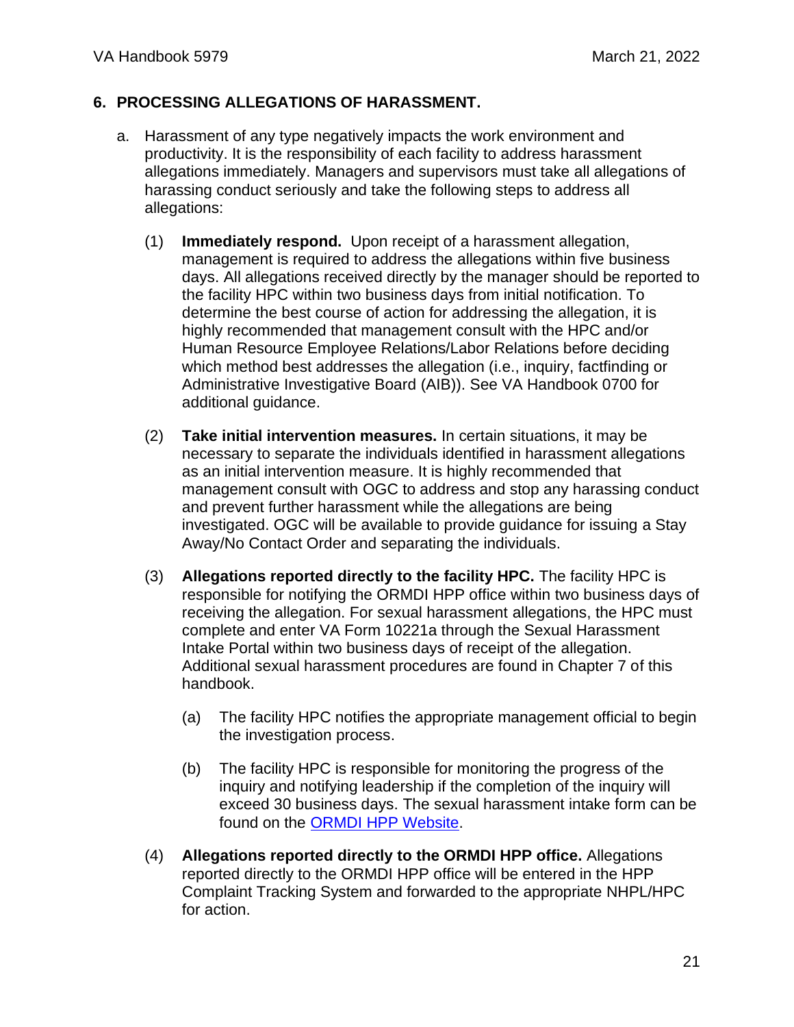## 6. PROCESSING ALLEGATIONS OF HARASSMENT.

a. Harassment of any type negatively impacts the work environment and productivity. It is the responsibility of each facility to address harassment allegations immediately. Managers and supervisors must take all allegations of harassing conduct seriously and take the following steps to address all allegations:

   (1) **Immediately respond.** Upon receipt of a harassment allegation, management is required to address the allegations within five business days. All allegations received directly by the manager should be reported to the facility HPC within two business days from initial notification. To determine the best course of action for addressing the allegation, it is highly recommended that management consult with the HPC and/or Human Resource Employee Relations/Labor Relations before deciding which method best addresses the allegation (i.e., inquiry, factfinding or Administrative Investigative Board (AIB)). See VA Handbook 0700 for additional guidance.

   (2) **Take initial intervention measures.** In certain situations, it may be necessary to separate the individuals identified in harassment allegations as an initial intervention measure. It is highly recommended that management consult with OGC to address and stop any harassing conduct and prevent further harassment while the allegations are being investigated. OGC will be available to provide guidance for issuing a Stay Away/No Contact Order and separating the individuals.

   (3) **Allegations reported directly to the facility HPC.** The facility HPC is responsible for notifying the ORMDI HPP office within two business days of receiving the allegation. For sexual harassment allegations, the HPC must complete and enter VA Form 10221a through the Sexual Harassment Intake Portal within two business days of receipt of the allegation. Additional sexual harassment procedures are found in Chapter 7 of this handbook.

      (a) The facility HPC notifies the appropriate management official to begin the investigation process.

      (b) The facility HPC is responsible for monitoring the progress of the inquiry and notifying leadership if the completion of the inquiry will exceed 30 business days. The sexual harassment intake form can be found on the [ORMDI HPP Website](ORMDI HPP Website).

   (4) **Allegations reported directly to the ORMDI HPP office.** Allegations reported directly to the ORMDI HPP office will be entered in the HPP Complaint Tracking System and forwarded to the appropriate NHPL/HPC for action.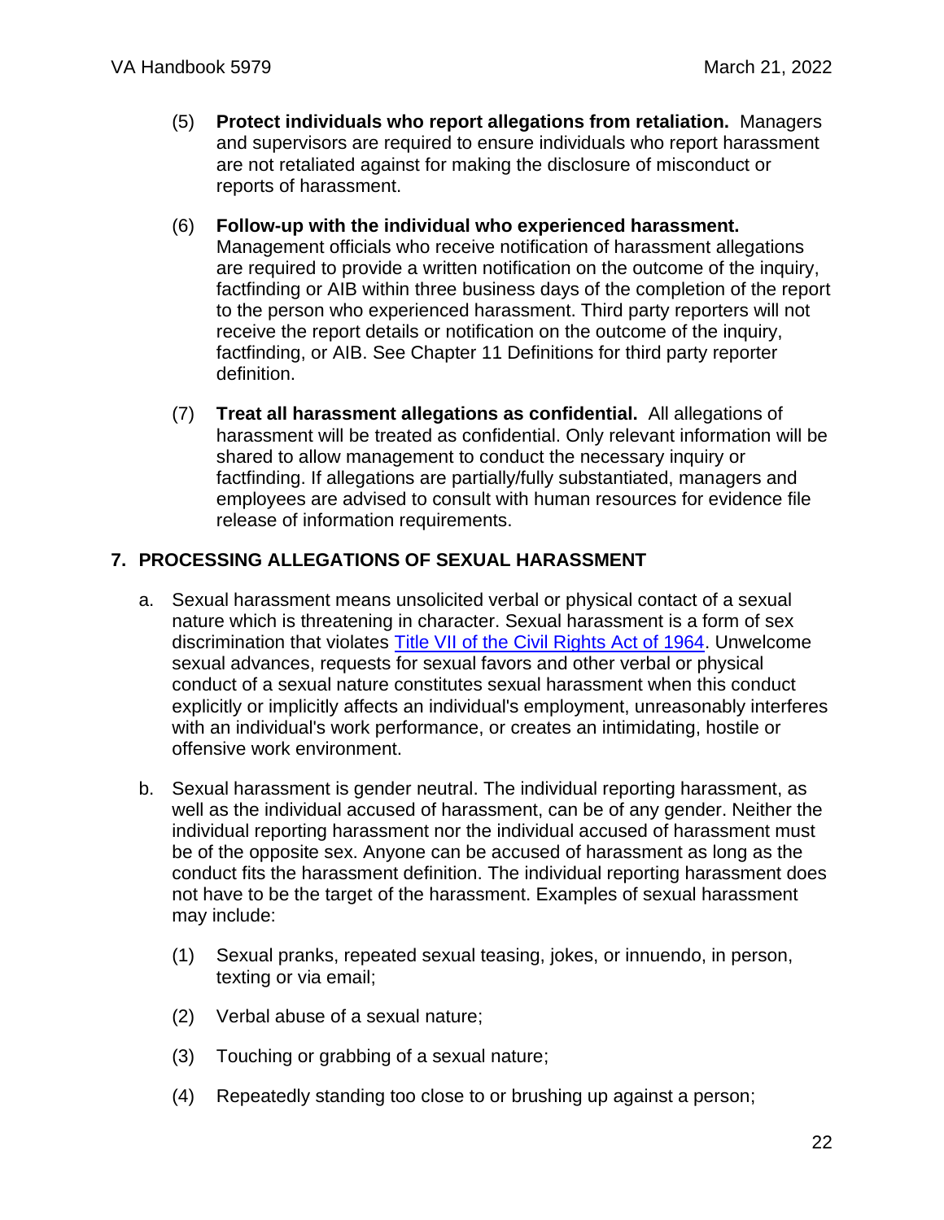(5) **Protect individuals who report allegations from retaliation.** Managers and supervisors are required to ensure individuals who report harassment are not retaliated against for making the disclosure of misconduct or reports of harassment.

(6) **Follow-up with the individual who experienced harassment.** Management officials who receive notification of harassment allegations are required to provide a written notification on the outcome of the inquiry, factfinding or AIB within three business days of the completion of the report to the person who experienced harassment. Third party reporters will not receive the report details or notification on the outcome of the inquiry, factfinding, or AIB. See Chapter 11 Definitions for third party reporter definition.

(7) **Treat all harassment allegations as confidential.** All allegations of harassment will be treated as confidential. Only relevant information will be shared to allow management to conduct the necessary inquiry or factfinding. If allegations are partially/fully substantiated, managers and employees are advised to consult with human resources for evidence file release of information requirements.

## 7. PROCESSING ALLEGATIONS OF SEXUAL HARASSMENT

a. Sexual harassment means unsolicited verbal or physical contact of a sexual nature which is threatening in character. Sexual harassment is a form of sex discrimination that violates [Title VII of the Civil Rights Act of 1964](). Unwelcome sexual advances, requests for sexual favors and other verbal or physical conduct of a sexual nature constitutes sexual harassment when this conduct explicitly or implicitly affects an individual's employment, unreasonably interferes with an individual's work performance, or creates an intimidating, hostile or offensive work environment.

b. Sexual harassment is gender neutral. The individual reporting harassment, as well as the individual accused of harassment, can be of any gender. Neither the individual reporting harassment nor the individual accused of harassment must be of the opposite sex. Anyone can be accused of harassment as long as the conduct fits the harassment definition. The individual reporting harassment does not have to be the target of the harassment. Examples of sexual harassment may include:

   (1) Sexual pranks, repeated sexual teasing, jokes, or innuendo, in person, texting or via email;

   (2) Verbal abuse of a sexual nature;

   (3) Touching or grabbing of a sexual nature;

   (4) Repeatedly standing too close to or brushing up against a person;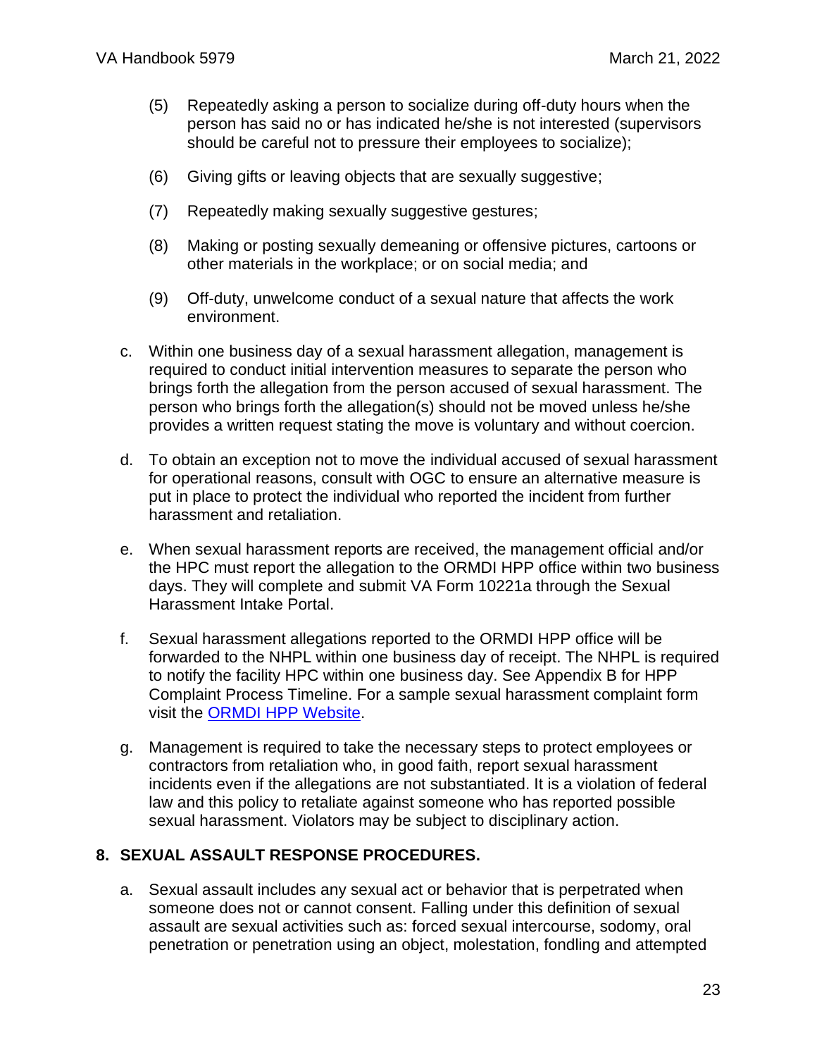(5) Repeatedly asking a person to socialize during off-duty hours when the person has said no or has indicated he/she is not interested (supervisors should be careful not to pressure their employees to socialize);

(6) Giving gifts or leaving objects that are sexually suggestive;

(7) Repeatedly making sexually suggestive gestures;

(8) Making or posting sexually demeaning or offensive pictures, cartoons or other materials in the workplace; or on social media; and

(9) Off-duty, unwelcome conduct of a sexual nature that affects the work environment.

c. Within one business day of a sexual harassment allegation, management is required to conduct initial intervention measures to separate the person who brings forth the allegation from the person accused of sexual harassment. The person who brings forth the allegation(s) should not be moved unless he/she provides a written request stating the move is voluntary and without coercion.

d. To obtain an exception not to move the individual accused of sexual harassment for operational reasons, consult with OGC to ensure an alternative measure is put in place to protect the individual who reported the incident from further harassment and retaliation.

e. When sexual harassment reports are received, the management official and/or the HPC must report the allegation to the ORMDI HPP office within two business days. They will complete and submit VA Form 10221a through the Sexual Harassment Intake Portal.

f. Sexual harassment allegations reported to the ORMDI HPP office will be forwarded to the NHPL within one business day of receipt. The NHPL is required to notify the facility HPC within one business day. See Appendix B for HPP Complaint Process Timeline. For a sample sexual harassment complaint form visit the ORMDI HPP Website.

g. Management is required to take the necessary steps to protect employees or contractors from retaliation who, in good faith, report sexual harassment incidents even if the allegations are not substantiated. It is a violation of federal law and this policy to retaliate against someone who has reported possible sexual harassment. Violators may be subject to disciplinary action.

## 8. SEXUAL ASSAULT RESPONSE PROCEDURES.

a. Sexual assault includes any sexual act or behavior that is perpetrated when someone does not or cannot consent. Falling under this definition of sexual assault are sexual activities such as: forced sexual intercourse, sodomy, oral penetration or penetration using an object, molestation, fondling and attempted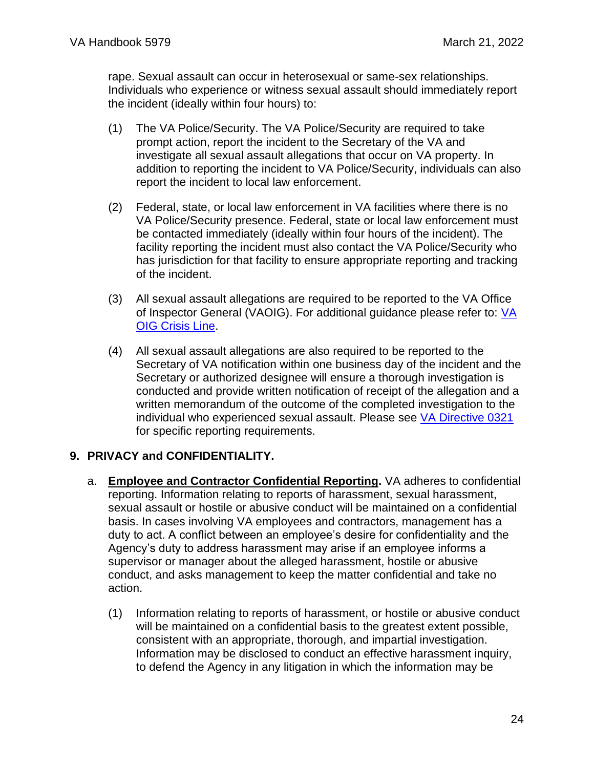rape. Sexual assault can occur in heterosexual or same-sex relationships. Individuals who experience or witness sexual assault should immediately report the incident (ideally within four hours) to:

(1) The VA Police/Security. The VA Police/Security are required to take prompt action, report the incident to the Secretary of the VA and investigate all sexual assault allegations that occur on VA property. In addition to reporting the incident to VA Police/Security, individuals can also report the incident to local law enforcement.

(2) Federal, state, or local law enforcement in VA facilities where there is no VA Police/Security presence. Federal, state or local law enforcement must be contacted immediately (ideally within four hours of the incident). The facility reporting the incident must also contact the VA Police/Security who has jurisdiction for that facility to ensure appropriate reporting and tracking of the incident.

(3) All sexual assault allegations are required to be reported to the VA Office of Inspector General (VAOIG). For additional guidance please refer to: [VA OIG Crisis Line](#).

(4) All sexual assault allegations are also required to be reported to the Secretary of VA notification within one business day of the incident and the Secretary or authorized designee will ensure a thorough investigation is conducted and provide written notification of receipt of the allegation and a written memorandum of the outcome of the completed investigation to the individual who experienced sexual assault. Please see [VA Directive 0321](#) for specific reporting requirements.

## 9. PRIVACY and CONFIDENTIALITY.

a. **Employee and Contractor Confidential Reporting.** VA adheres to confidential reporting. Information relating to reports of harassment, sexual harassment, sexual assault or hostile or abusive conduct will be maintained on a confidential basis. In cases involving VA employees and contractors, management has a duty to act. A conflict between an employee's desire for confidentiality and the Agency's duty to address harassment may arise if an employee informs a supervisor or manager about the alleged harassment, hostile or abusive conduct, and asks management to keep the matter confidential and take no action.

(1) Information relating to reports of harassment, or hostile or abusive conduct will be maintained on a confidential basis to the greatest extent possible, consistent with an appropriate, thorough, and impartial investigation. Information may be disclosed to conduct an effective harassment inquiry, to defend the Agency in any litigation in which the information may be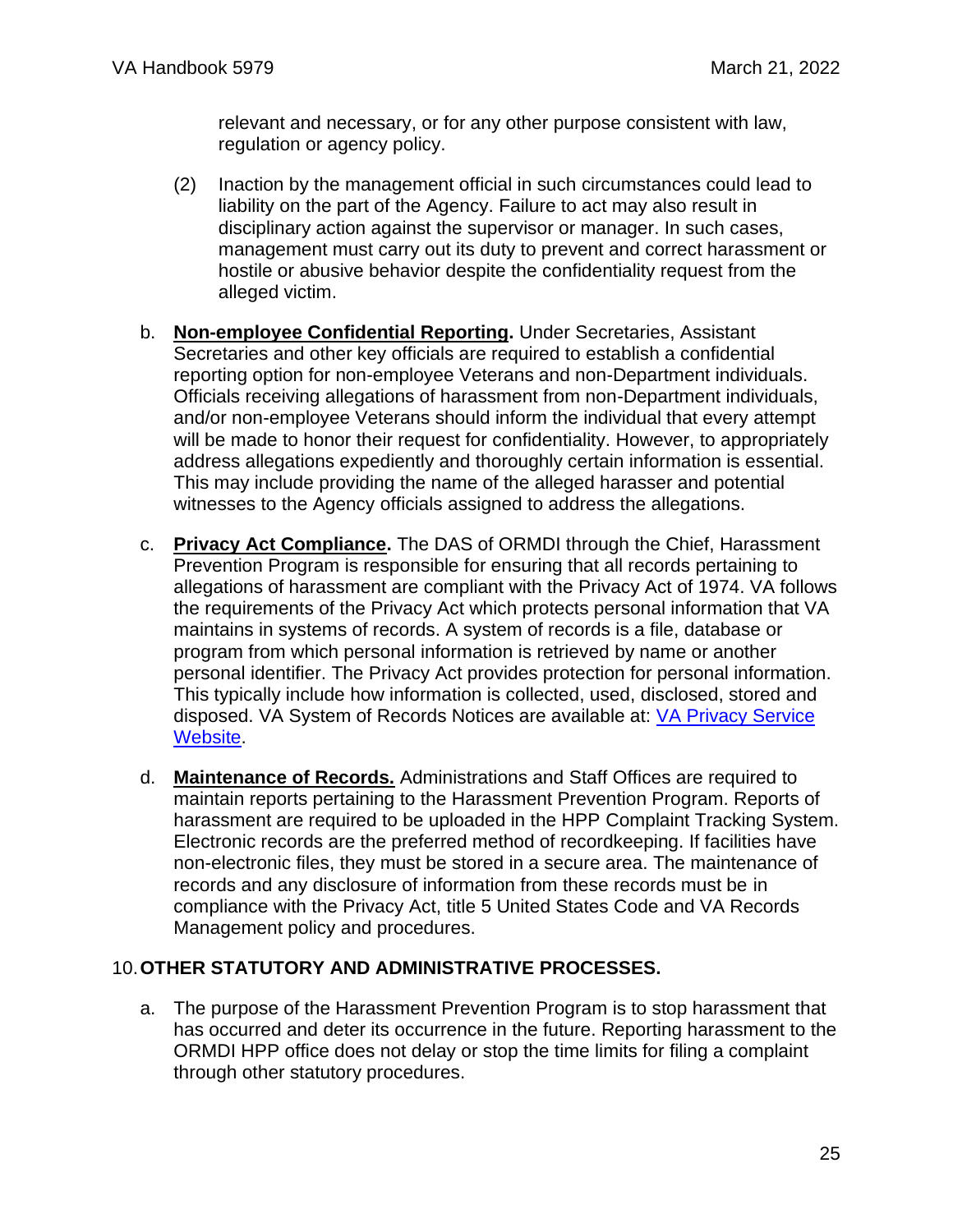relevant and necessary, or for any other purpose consistent with law, regulation or agency policy.

(2) Inaction by the management official in such circumstances could lead to liability on the part of the Agency. Failure to act may also result in disciplinary action against the supervisor or manager. In such cases, management must carry out its duty to prevent and correct harassment or hostile or abusive behavior despite the confidentiality request from the alleged victim.

b. **Non-employee Confidential Reporting.** Under Secretaries, Assistant Secretaries and other key officials are required to establish a confidential reporting option for non-employee Veterans and non-Department individuals. Officials receiving allegations of harassment from non-Department individuals, and/or non-employee Veterans should inform the individual that every attempt will be made to honor their request for confidentiality. However, to appropriately address allegations expediently and thoroughly certain information is essential. This may include providing the name of the alleged harasser and potential witnesses to the Agency officials assigned to address the allegations.

c. **Privacy Act Compliance.** The DAS of ORMDI through the Chief, Harassment Prevention Program is responsible for ensuring that all records pertaining to allegations of harassment are compliant with the Privacy Act of 1974. VA follows the requirements of the Privacy Act which protects personal information that VA maintains in systems of records. A system of records is a file, database or program from which personal information is retrieved by name or another personal identifier. The Privacy Act provides protection for personal information. This typically include how information is collected, used, disclosed, stored and disposed. VA System of Records Notices are available at: [VA Privacy Service Website](VA Privacy Service Website).

d. **Maintenance of Records.** Administrations and Staff Offices are required to maintain reports pertaining to the Harassment Prevention Program. Reports of harassment are required to be uploaded in the HPP Complaint Tracking System. Electronic records are the preferred method of recordkeeping. If facilities have non-electronic files, they must be stored in a secure area. The maintenance of records and any disclosure of information from these records must be in compliance with the Privacy Act, title 5 United States Code and VA Records Management policy and procedures.

## 10. OTHER STATUTORY AND ADMINISTRATIVE PROCESSES.

a. The purpose of the Harassment Prevention Program is to stop harassment that has occurred and deter its occurrence in the future. Reporting harassment to the ORMDI HPP office does not delay or stop the time limits for filing a complaint through other statutory procedures.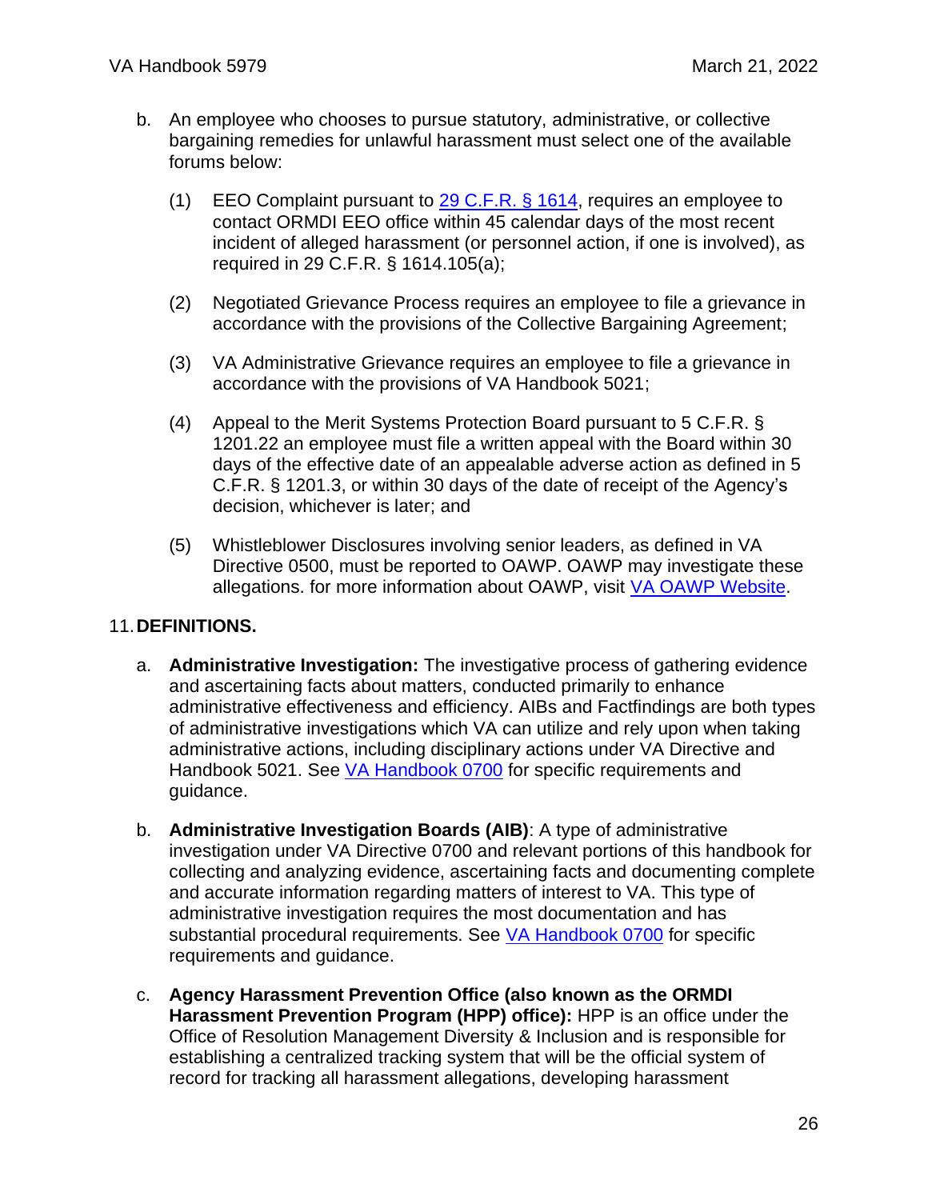b. An employee who chooses to pursue statutory, administrative, or collective bargaining remedies for unlawful harassment must select one of the available forums below:

   (1) EEO Complaint pursuant to [29 C.F.R. § 1614](), requires an employee to contact ORMDI EEO office within 45 calendar days of the most recent incident of alleged harassment (or personnel action, if one is involved), as required in 29 C.F.R. § 1614.105(a);

   (2) Negotiated Grievance Process requires an employee to file a grievance in accordance with the provisions of the Collective Bargaining Agreement;

   (3) VA Administrative Grievance requires an employee to file a grievance in accordance with the provisions of VA Handbook 5021;

   (4) Appeal to the Merit Systems Protection Board pursuant to 5 C.F.R. § 1201.22 an employee must file a written appeal with the Board within 30 days of the effective date of an appealable adverse action as defined in 5 C.F.R. § 1201.3, or within 30 days of the date of receipt of the Agency's decision, whichever is later; and

   (5) Whistleblower Disclosures involving senior leaders, as defined in VA Directive 0500, must be reported to OAWP. OAWP may investigate these allegations. for more information about OAWP, visit [VA OAWP Website]().

## 11. DEFINITIONS.

a. **Administrative Investigation:** The investigative process of gathering evidence and ascertaining facts about matters, conducted primarily to enhance administrative effectiveness and efficiency. AIBs and Factfindings are both types of administrative investigations which VA can utilize and rely upon when taking administrative actions, including disciplinary actions under VA Directive and Handbook 5021. See [VA Handbook 0700]() for specific requirements and guidance.

b. **Administrative Investigation Boards (AIB)**: A type of administrative investigation under VA Directive 0700 and relevant portions of this handbook for collecting and analyzing evidence, ascertaining facts and documenting complete and accurate information regarding matters of interest to VA. This type of administrative investigation requires the most documentation and has substantial procedural requirements. See [VA Handbook 0700]() for specific requirements and guidance.

c. **Agency Harassment Prevention Office (also known as the ORMDI Harassment Prevention Program (HPP) office):** HPP is an office under the Office of Resolution Management Diversity & Inclusion and is responsible for establishing a centralized tracking system that will be the official system of record for tracking all harassment allegations, developing harassment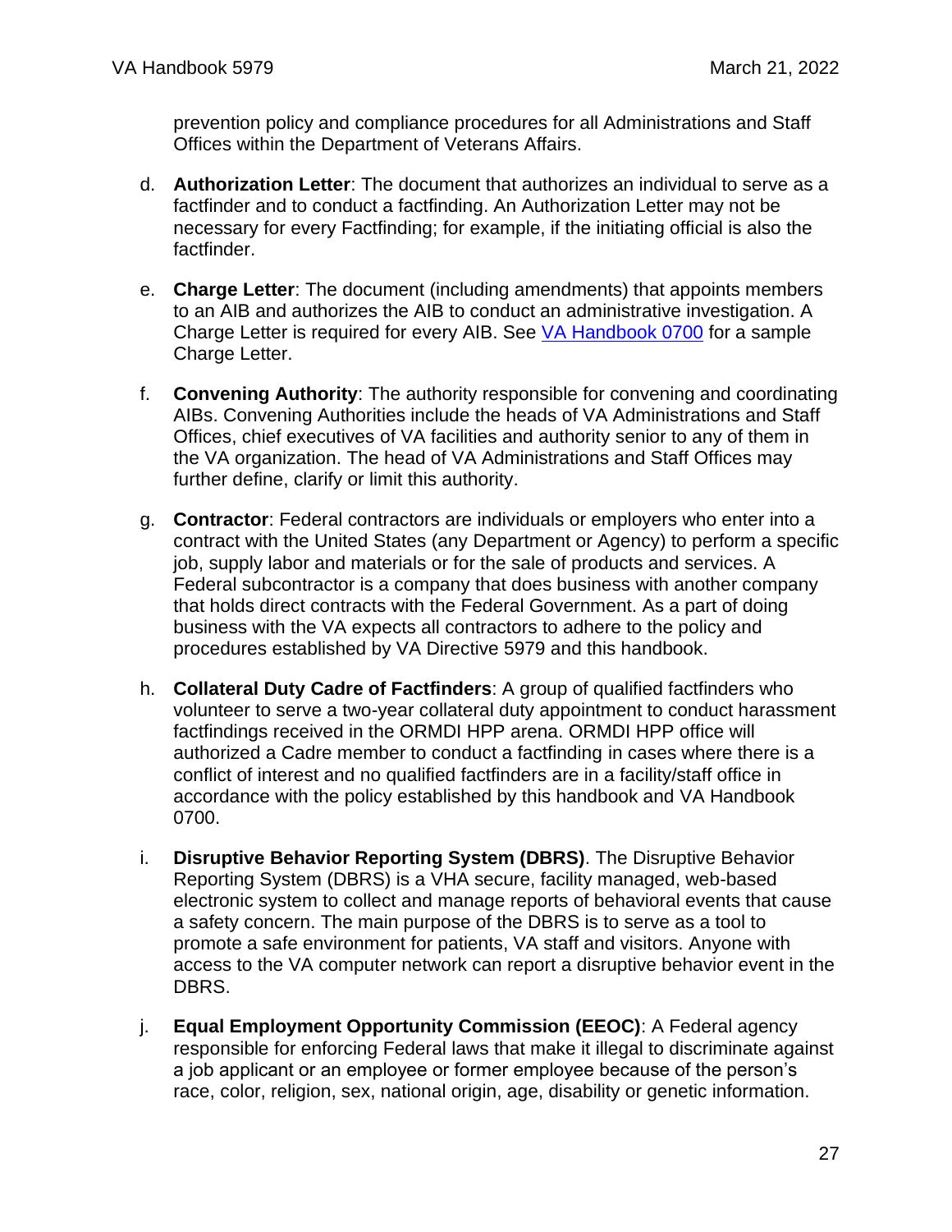prevention policy and compliance procedures for all Administrations and Staff Offices within the Department of Veterans Affairs.

d. **Authorization Letter**: The document that authorizes an individual to serve as a factfinder and to conduct a factfinding. An Authorization Letter may not be necessary for every Factfinding; for example, if the initiating official is also the factfinder.

e. **Charge Letter**: The document (including amendments) that appoints members to an AIB and authorizes the AIB to conduct an administrative investigation. A Charge Letter is required for every AIB. See VA Handbook 0700 for a sample Charge Letter.

f. **Convening Authority**: The authority responsible for convening and coordinating AIBs. Convening Authorities include the heads of VA Administrations and Staff Offices, chief executives of VA facilities and authority senior to any of them in the VA organization. The head of VA Administrations and Staff Offices may further define, clarify or limit this authority.

g. **Contractor**: Federal contractors are individuals or employers who enter into a contract with the United States (any Department or Agency) to perform a specific job, supply labor and materials or for the sale of products and services. A Federal subcontractor is a company that does business with another company that holds direct contracts with the Federal Government. As a part of doing business with the VA expects all contractors to adhere to the policy and procedures established by VA Directive 5979 and this handbook.

h. **Collateral Duty Cadre of Factfinders**: A group of qualified factfinders who volunteer to serve a two-year collateral duty appointment to conduct harassment factfindings received in the ORMDI HPP arena. ORMDI HPP office will authorized a Cadre member to conduct a factfinding in cases where there is a conflict of interest and no qualified factfinders are in a facility/staff office in accordance with the policy established by this handbook and VA Handbook 0700.

i. **Disruptive Behavior Reporting System (DBRS)**. The Disruptive Behavior Reporting System (DBRS) is a VHA secure, facility managed, web-based electronic system to collect and manage reports of behavioral events that cause a safety concern. The main purpose of the DBRS is to serve as a tool to promote a safe environment for patients, VA staff and visitors. Anyone with access to the VA computer network can report a disruptive behavior event in the DBRS.

j. **Equal Employment Opportunity Commission (EEOC)**: A Federal agency responsible for enforcing Federal laws that make it illegal to discriminate against a job applicant or an employee or former employee because of the person's race, color, religion, sex, national origin, age, disability or genetic information.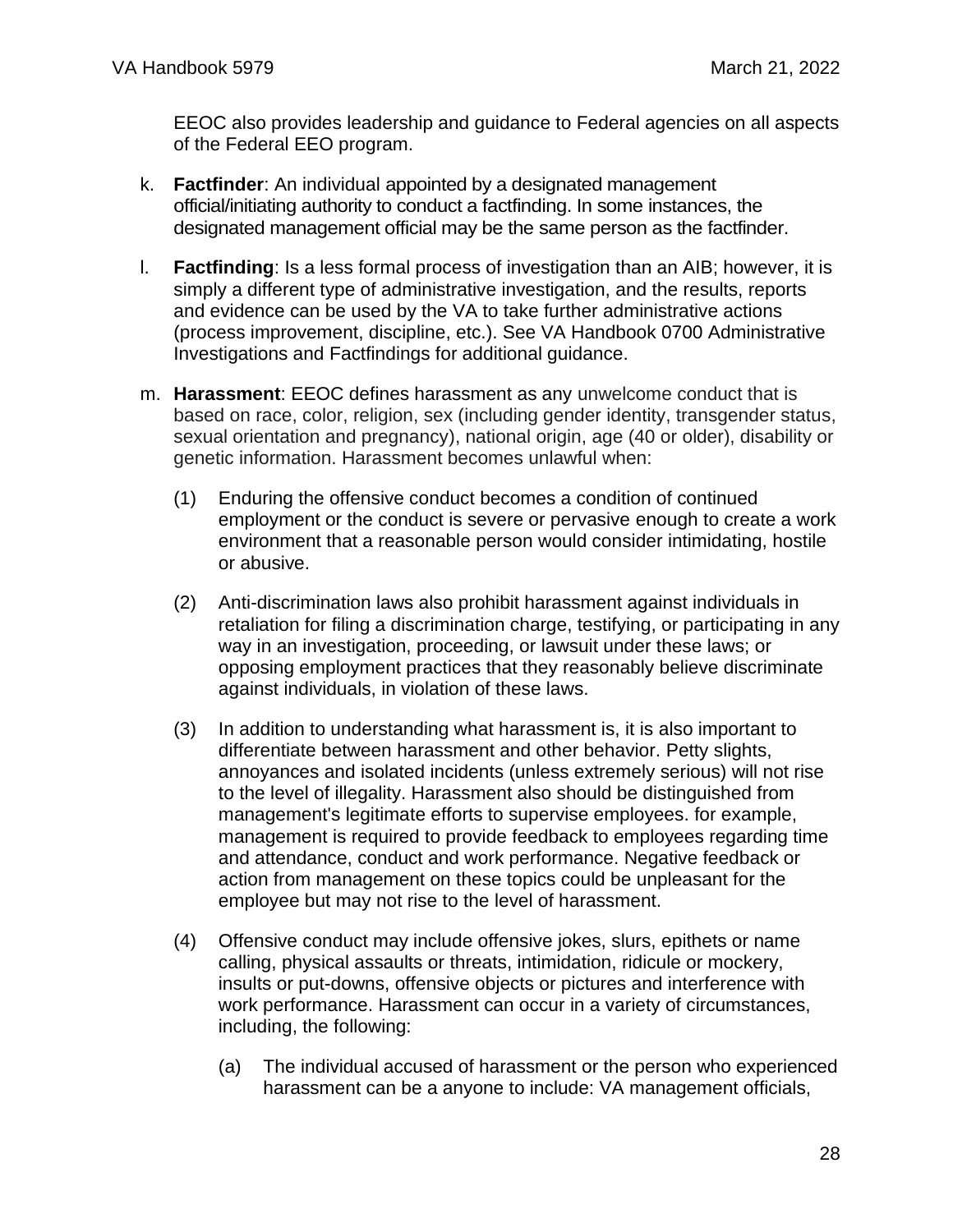EEOC also provides leadership and guidance to Federal agencies on all aspects of the Federal EEO program.

k. **Factfinder**: An individual appointed by a designated management official/initiating authority to conduct a factfinding. In some instances, the designated management official may be the same person as the factfinder.

l. **Factfinding**: Is a less formal process of investigation than an AIB; however, it is simply a different type of administrative investigation, and the results, reports and evidence can be used by the VA to take further administrative actions (process improvement, discipline, etc.). See VA Handbook 0700 Administrative Investigations and Factfindings for additional guidance.

m. **Harassment**: EEOC defines harassment as any unwelcome conduct that is based on race, color, religion, sex (including gender identity, transgender status, sexual orientation and pregnancy), national origin, age (40 or older), disability or genetic information. Harassment becomes unlawful when:

   (1) Enduring the offensive conduct becomes a condition of continued employment or the conduct is severe or pervasive enough to create a work environment that a reasonable person would consider intimidating, hostile or abusive.

   (2) Anti-discrimination laws also prohibit harassment against individuals in retaliation for filing a discrimination charge, testifying, or participating in any way in an investigation, proceeding, or lawsuit under these laws; or opposing employment practices that they reasonably believe discriminate against individuals, in violation of these laws.

   (3) In addition to understanding what harassment is, it is also important to differentiate between harassment and other behavior. Petty slights, annoyances and isolated incidents (unless extremely serious) will not rise to the level of illegality. Harassment also should be distinguished from management's legitimate efforts to supervise employees. for example, management is required to provide feedback to employees regarding time and attendance, conduct and work performance. Negative feedback or action from management on these topics could be unpleasant for the employee but may not rise to the level of harassment.

   (4) Offensive conduct may include offensive jokes, slurs, epithets or name calling, physical assaults or threats, intimidation, ridicule or mockery, insults or put-downs, offensive objects or pictures and interference with work performance. Harassment can occur in a variety of circumstances, including, the following:

      (a) The individual accused of harassment or the person who experienced harassment can be a anyone to include: VA management officials,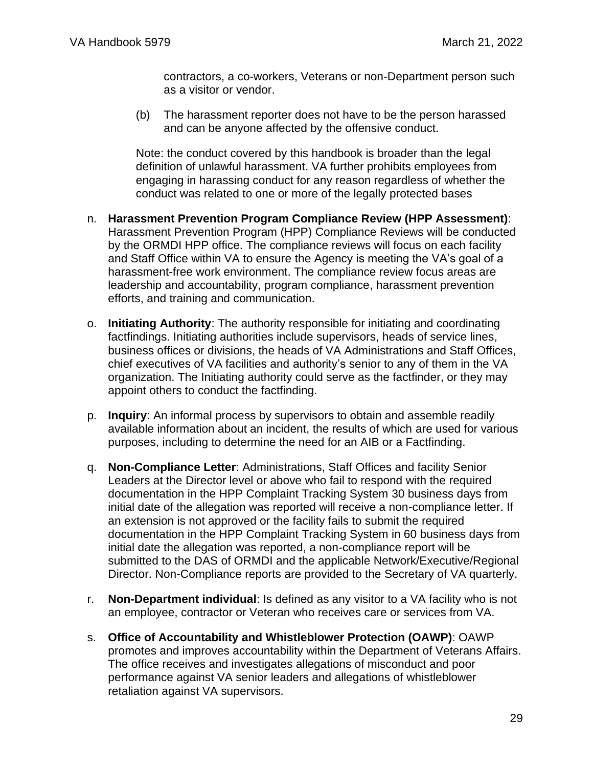contractors, a co-workers, Veterans or non-Department person such as a visitor or vendor.

(b) The harassment reporter does not have to be the person harassed and can be anyone affected by the offensive conduct.

Note: the conduct covered by this handbook is broader than the legal definition of unlawful harassment. VA further prohibits employees from engaging in harassing conduct for any reason regardless of whether the conduct was related to one or more of the legally protected bases

n. **Harassment Prevention Program Compliance Review (HPP Assessment)**: Harassment Prevention Program (HPP) Compliance Reviews will be conducted by the ORMDI HPP office. The compliance reviews will focus on each facility and Staff Office within VA to ensure the Agency is meeting the VA's goal of a harassment-free work environment. The compliance review focus areas are leadership and accountability, program compliance, harassment prevention efforts, and training and communication.

o. **Initiating Authority**: The authority responsible for initiating and coordinating factfindings. Initiating authorities include supervisors, heads of service lines, business offices or divisions, the heads of VA Administrations and Staff Offices, chief executives of VA facilities and authority's senior to any of them in the VA organization. The Initiating authority could serve as the factfinder, or they may appoint others to conduct the factfinding.

p. **Inquiry**: An informal process by supervisors to obtain and assemble readily available information about an incident, the results of which are used for various purposes, including to determine the need for an AIB or a Factfinding.

q. **Non-Compliance Letter**: Administrations, Staff Offices and facility Senior Leaders at the Director level or above who fail to respond with the required documentation in the HPP Complaint Tracking System 30 business days from initial date of the allegation was reported will receive a non-compliance letter. If an extension is not approved or the facility fails to submit the required documentation in the HPP Complaint Tracking System in 60 business days from initial date the allegation was reported, a non-compliance report will be submitted to the DAS of ORMDI and the applicable Network/Executive/Regional Director. Non-Compliance reports are provided to the Secretary of VA quarterly.

r. **Non-Department individual**: Is defined as any visitor to a VA facility who is not an employee, contractor or Veteran who receives care or services from VA.

s. **Office of Accountability and Whistleblower Protection (OAWP)**: OAWP promotes and improves accountability within the Department of Veterans Affairs. The office receives and investigates allegations of misconduct and poor performance against VA senior leaders and allegations of whistleblower retaliation against VA supervisors.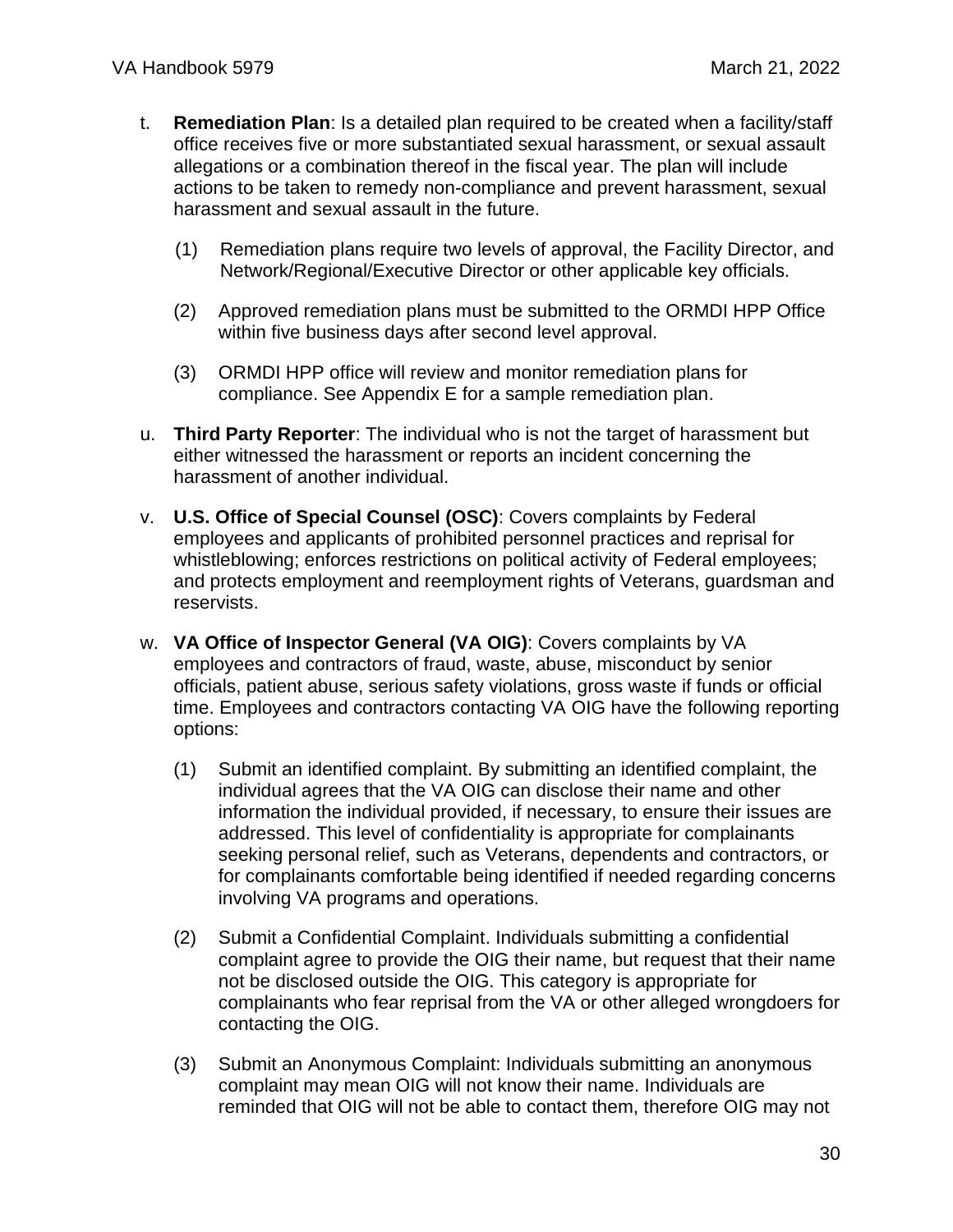t. **Remediation Plan**: Is a detailed plan required to be created when a facility/staff office receives five or more substantiated sexual harassment, or sexual assault allegations or a combination thereof in the fiscal year. The plan will include actions to be taken to remedy non-compliance and prevent harassment, sexual harassment and sexual assault in the future.

   (1) Remediation plans require two levels of approval, the Facility Director, and Network/Regional/Executive Director or other applicable key officials.

   (2) Approved remediation plans must be submitted to the ORMDI HPP Office within five business days after second level approval.

   (3) ORMDI HPP office will review and monitor remediation plans for compliance. See Appendix E for a sample remediation plan.

u. **Third Party Reporter**: The individual who is not the target of harassment but either witnessed the harassment or reports an incident concerning the harassment of another individual.

v. **U.S. Office of Special Counsel (OSC)**: Covers complaints by Federal employees and applicants of prohibited personnel practices and reprisal for whistleblowing; enforces restrictions on political activity of Federal employees; and protects employment and reemployment rights of Veterans, guardsman and reservists.

w. **VA Office of Inspector General (VA OIG)**: Covers complaints by VA employees and contractors of fraud, waste, abuse, misconduct by senior officials, patient abuse, serious safety violations, gross waste if funds or official time. Employees and contractors contacting VA OIG have the following reporting options:

   (1) Submit an identified complaint. By submitting an identified complaint, the individual agrees that the VA OIG can disclose their name and other information the individual provided, if necessary, to ensure their issues are addressed. This level of confidentiality is appropriate for complainants seeking personal relief, such as Veterans, dependents and contractors, or for complainants comfortable being identified if needed regarding concerns involving VA programs and operations.

   (2) Submit a Confidential Complaint. Individuals submitting a confidential complaint agree to provide the OIG their name, but request that their name not be disclosed outside the OIG. This category is appropriate for complainants who fear reprisal from the VA or other alleged wrongdoers for contacting the OIG.

   (3) Submit an Anonymous Complaint: Individuals submitting an anonymous complaint may mean OIG will not know their name. Individuals are reminded that OIG will not be able to contact them, therefore OIG may not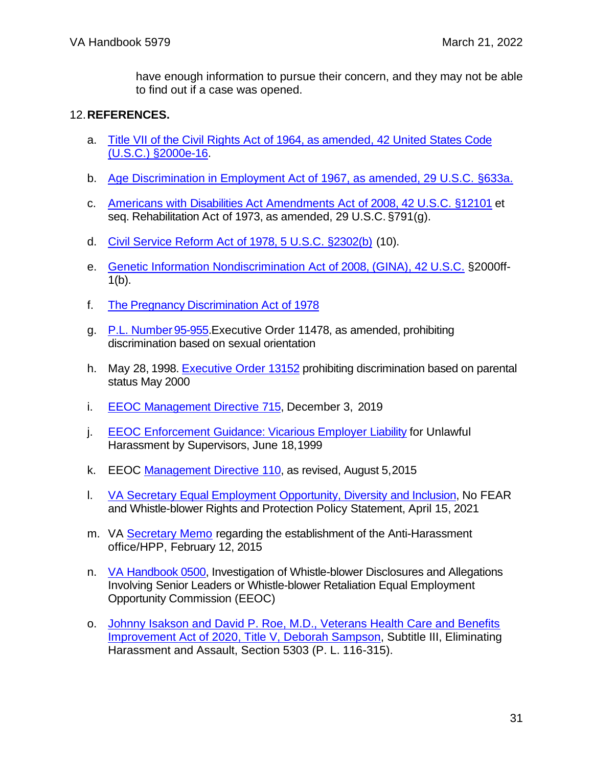have enough information to pursue their concern, and they may not be able to find out if a case was opened.

## 12. REFERENCES.

a. Title VII of the Civil Rights Act of 1964, as amended, 42 United States Code (U.S.C.) §2000e-16.

b. Age Discrimination in Employment Act of 1967, as amended, 29 U.S.C. §633a.

c. Americans with Disabilities Act Amendments Act of 2008, 42 U.S.C. §12101 et seq. Rehabilitation Act of 1973, as amended, 29 U.S.C. §791(g).

d. Civil Service Reform Act of 1978, 5 U.S.C. §2302(b) (10).

e. Genetic Information Nondiscrimination Act of 2008, (GINA), 42 U.S.C. §2000ff-1(b).

f. The Pregnancy Discrimination Act of 1978

g. P.L. Number 95-955.Executive Order 11478, as amended, prohibiting discrimination based on sexual orientation

h. May 28, 1998. Executive Order 13152 prohibiting discrimination based on parental status May 2000

i. EEOC Management Directive 715, December 3, 2019

j. EEOC Enforcement Guidance: Vicarious Employer Liability for Unlawful Harassment by Supervisors, June 18,1999

k. EEOC Management Directive 110, as revised, August 5,2015

l. VA Secretary Equal Employment Opportunity, Diversity and Inclusion, No FEAR and Whistle-blower Rights and Protection Policy Statement, April 15, 2021

m. VA Secretary Memo regarding the establishment of the Anti-Harassment office/HPP, February 12, 2015

n. VA Handbook 0500, Investigation of Whistle-blower Disclosures and Allegations Involving Senior Leaders or Whistle-blower Retaliation Equal Employment Opportunity Commission (EEOC)

o. Johnny Isakson and David P. Roe, M.D., Veterans Health Care and Benefits Improvement Act of 2020, Title V, Deborah Sampson, Subtitle III, Eliminating Harassment and Assault, Section 5303 (P. L. 116-315).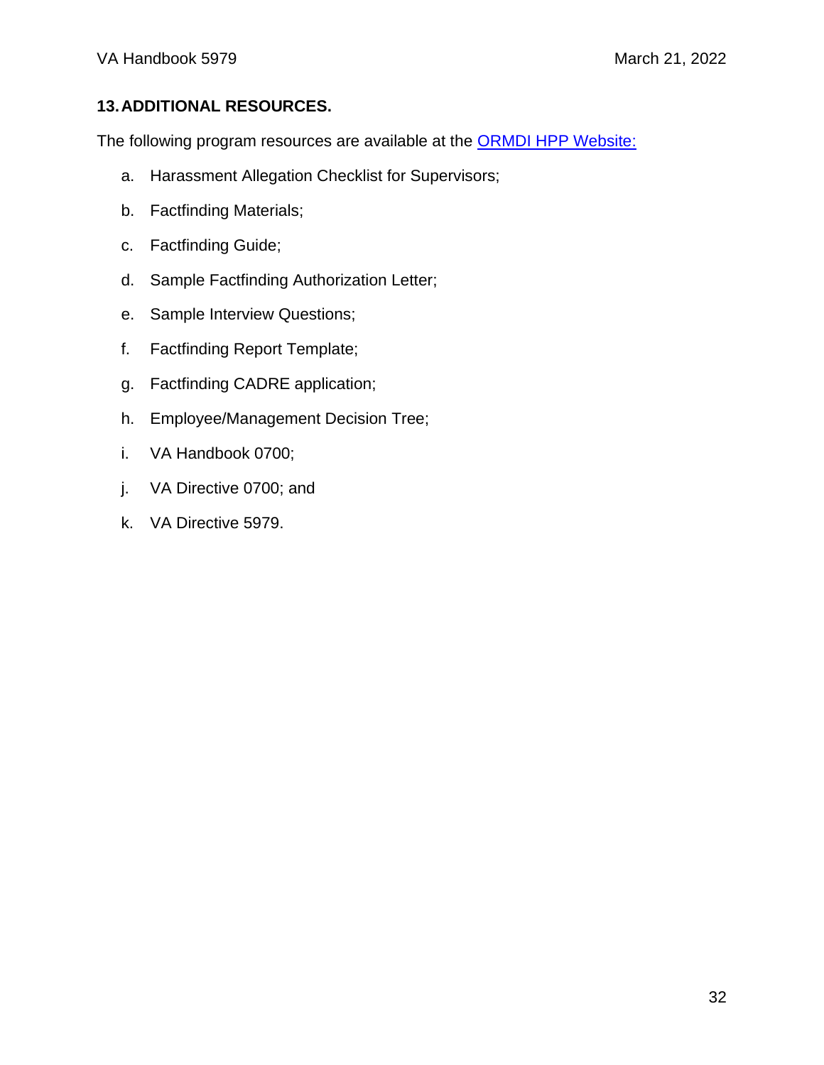## 13. ADDITIONAL RESOURCES.

The following program resources are available at the ORMDI HPP Website:

a. Harassment Allegation Checklist for Supervisors;

b. Factfinding Materials;

c. Factfinding Guide;

d. Sample Factfinding Authorization Letter;

e. Sample Interview Questions;

f. Factfinding Report Template;

g. Factfinding CADRE application;

h. Employee/Management Decision Tree;

i. VA Handbook 0700;

j. VA Directive 0700; and

k. VA Directive 5979.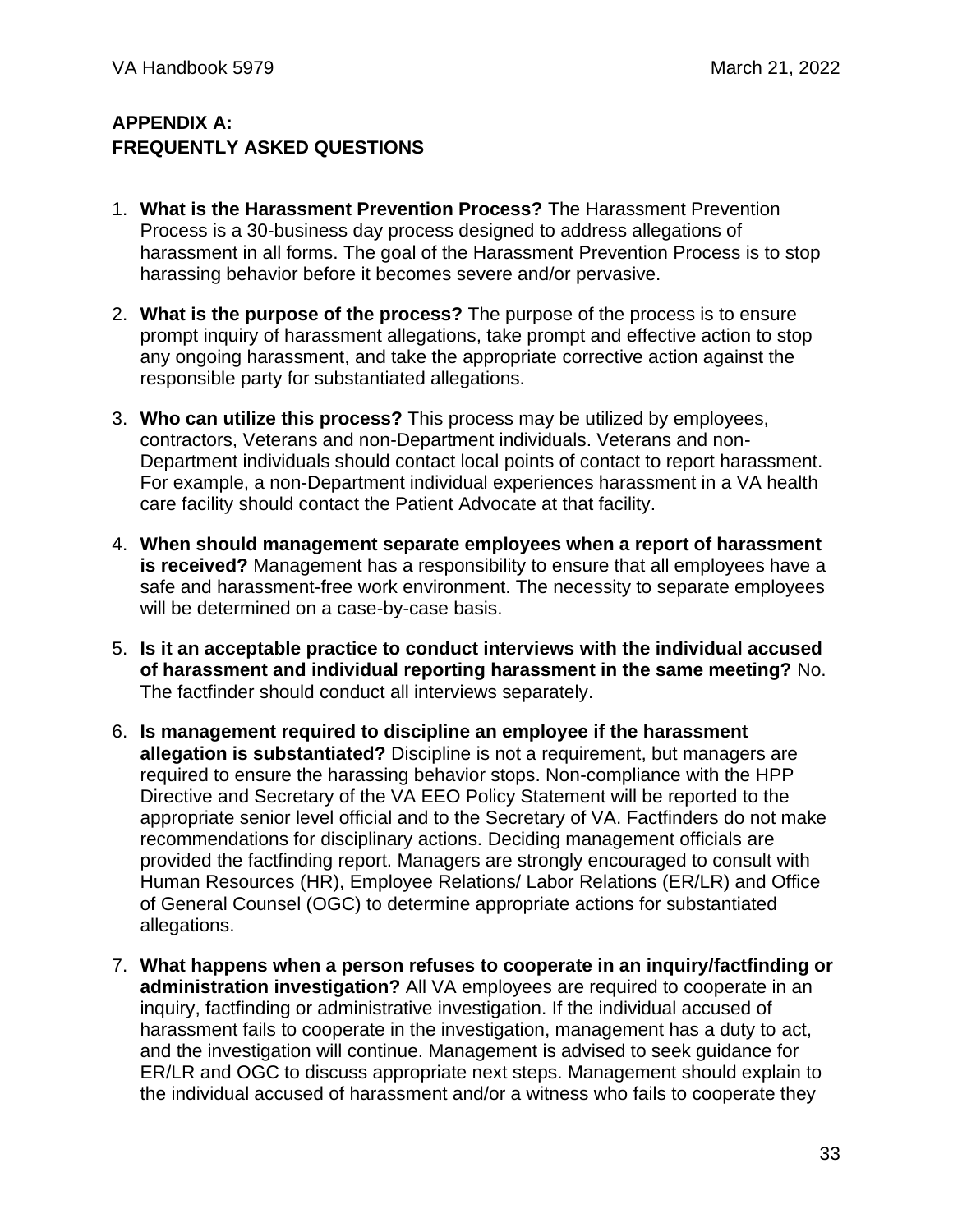## APPENDIX A: FREQUENTLY ASKED QUESTIONS

1. **What is the Harassment Prevention Process?** The Harassment Prevention Process is a 30-business day process designed to address allegations of harassment in all forms. The goal of the Harassment Prevention Process is to stop harassing behavior before it becomes severe and/or pervasive.

2. **What is the purpose of the process?** The purpose of the process is to ensure prompt inquiry of harassment allegations, take prompt and effective action to stop any ongoing harassment, and take the appropriate corrective action against the responsible party for substantiated allegations.

3. **Who can utilize this process?** This process may be utilized by employees, contractors, Veterans and non-Department individuals. Veterans and non-Department individuals should contact local points of contact to report harassment. For example, a non-Department individual experiences harassment in a VA health care facility should contact the Patient Advocate at that facility.

4. **When should management separate employees when a report of harassment is received?** Management has a responsibility to ensure that all employees have a safe and harassment-free work environment. The necessity to separate employees will be determined on a case-by-case basis.

5. **Is it an acceptable practice to conduct interviews with the individual accused of harassment and individual reporting harassment in the same meeting?** No. The factfinder should conduct all interviews separately.

6. **Is management required to discipline an employee if the harassment allegation is substantiated?** Discipline is not a requirement, but managers are required to ensure the harassing behavior stops. Non-compliance with the HPP Directive and Secretary of the VA EEO Policy Statement will be reported to the appropriate senior level official and to the Secretary of VA. Factfinders do not make recommendations for disciplinary actions. Deciding management officials are provided the factfinding report. Managers are strongly encouraged to consult with Human Resources (HR), Employee Relations/ Labor Relations (ER/LR) and Office of General Counsel (OGC) to determine appropriate actions for substantiated allegations.

7. **What happens when a person refuses to cooperate in an inquiry/factfinding or administration investigation?** All VA employees are required to cooperate in an inquiry, factfinding or administrative investigation. If the individual accused of harassment fails to cooperate in the investigation, management has a duty to act, and the investigation will continue. Management is advised to seek guidance for ER/LR and OGC to discuss appropriate next steps. Management should explain to the individual accused of harassment and/or a witness who fails to cooperate they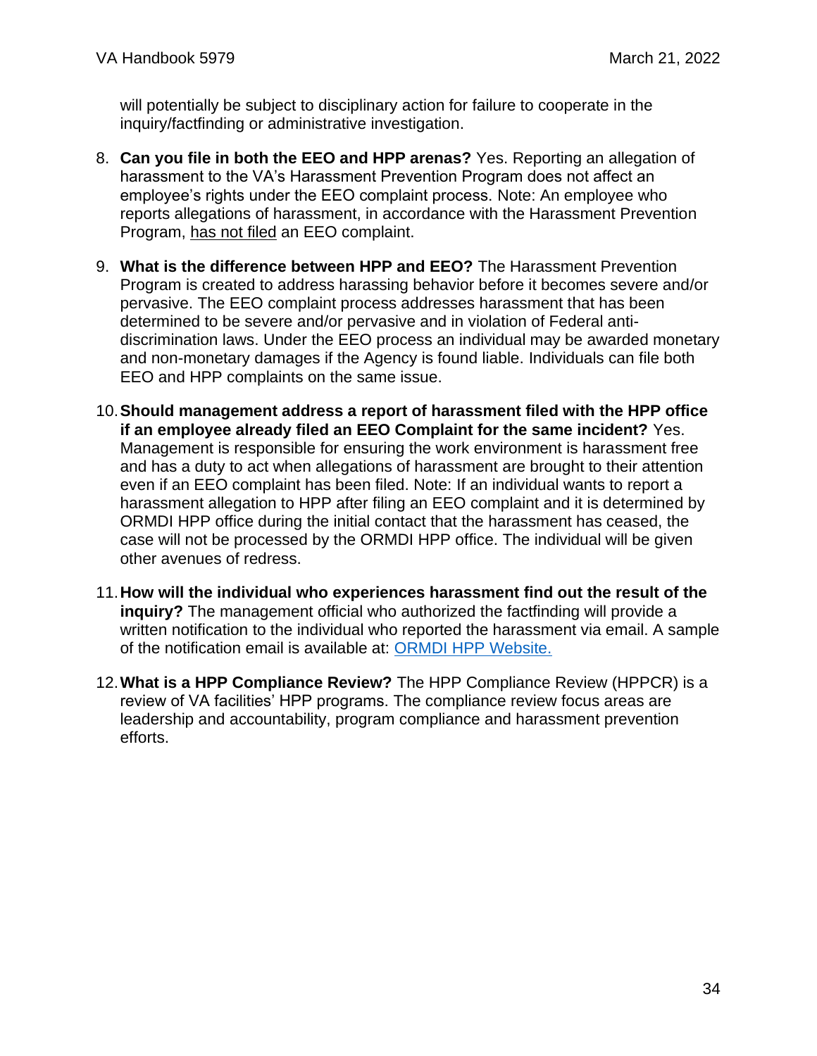will potentially be subject to disciplinary action for failure to cooperate in the inquiry/factfinding or administrative investigation.

8. **Can you file in both the EEO and HPP arenas?** Yes. Reporting an allegation of harassment to the VA's Harassment Prevention Program does not affect an employee's rights under the EEO complaint process. Note: An employee who reports allegations of harassment, in accordance with the Harassment Prevention Program, <u>has not filed</u> an EEO complaint.

9. **What is the difference between HPP and EEO?** The Harassment Prevention Program is created to address harassing behavior before it becomes severe and/or pervasive. The EEO complaint process addresses harassment that has been determined to be severe and/or pervasive and in violation of Federal anti-discrimination laws. Under the EEO process an individual may be awarded monetary and non-monetary damages if the Agency is found liable. Individuals can file both EEO and HPP complaints on the same issue.

10. **Should management address a report of harassment filed with the HPP office if an employee already filed an EEO Complaint for the same incident?** Yes. Management is responsible for ensuring the work environment is harassment free and has a duty to act when allegations of harassment are brought to their attention even if an EEO complaint has been filed. Note: If an individual wants to report a harassment allegation to HPP after filing an EEO complaint and it is determined by ORMDI HPP office during the initial contact that the harassment has ceased, the case will not be processed by the ORMDI HPP office. The individual will be given other avenues of redress.

11. **How will the individual who experiences harassment find out the result of the inquiry?** The management official who authorized the factfinding will provide a written notification to the individual who reported the harassment via email. A sample of the notification email is available at: [ORMDI HPP Website.]()

12. **What is a HPP Compliance Review?** The HPP Compliance Review (HPPCR) is a review of VA facilities' HPP programs. The compliance review focus areas are leadership and accountability, program compliance and harassment prevention efforts.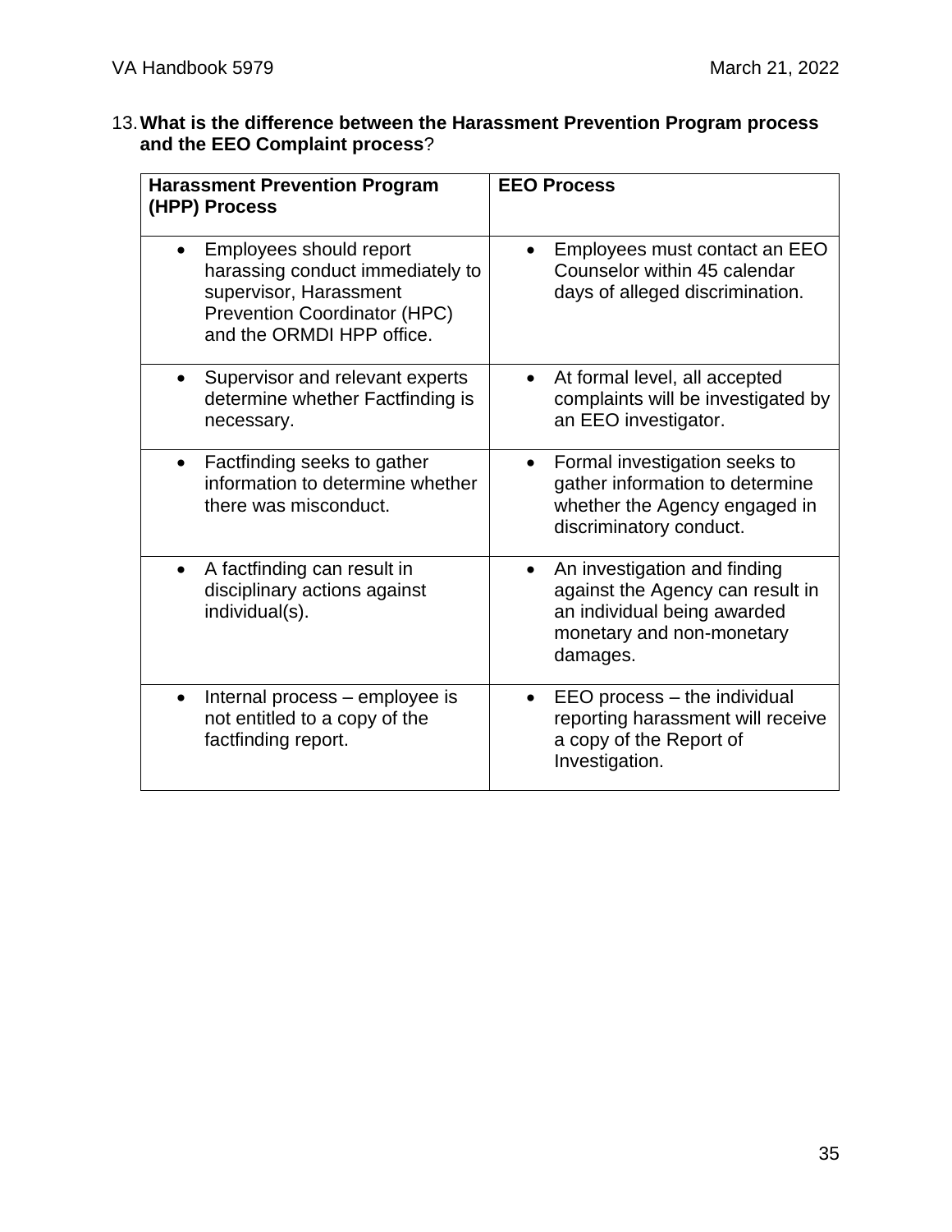13. **What is the difference between the Harassment Prevention Program process and the EEO Complaint process**?

| Harassment Prevention Program (HPP) Process | EEO Process |
|---|---|
| • Employees should report harassing conduct immediately to supervisor, Harassment Prevention Coordinator (HPC) and the ORMDI HPP office. | • Employees must contact an EEO Counselor within 45 calendar days of alleged discrimination. |
| • Supervisor and relevant experts determine whether Factfinding is necessary. | • At formal level, all accepted complaints will be investigated by an EEO investigator. |
| • Factfinding seeks to gather information to determine whether there was misconduct. | • Formal investigation seeks to gather information to determine whether the Agency engaged in discriminatory conduct. |
| • A factfinding can result in disciplinary actions against individual(s). | • An investigation and finding against the Agency can result in an individual being awarded monetary and non-monetary damages. |
| • Internal process – employee is not entitled to a copy of the factfinding report. | • EEO process – the individual reporting harassment will receive a copy of the Report of Investigation. |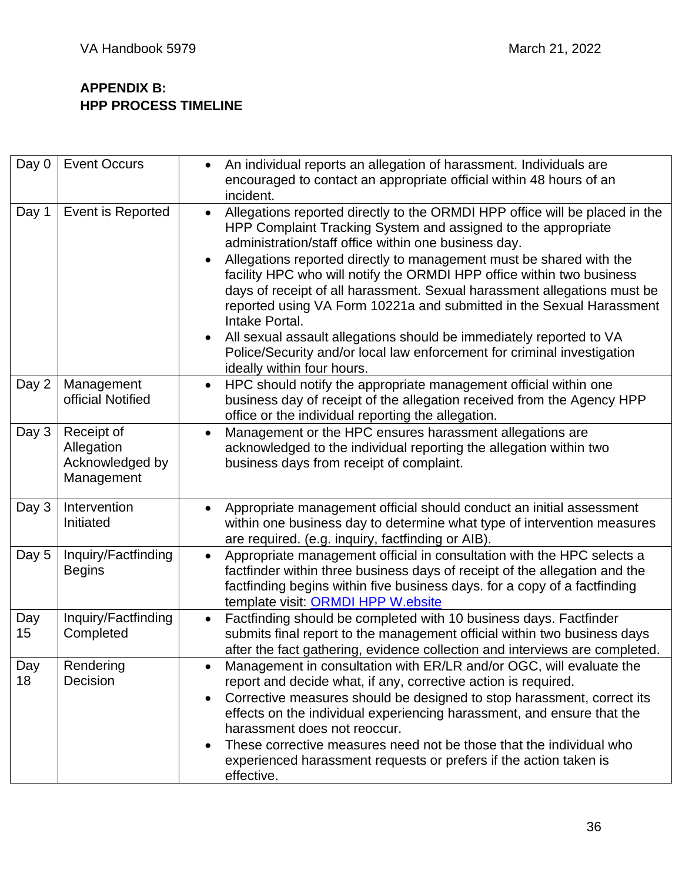## APPENDIX B:
## HPP PROCESS TIMELINE

| | | |
|---|---|---|
| Day 0 | Event Occurs | • An individual reports an allegation of harassment. Individuals are encouraged to contact an appropriate official within 48 hours of an incident. |
| Day 1 | Event is Reported | • Allegations reported directly to the ORMDI HPP office will be placed in the HPP Complaint Tracking System and assigned to the appropriate administration/staff office within one business day.<br>• Allegations reported directly to management must be shared with the facility HPC who will notify the ORMDI HPP office within two business days of receipt of all harassment. Sexual harassment allegations must be reported using VA Form 10221a and submitted in the Sexual Harassment Intake Portal.<br>• All sexual assault allegations should be immediately reported to VA Police/Security and/or local law enforcement for criminal investigation ideally within four hours. |
| Day 2 | Management official Notified | • HPC should notify the appropriate management official within one business day of receipt of the allegation received from the Agency HPP office or the individual reporting the allegation. |
| Day 3 | Receipt of Allegation Acknowledged by Management | • Management or the HPC ensures harassment allegations are acknowledged to the individual reporting the allegation within two business days from receipt of complaint. |
| Day 3 | Intervention Initiated | • Appropriate management official should conduct an initial assessment within one business day to determine what type of intervention measures are required. (e.g. inquiry, factfinding or AIB). |
| Day 5 | Inquiry/Factfinding Begins | • Appropriate management official in consultation with the HPC selects a factfinder within three business days of receipt of the allegation and the factfinding begins within five business days. for a copy of a factfinding template visit: ORMDI HPP W.ebsite |
| Day 15 | Inquiry/Factfinding Completed | • Factfinding should be completed with 10 business days. Factfinder submits final report to the management official within two business days after the fact gathering, evidence collection and interviews are completed. |
| Day 18 | Rendering Decision | • Management in consultation with ER/LR and/or OGC, will evaluate the report and decide what, if any, corrective action is required.<br>• Corrective measures should be designed to stop harassment, correct its effects on the individual experiencing harassment, and ensure that the harassment does not reoccur.<br>• These corrective measures need not be those that the individual who experienced harassment requests or prefers if the action taken is effective. |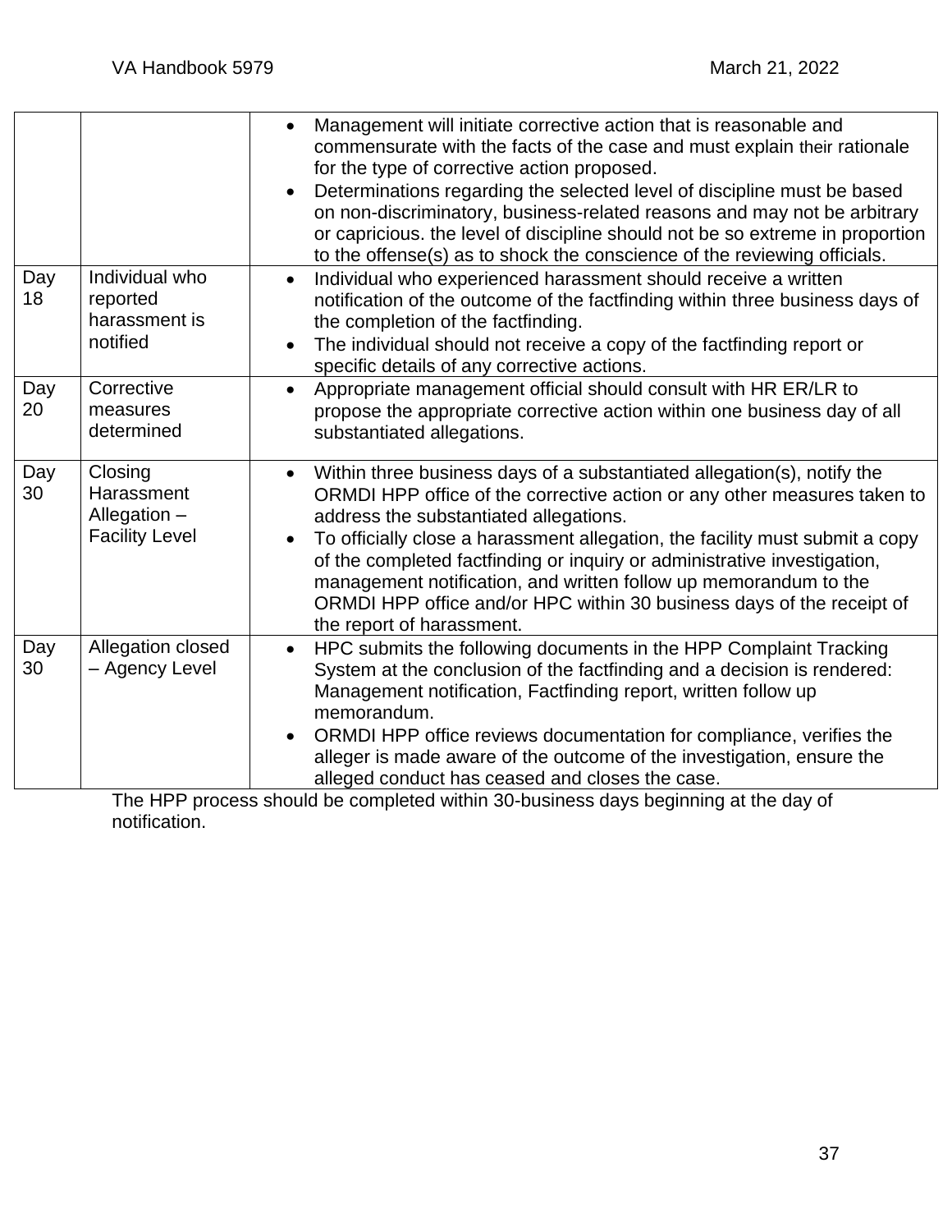| | | |
|---|---|---|
| | | • Management will initiate corrective action that is reasonable and commensurate with the facts of the case and must explain their rationale for the type of corrective action proposed.<br>• Determinations regarding the selected level of discipline must be based on non-discriminatory, business-related reasons and may not be arbitrary or capricious. the level of discipline should not be so extreme in proportion to the offense(s) as to shock the conscience of the reviewing officials. |
| Day 18 | Individual who reported harassment is notified | • Individual who experienced harassment should receive a written notification of the outcome of the factfinding within three business days of the completion of the factfinding.<br>• The individual should not receive a copy of the factfinding report or specific details of any corrective actions. |
| Day 20 | Corrective measures determined | • Appropriate management official should consult with HR ER/LR to propose the appropriate corrective action within one business day of all substantiated allegations. |
| Day 30 | Closing Harassment Allegation – Facility Level | • Within three business days of a substantiated allegation(s), notify the ORMDI HPP office of the corrective action or any other measures taken to address the substantiated allegations.<br>• To officially close a harassment allegation, the facility must submit a copy of the completed factfinding or inquiry or administrative investigation, management notification, and written follow up memorandum to the ORMDI HPP office and/or HPC within 30 business days of the receipt of the report of harassment. |
| Day 30 | Allegation closed – Agency Level | • HPC submits the following documents in the HPP Complaint Tracking System at the conclusion of the factfinding and a decision is rendered: Management notification, Factfinding report, written follow up memorandum.<br>• ORMDI HPP office reviews documentation for compliance, verifies the alleger is made aware of the outcome of the investigation, ensure the alleged conduct has ceased and closes the case. |

The HPP process should be completed within 30-business days beginning at the day of notification.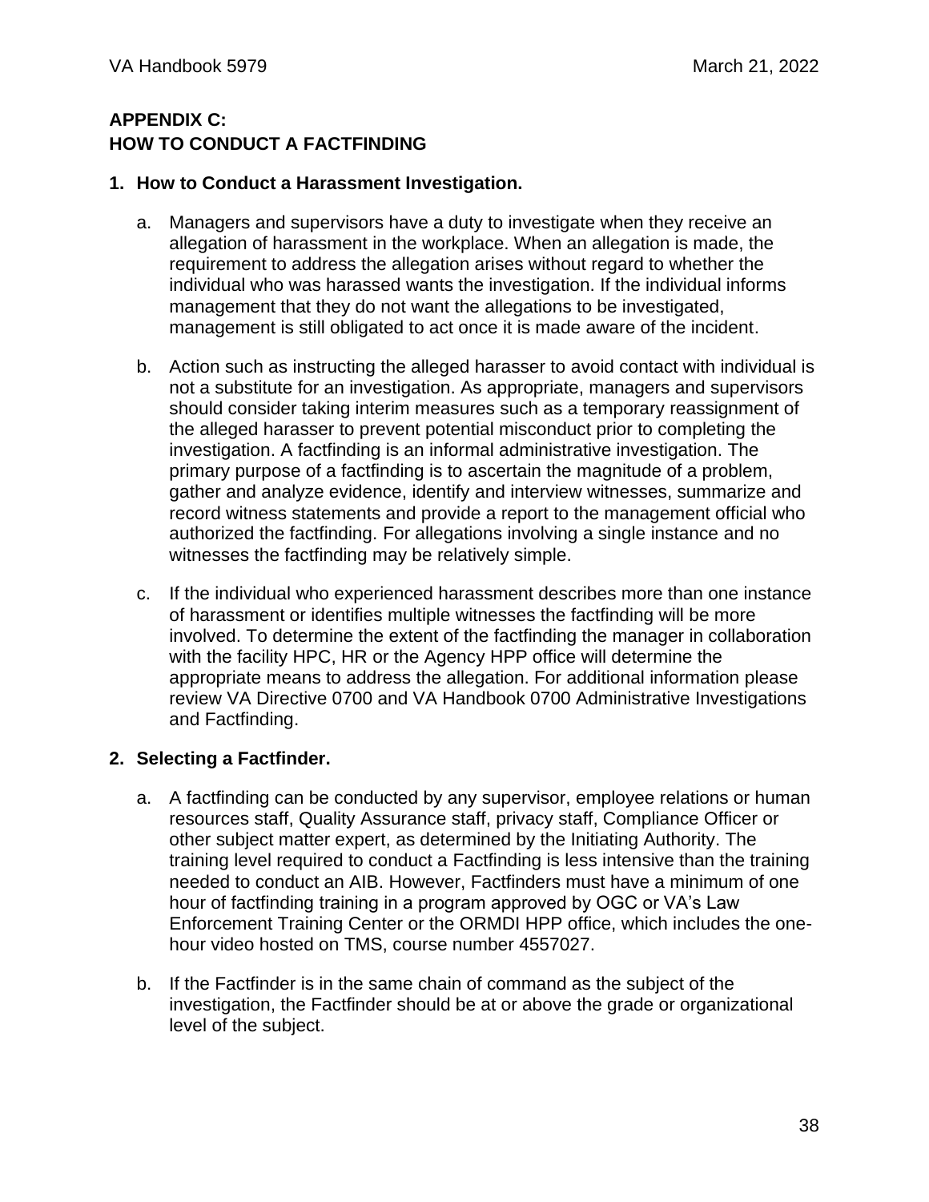## APPENDIX C: HOW TO CONDUCT A FACTFINDING

### 1. How to Conduct a Harassment Investigation.

a. Managers and supervisors have a duty to investigate when they receive an allegation of harassment in the workplace. When an allegation is made, the requirement to address the allegation arises without regard to whether the individual who was harassed wants the investigation. If the individual informs management that they do not want the allegations to be investigated, management is still obligated to act once it is made aware of the incident.

b. Action such as instructing the alleged harasser to avoid contact with individual is not a substitute for an investigation. As appropriate, managers and supervisors should consider taking interim measures such as a temporary reassignment of the alleged harasser to prevent potential misconduct prior to completing the investigation. A factfinding is an informal administrative investigation. The primary purpose of a factfinding is to ascertain the magnitude of a problem, gather and analyze evidence, identify and interview witnesses, summarize and record witness statements and provide a report to the management official who authorized the factfinding. For allegations involving a single instance and no witnesses the factfinding may be relatively simple.

c. If the individual who experienced harassment describes more than one instance of harassment or identifies multiple witnesses the factfinding will be more involved. To determine the extent of the factfinding the manager in collaboration with the facility HPC, HR or the Agency HPP office will determine the appropriate means to address the allegation. For additional information please review VA Directive 0700 and VA Handbook 0700 Administrative Investigations and Factfinding.

### 2. Selecting a Factfinder.

a. A factfinding can be conducted by any supervisor, employee relations or human resources staff, Quality Assurance staff, privacy staff, Compliance Officer or other subject matter expert, as determined by the Initiating Authority. The training level required to conduct a Factfinding is less intensive than the training needed to conduct an AIB. However, Factfinders must have a minimum of one hour of factfinding training in a program approved by OGC or VA's Law Enforcement Training Center or the ORMDI HPP office, which includes the one-hour video hosted on TMS, course number 4557027.

b. If the Factfinder is in the same chain of command as the subject of the investigation, the Factfinder should be at or above the grade or organizational level of the subject.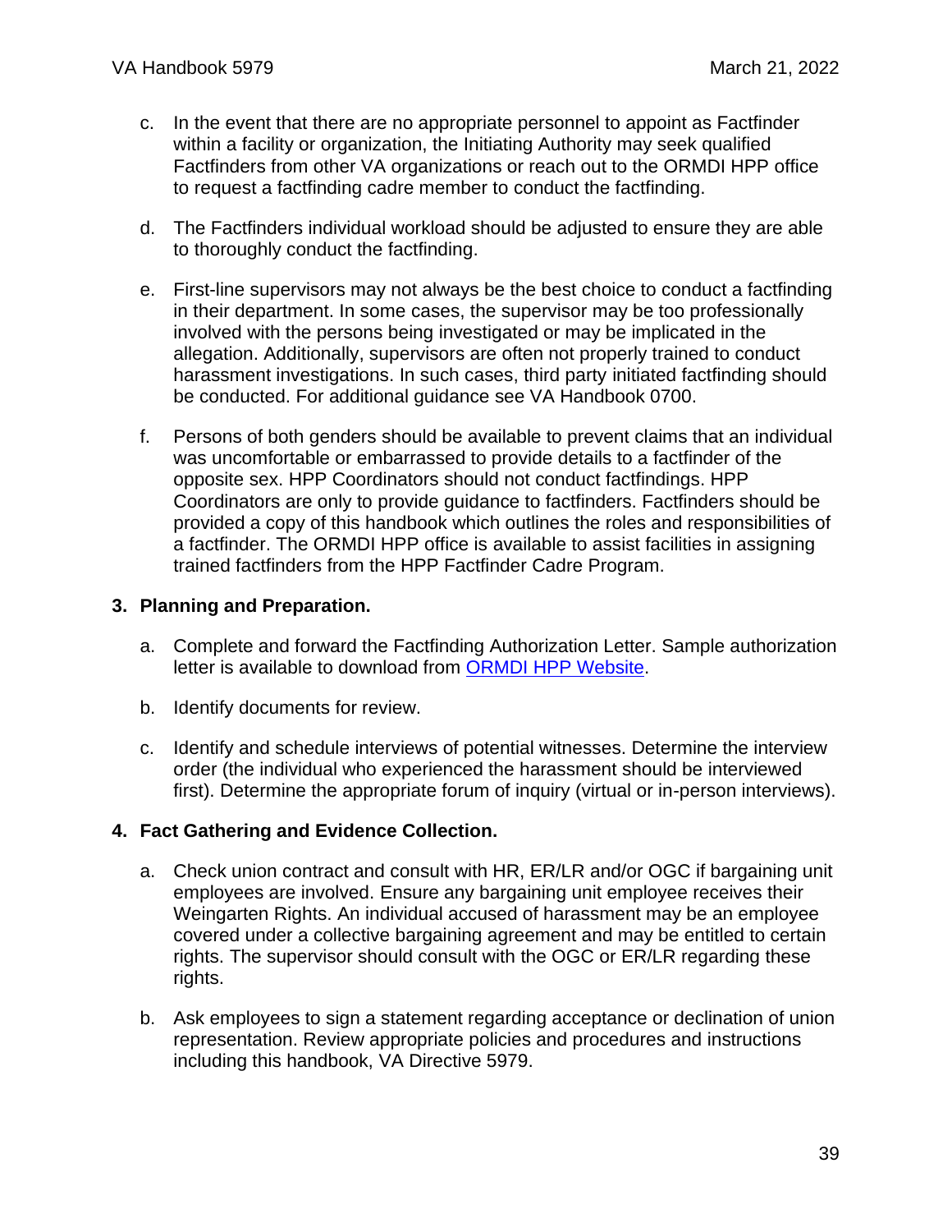c. In the event that there are no appropriate personnel to appoint as Factfinder within a facility or organization, the Initiating Authority may seek qualified Factfinders from other VA organizations or reach out to the ORMDI HPP office to request a factfinding cadre member to conduct the factfinding.

d. The Factfinders individual workload should be adjusted to ensure they are able to thoroughly conduct the factfinding.

e. First-line supervisors may not always be the best choice to conduct a factfinding in their department. In some cases, the supervisor may be too professionally involved with the persons being investigated or may be implicated in the allegation. Additionally, supervisors are often not properly trained to conduct harassment investigations. In such cases, third party initiated factfinding should be conducted. For additional guidance see VA Handbook 0700.

f. Persons of both genders should be available to prevent claims that an individual was uncomfortable or embarrassed to provide details to a factfinder of the opposite sex. HPP Coordinators should not conduct factfindings. HPP Coordinators are only to provide guidance to factfinders. Factfinders should be provided a copy of this handbook which outlines the roles and responsibilities of a factfinder. The ORMDI HPP office is available to assist facilities in assigning trained factfinders from the HPP Factfinder Cadre Program.

**3. Planning and Preparation.**

a. Complete and forward the Factfinding Authorization Letter. Sample authorization letter is available to download from ORMDI HPP Website.

b. Identify documents for review.

c. Identify and schedule interviews of potential witnesses. Determine the interview order (the individual who experienced the harassment should be interviewed first). Determine the appropriate forum of inquiry (virtual or in-person interviews).

**4. Fact Gathering and Evidence Collection.**

a. Check union contract and consult with HR, ER/LR and/or OGC if bargaining unit employees are involved. Ensure any bargaining unit employee receives their Weingarten Rights. An individual accused of harassment may be an employee covered under a collective bargaining agreement and may be entitled to certain rights. The supervisor should consult with the OGC or ER/LR regarding these rights.

b. Ask employees to sign a statement regarding acceptance or declination of union representation. Review appropriate policies and procedures and instructions including this handbook, VA Directive 5979.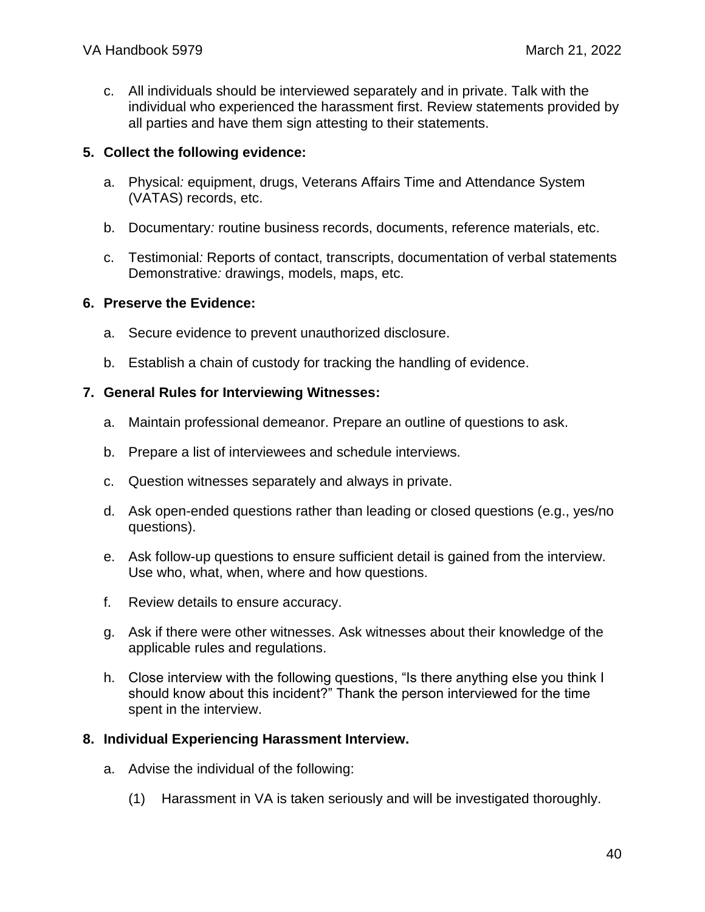c. All individuals should be interviewed separately and in private. Talk with the individual who experienced the harassment first. Review statements provided by all parties and have them sign attesting to their statements.

**5. Collect the following evidence:**

a. Physical*:* equipment, drugs, Veterans Affairs Time and Attendance System (VATAS) records, etc.

b. Documentary*:* routine business records, documents, reference materials, etc.

c. Testimonial*:* Reports of contact, transcripts, documentation of verbal statements Demonstrative*:* drawings, models, maps, etc.

**6. Preserve the Evidence:**

a. Secure evidence to prevent unauthorized disclosure.

b. Establish a chain of custody for tracking the handling of evidence.

**7. General Rules for Interviewing Witnesses:**

a. Maintain professional demeanor. Prepare an outline of questions to ask.

b. Prepare a list of interviewees and schedule interviews.

c. Question witnesses separately and always in private.

d. Ask open-ended questions rather than leading or closed questions (e.g., yes/no questions).

e. Ask follow-up questions to ensure sufficient detail is gained from the interview. Use who, what, when, where and how questions.

f. Review details to ensure accuracy.

g. Ask if there were other witnesses. Ask witnesses about their knowledge of the applicable rules and regulations.

h. Close interview with the following questions, "Is there anything else you think I should know about this incident?" Thank the person interviewed for the time spent in the interview.

**8. Individual Experiencing Harassment Interview.**

a. Advise the individual of the following:

(1) Harassment in VA is taken seriously and will be investigated thoroughly.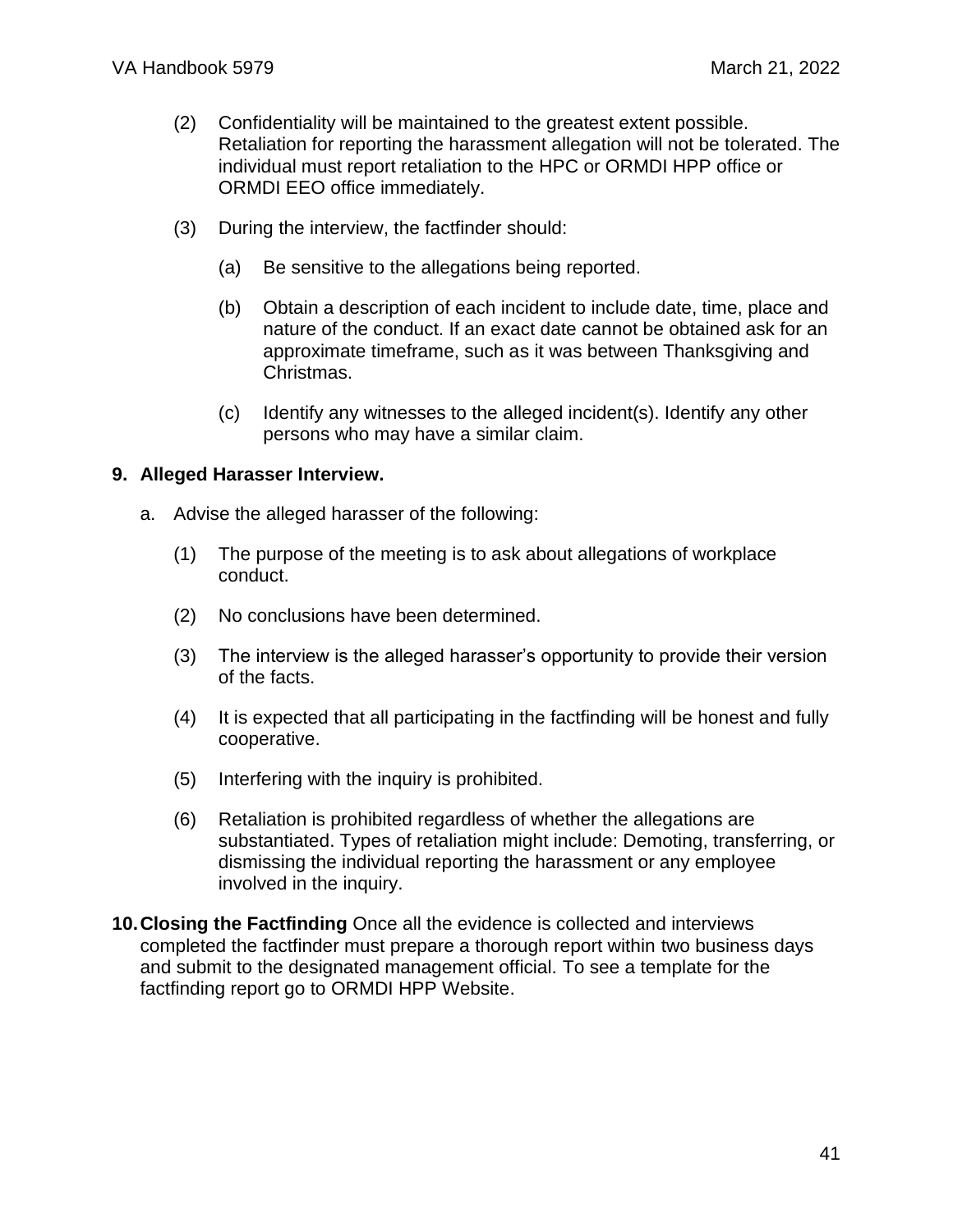(2) Confidentiality will be maintained to the greatest extent possible. Retaliation for reporting the harassment allegation will not be tolerated. The individual must report retaliation to the HPC or ORMDI HPP office or ORMDI EEO office immediately.

(3) During the interview, the factfinder should:

(a) Be sensitive to the allegations being reported.

(b) Obtain a description of each incident to include date, time, place and nature of the conduct. If an exact date cannot be obtained ask for an approximate timeframe, such as it was between Thanksgiving and Christmas.

(c) Identify any witnesses to the alleged incident(s). Identify any other persons who may have a similar claim.

**9. Alleged Harasser Interview.**

a. Advise the alleged harasser of the following:

(1) The purpose of the meeting is to ask about allegations of workplace conduct.

(2) No conclusions have been determined.

(3) The interview is the alleged harasser's opportunity to provide their version of the facts.

(4) It is expected that all participating in the factfinding will be honest and fully cooperative.

(5) Interfering with the inquiry is prohibited.

(6) Retaliation is prohibited regardless of whether the allegations are substantiated. Types of retaliation might include: Demoting, transferring, or dismissing the individual reporting the harassment or any employee involved in the inquiry.

**10. Closing the Factfinding** Once all the evidence is collected and interviews completed the factfinder must prepare a thorough report within two business days and submit to the designated management official. To see a template for the factfinding report go to ORMDI HPP Website.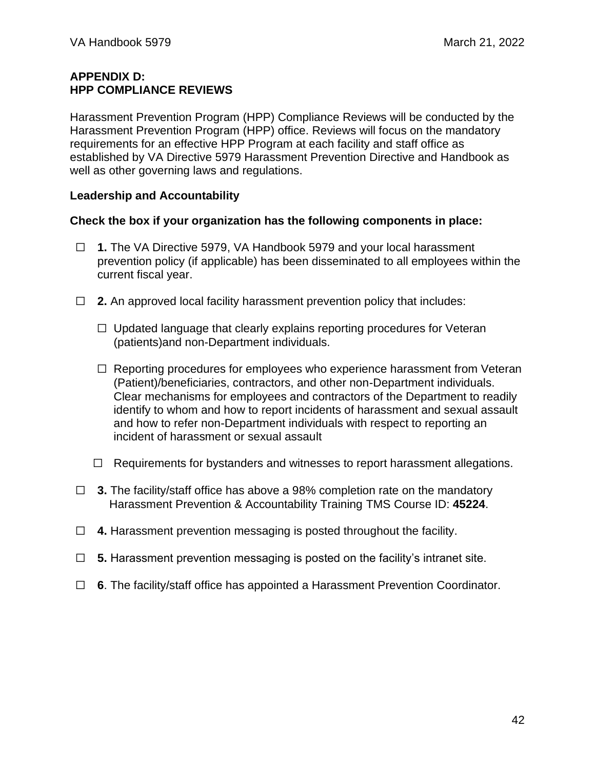# APPENDIX D:
# HPP COMPLIANCE REVIEWS

Harassment Prevention Program (HPP) Compliance Reviews will be conducted by the Harassment Prevention Program (HPP) office. Reviews will focus on the mandatory requirements for an effective HPP Program at each facility and staff office as established by VA Directive 5979 Harassment Prevention Directive and Handbook as well as other governing laws and regulations.

**Leadership and Accountability**

**Check the box if your organization has the following components in place:**

- ☐ **1.** The VA Directive 5979, VA Handbook 5979 and your local harassment prevention policy (if applicable) has been disseminated to all employees within the current fiscal year.

- ☐ **2.** An approved local facility harassment prevention policy that includes:

  - ☐ Updated language that clearly explains reporting procedures for Veteran (patients)and non-Department individuals.

  - ☐ Reporting procedures for employees who experience harassment from Veteran (Patient)/beneficiaries, contractors, and other non-Department individuals. Clear mechanisms for employees and contractors of the Department to readily identify to whom and how to report incidents of harassment and sexual assault and how to refer non-Department individuals with respect to reporting an incident of harassment or sexual assault

  - ☐ Requirements for bystanders and witnesses to report harassment allegations.

- ☐ **3.** The facility/staff office has above a 98% completion rate on the mandatory Harassment Prevention & Accountability Training TMS Course ID: **45224**.

- ☐ **4.** Harassment prevention messaging is posted throughout the facility.

- ☐ **5.** Harassment prevention messaging is posted on the facility's intranet site.

- ☐ **6**. The facility/staff office has appointed a Harassment Prevention Coordinator.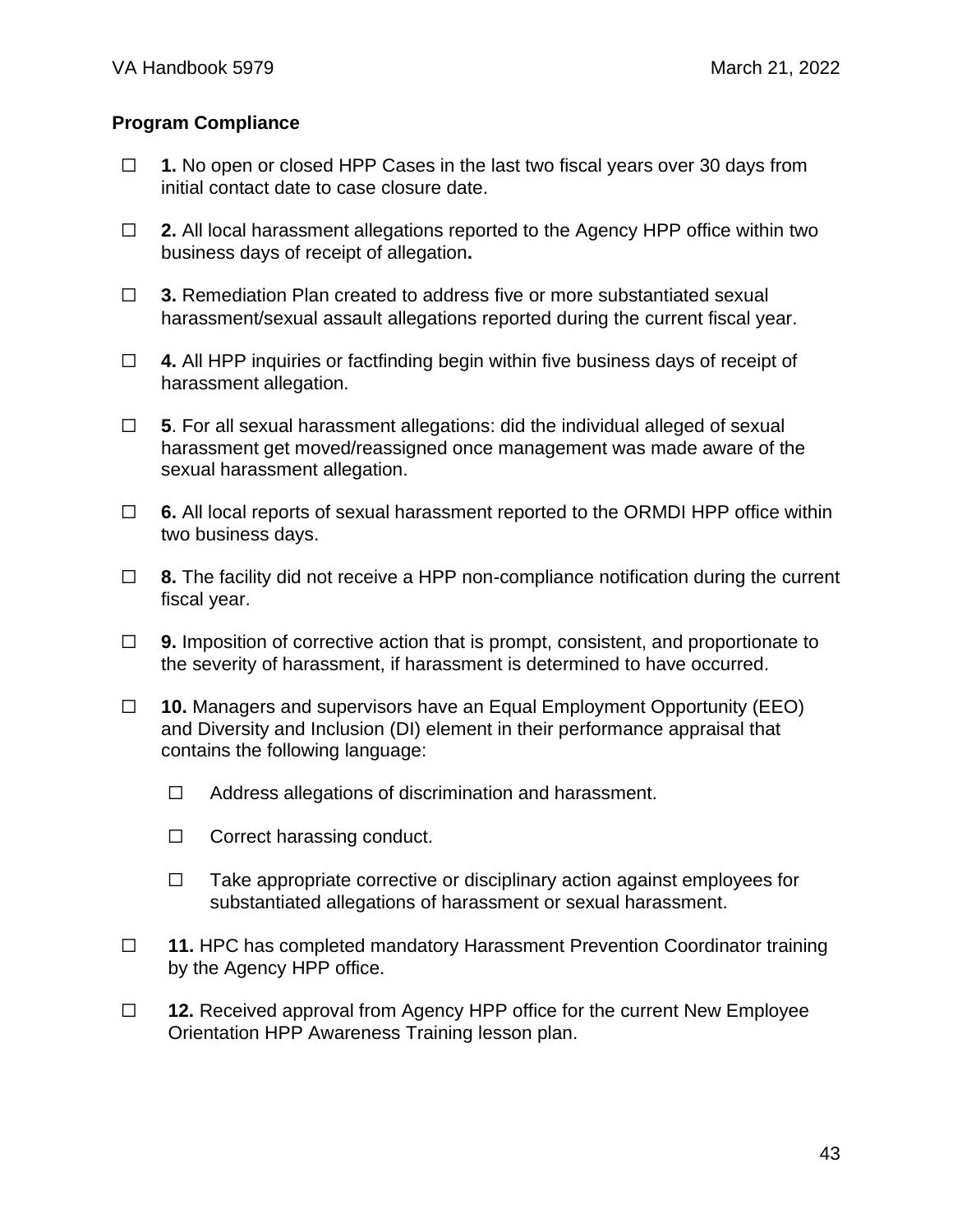**Program Compliance**

☐ **1.** No open or closed HPP Cases in the last two fiscal years over 30 days from initial contact date to case closure date.

☐ **2.** All local harassment allegations reported to the Agency HPP office within two business days of receipt of allegation**.**

☐ **3.** Remediation Plan created to address five or more substantiated sexual harassment/sexual assault allegations reported during the current fiscal year.

☐ **4.** All HPP inquiries or factfinding begin within five business days of receipt of harassment allegation.

☐ **5**. For all sexual harassment allegations: did the individual alleged of sexual harassment get moved/reassigned once management was made aware of the sexual harassment allegation.

☐ **6.** All local reports of sexual harassment reported to the ORMDI HPP office within two business days.

☐ **8.** The facility did not receive a HPP non-compliance notification during the current fiscal year.

☐ **9.** Imposition of corrective action that is prompt, consistent, and proportionate to the severity of harassment, if harassment is determined to have occurred.

☐ **10.** Managers and supervisors have an Equal Employment Opportunity (EEO) and Diversity and Inclusion (DI) element in their performance appraisal that contains the following language:

- ☐ Address allegations of discrimination and harassment.
- ☐ Correct harassing conduct.
- ☐ Take appropriate corrective or disciplinary action against employees for substantiated allegations of harassment or sexual harassment.

☐ **11.** HPC has completed mandatory Harassment Prevention Coordinator training by the Agency HPP office.

☐ **12.** Received approval from Agency HPP office for the current New Employee Orientation HPP Awareness Training lesson plan.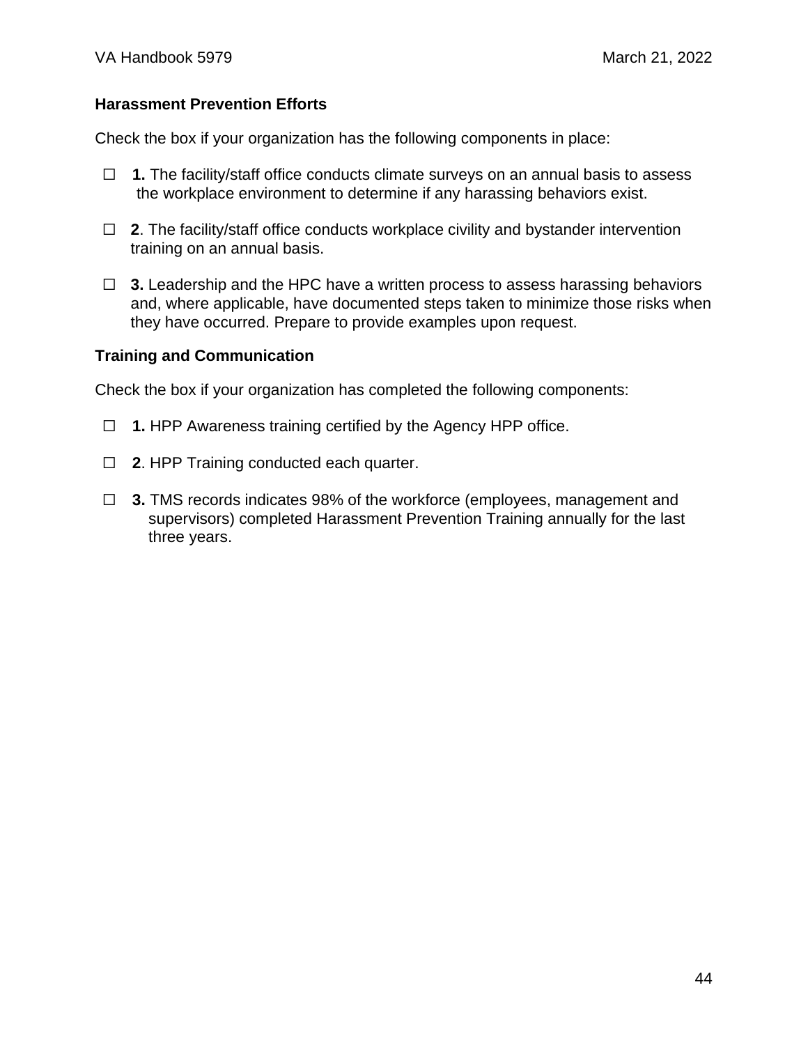**Harassment Prevention Efforts**

Check the box if your organization has the following components in place:

- ☐ **1.** The facility/staff office conducts climate surveys on an annual basis to assess the workplace environment to determine if any harassing behaviors exist.
- ☐ **2**. The facility/staff office conducts workplace civility and bystander intervention training on an annual basis.
- ☐ **3.** Leadership and the HPC have a written process to assess harassing behaviors and, where applicable, have documented steps taken to minimize those risks when they have occurred. Prepare to provide examples upon request.

**Training and Communication**

Check the box if your organization has completed the following components:

- ☐ **1.** HPP Awareness training certified by the Agency HPP office.
- ☐ **2**. HPP Training conducted each quarter.
- ☐ **3.** TMS records indicates 98% of the workforce (employees, management and supervisors) completed Harassment Prevention Training annually for the last three years.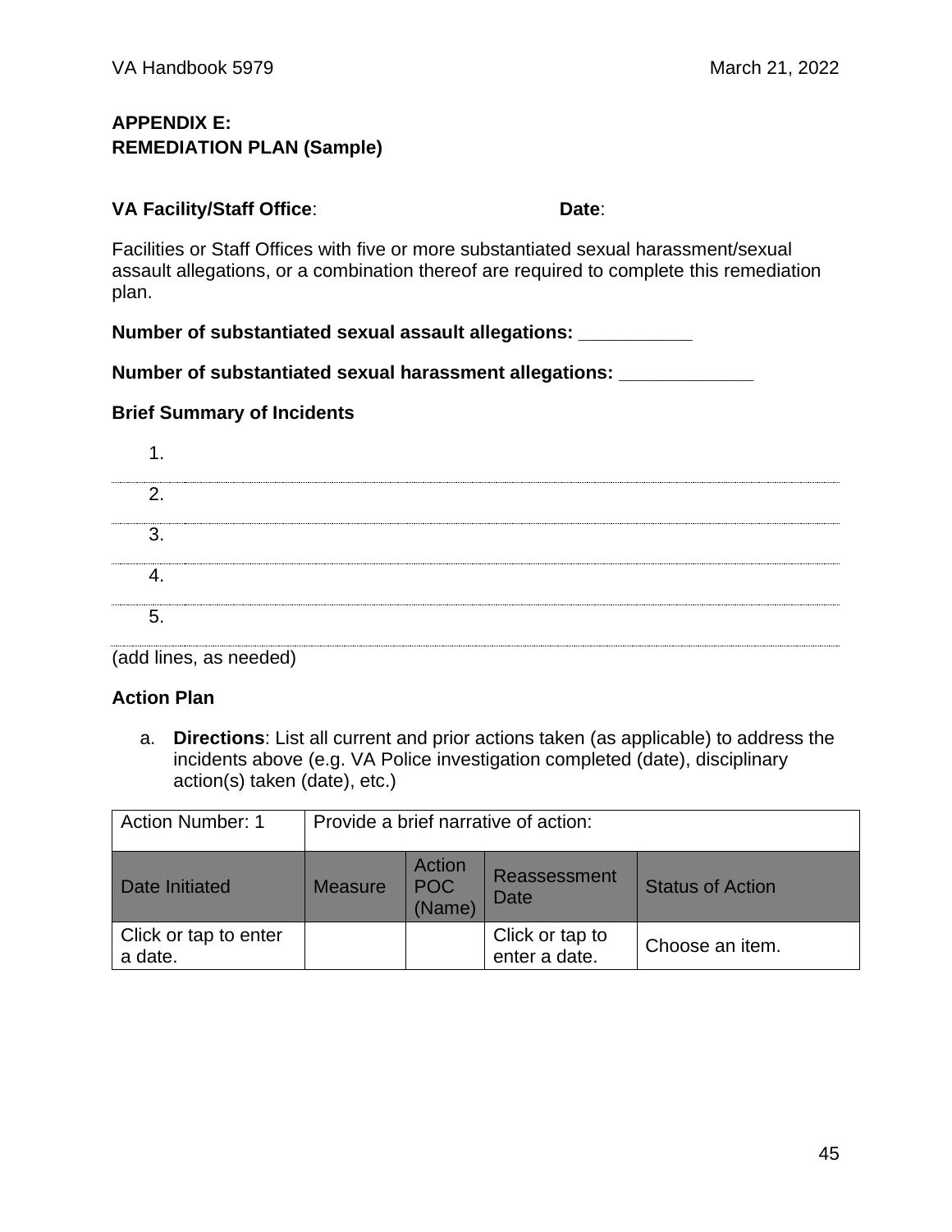**APPENDIX E:**
**REMEDIATION PLAN (Sample)**

**VA Facility/Staff Office**: **Date**:

Facilities or Staff Offices with five or more substantiated sexual harassment/sexual assault allegations, or a combination thereof are required to complete this remediation plan.

**Number of substantiated sexual assault allegations: ___________**

**Number of substantiated sexual harassment allegations: _____________**

**Brief Summary of Incidents**

1.
2.
3.
4.
5.

(add lines, as needed)

**Action Plan**

a. **Directions**: List all current and prior actions taken (as applicable) to address the incidents above (e.g. VA Police investigation completed (date), disciplinary action(s) taken (date), etc.)

| Action Number: 1 | Provide a brief narrative of action: | | | |
|---|---|---|---|---|
| Date Initiated | Measure | Action POC (Name) | Reassessment Date | Status of Action |
| Click or tap to enter a date. | | | Click or tap to enter a date. | Choose an item. |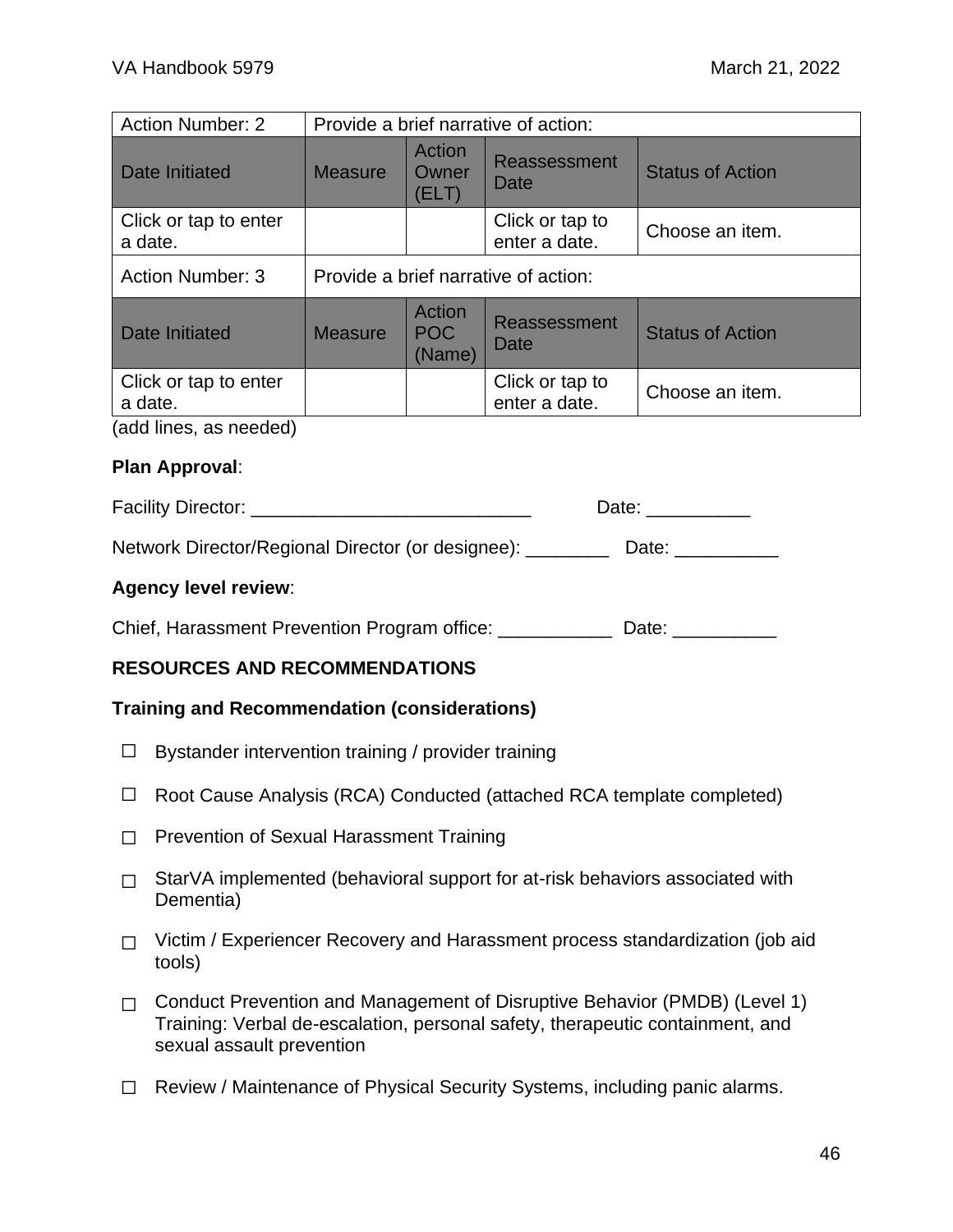| Action Number: 2 | Provide a brief narrative of action: | | | |
|---|---|---|---|---|
| Date Initiated | Measure | Action Owner (ELT) | Reassessment Date | Status of Action |
| Click or tap to enter a date. | | | Click or tap to enter a date. | Choose an item. |
| Action Number: 3 | Provide a brief narrative of action: | | | |
| Date Initiated | Measure | Action POC (Name) | Reassessment Date | Status of Action |
| Click or tap to enter a date. | | | Click or tap to enter a date. | Choose an item. |

(add lines, as needed)

**Plan Approval**:

Facility Director: ___________________________ Date: __________

Network Director/Regional Director (or designee): ________ Date: __________

**Agency level review**:

Chief, Harassment Prevention Program office: ___________ Date: __________

**RESOURCES AND RECOMMENDATIONS**

**Training and Recommendation (considerations)**

- ☐ Bystander intervention training / provider training
- ☐ Root Cause Analysis (RCA) Conducted (attached RCA template completed)
- ☐ Prevention of Sexual Harassment Training
- ☐ StarVA implemented (behavioral support for at-risk behaviors associated with Dementia)
- ☐ Victim / Experiencer Recovery and Harassment process standardization (job aid tools)
- ☐ Conduct Prevention and Management of Disruptive Behavior (PMDB) (Level 1) Training: Verbal de-escalation, personal safety, therapeutic containment, and sexual assault prevention
- ☐ Review / Maintenance of Physical Security Systems, including panic alarms.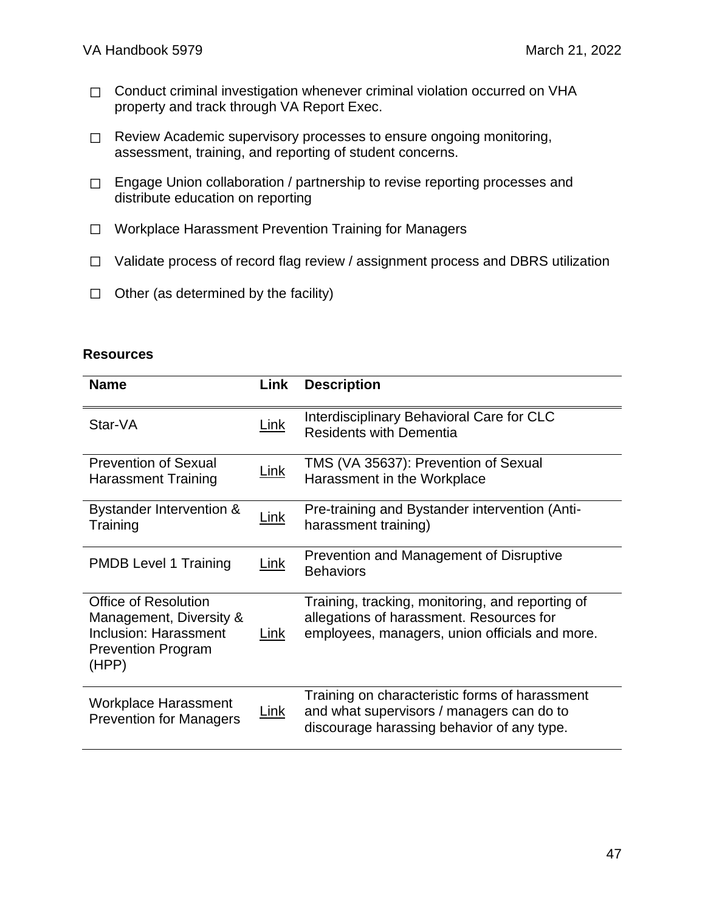- ☐ Conduct criminal investigation whenever criminal violation occurred on VHA property and track through VA Report Exec.
- ☐ Review Academic supervisory processes to ensure ongoing monitoring, assessment, training, and reporting of student concerns.
- ☐ Engage Union collaboration / partnership to revise reporting processes and distribute education on reporting
- ☐ Workplace Harassment Prevention Training for Managers
- ☐ Validate process of record flag review / assignment process and DBRS utilization
- ☐ Other (as determined by the facility)

**Resources**

| Name | Link | Description |
|---|---|---|
| Star-VA | Link | Interdisciplinary Behavioral Care for CLC Residents with Dementia |
| Prevention of Sexual Harassment Training | Link | TMS (VA 35637): Prevention of Sexual Harassment in the Workplace |
| Bystander Intervention & Training | Link | Pre-training and Bystander intervention (Anti-harassment training) |
| PMDB Level 1 Training | Link | Prevention and Management of Disruptive Behaviors |
| Office of Resolution Management, Diversity & Inclusion: Harassment Prevention Program (HPP) | Link | Training, tracking, monitoring, and reporting of allegations of harassment. Resources for employees, managers, union officials and more. |
| Workplace Harassment Prevention for Managers | Link | Training on characteristic forms of harassment and what supervisors / managers can do to discourage harassing behavior of any type. |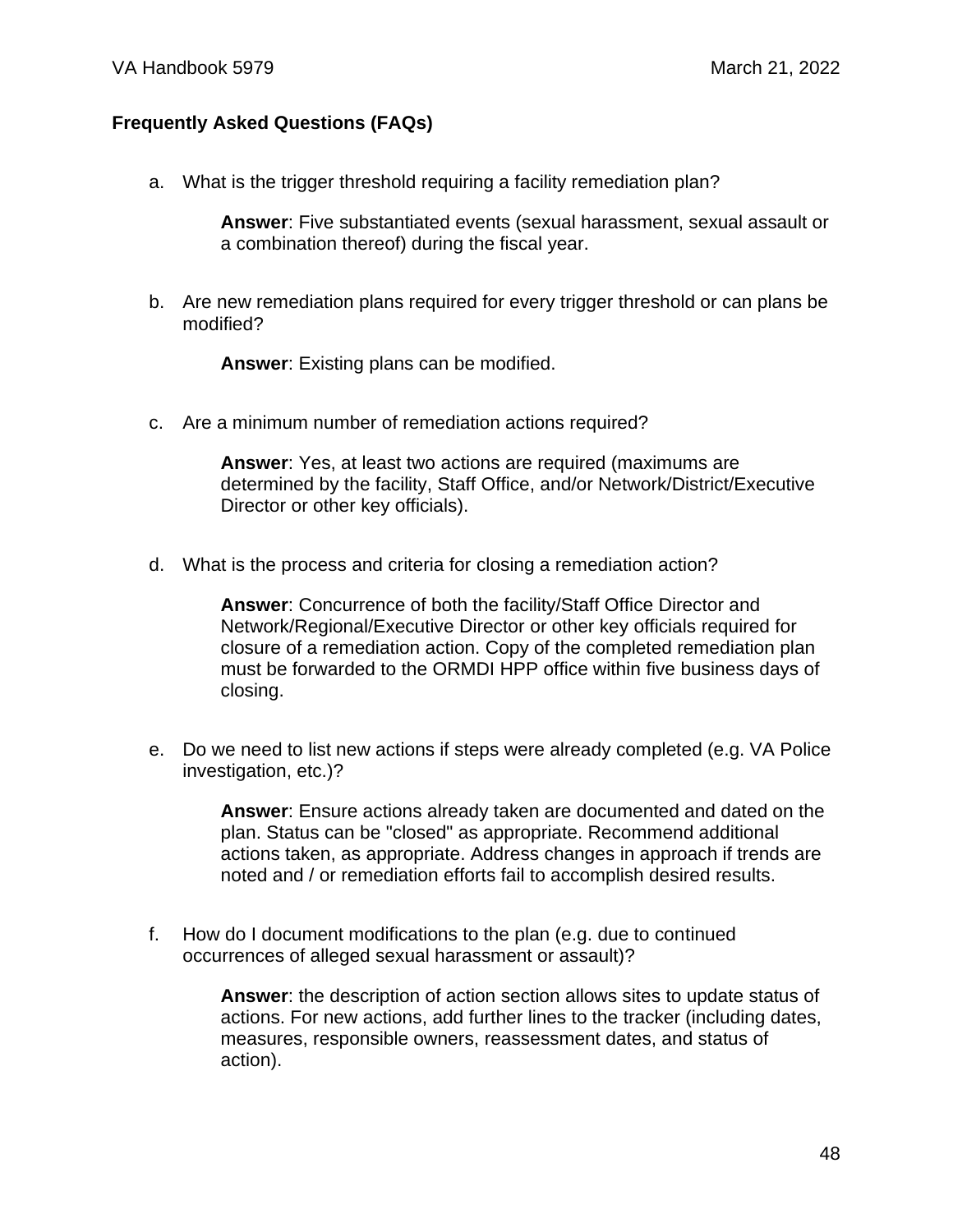## Frequently Asked Questions (FAQs)

a. What is the trigger threshold requiring a facility remediation plan?

   **Answer**: Five substantiated events (sexual harassment, sexual assault or a combination thereof) during the fiscal year.

b. Are new remediation plans required for every trigger threshold or can plans be modified?

   **Answer**: Existing plans can be modified.

c. Are a minimum number of remediation actions required?

   **Answer**: Yes, at least two actions are required (maximums are determined by the facility, Staff Office, and/or Network/District/Executive Director or other key officials).

d. What is the process and criteria for closing a remediation action?

   **Answer**: Concurrence of both the facility/Staff Office Director and Network/Regional/Executive Director or other key officials required for closure of a remediation action. Copy of the completed remediation plan must be forwarded to the ORMDI HPP office within five business days of closing.

e. Do we need to list new actions if steps were already completed (e.g. VA Police investigation, etc.)?

   **Answer**: Ensure actions already taken are documented and dated on the plan. Status can be "closed" as appropriate. Recommend additional actions taken, as appropriate. Address changes in approach if trends are noted and / or remediation efforts fail to accomplish desired results.

f. How do I document modifications to the plan (e.g. due to continued occurrences of alleged sexual harassment or assault)?

   **Answer**: the description of action section allows sites to update status of actions. For new actions, add further lines to the tracker (including dates, measures, responsible owners, reassessment dates, and status of action).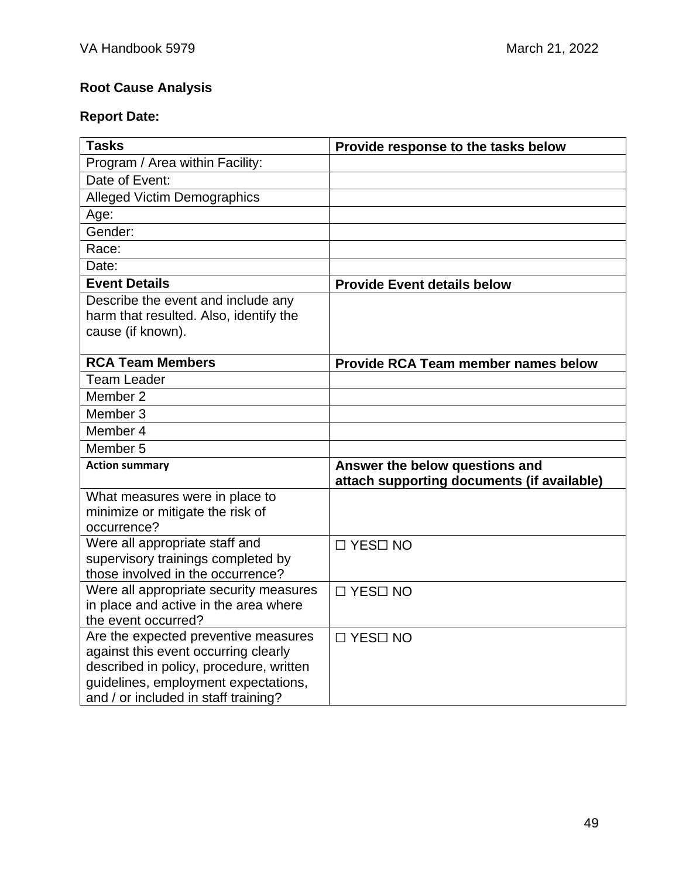**Root Cause Analysis**

**Report Date:**

| **Tasks** | **Provide response to the tasks below** |
|---|---|
| Program / Area within Facility: | |
| Date of Event: | |
| Alleged Victim Demographics | |
| Age: | |
| Gender: | |
| Race: | |
| Date: | |
| **Event Details** | **Provide Event details below** |
| Describe the event and include any harm that resulted. Also, identify the cause (if known). | |
| **RCA Team Members** | **Provide RCA Team member names below** |
| Team Leader | |
| Member 2 | |
| Member 3 | |
| Member 4 | |
| Member 5 | |
| **Action summary** | **Answer the below questions and attach supporting documents (if available)** |
| What measures were in place to minimize or mitigate the risk of occurrence? | |
| Were all appropriate staff and supervisory trainings completed by those involved in the occurrence? | ☐ YES☐ NO |
| Were all appropriate security measures in place and active in the area where the event occurred? | ☐ YES☐ NO |
| Are the expected preventive measures against this event occurring clearly described in policy, procedure, written guidelines, employment expectations, and / or included in staff training? | ☐ YES☐ NO |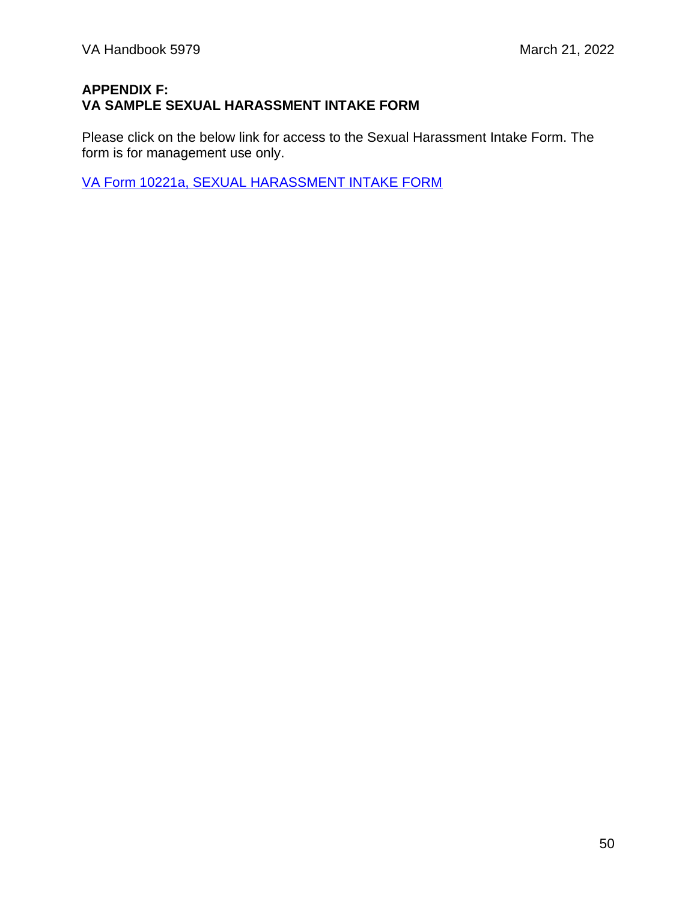## APPENDIX F:
## VA SAMPLE SEXUAL HARASSMENT INTAKE FORM

Please click on the below link for access to the Sexual Harassment Intake Form. The form is for management use only.

VA Form 10221a, SEXUAL HARASSMENT INTAKE FORM